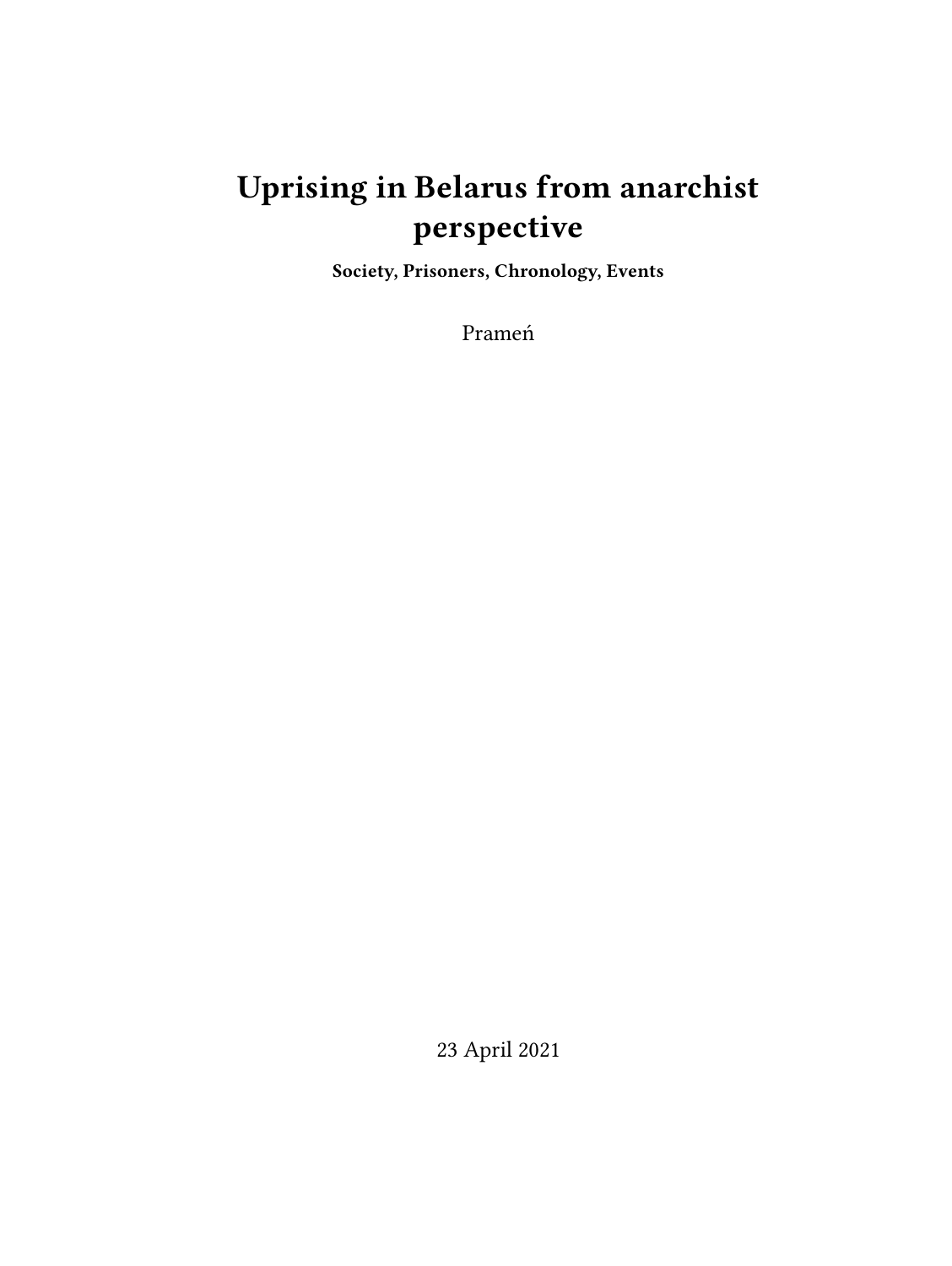# Uprising in Belarus from anarchist perspective

**Society, Prisoners, Chronology, Events**

Prameń

23 April 2021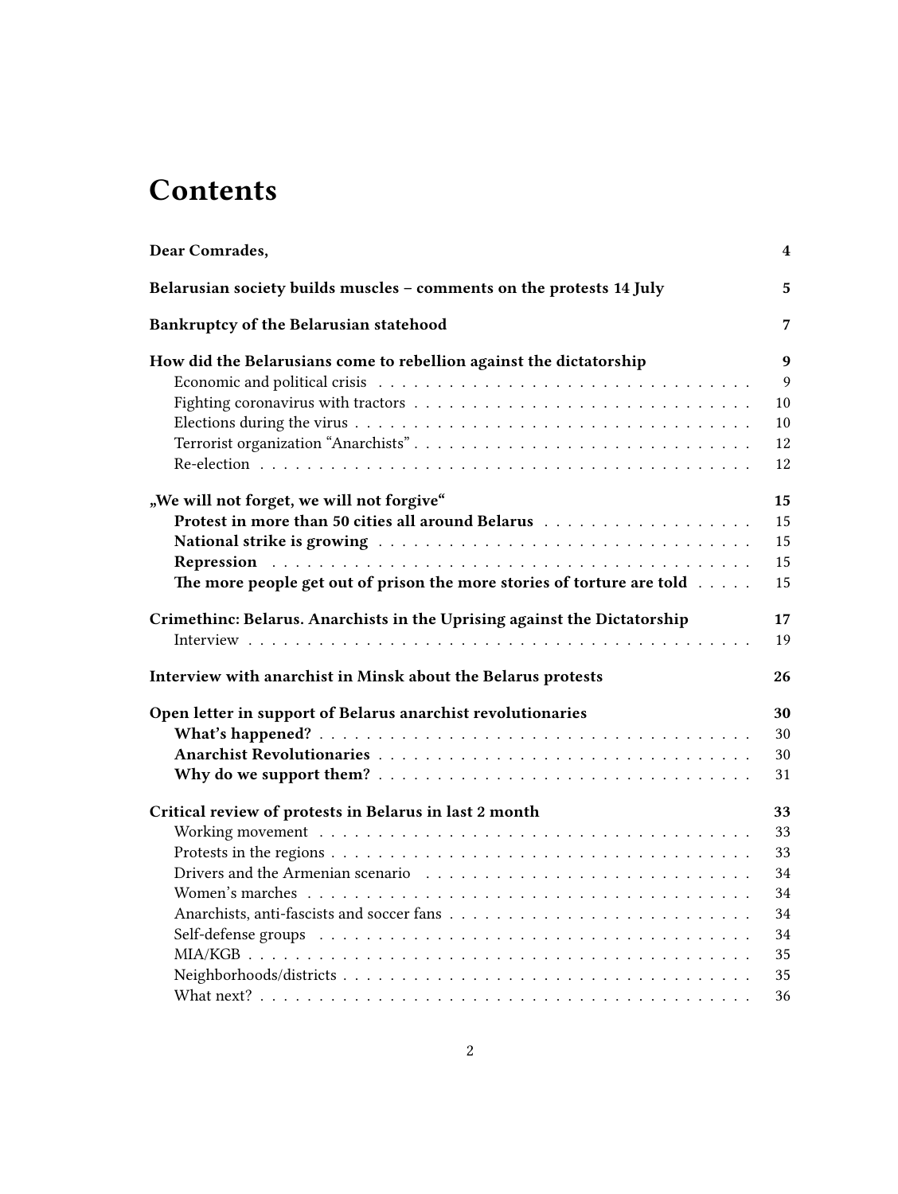# Contents

**Dear Comrades,** 4

**Belarusian society builds muscles – comments on the protests 14 July** 5

**Bankruptcy of the Belarusian statehood** 7

**How did the Belarusians come to rebellion against the dictatorship** 9
- Economic and political crisis 9
- Fighting coronavirus with tractors 10
- Elections during the virus 10
- Terrorist organization "Anarchists" 12
- Re-election 12

**„We will not forget, we will not forgive"** 15
- **Protest in more than 50 cities all around Belarus** 15
- **National strike is growing** 15
- **Repression** 15
- **The more people get out of prison the more stories of torture are told** 15

**Crimethinc: Belarus. Anarchists in the Uprising against the Dictatorship** 17
- Interview 19

**Interview with anarchist in Minsk about the Belarus protests** 26

**Open letter in support of Belarus anarchist revolutionaries** 30
- **What's happened?** 30
- **Anarchist Revolutionaries** 30
- **Why do we support them?** 31

**Critical review of protests in Belarus in last 2 month** 33
- Working movement 33
- Protests in the regions 33
- Drivers and the Armenian scenario 34
- Women's marches 34
- Anarchists, anti-fascists and soccer fans 34
- Self-defense groups 34
- MIA/KGB 35
- Neighborhoods/districts 35
- What next? 36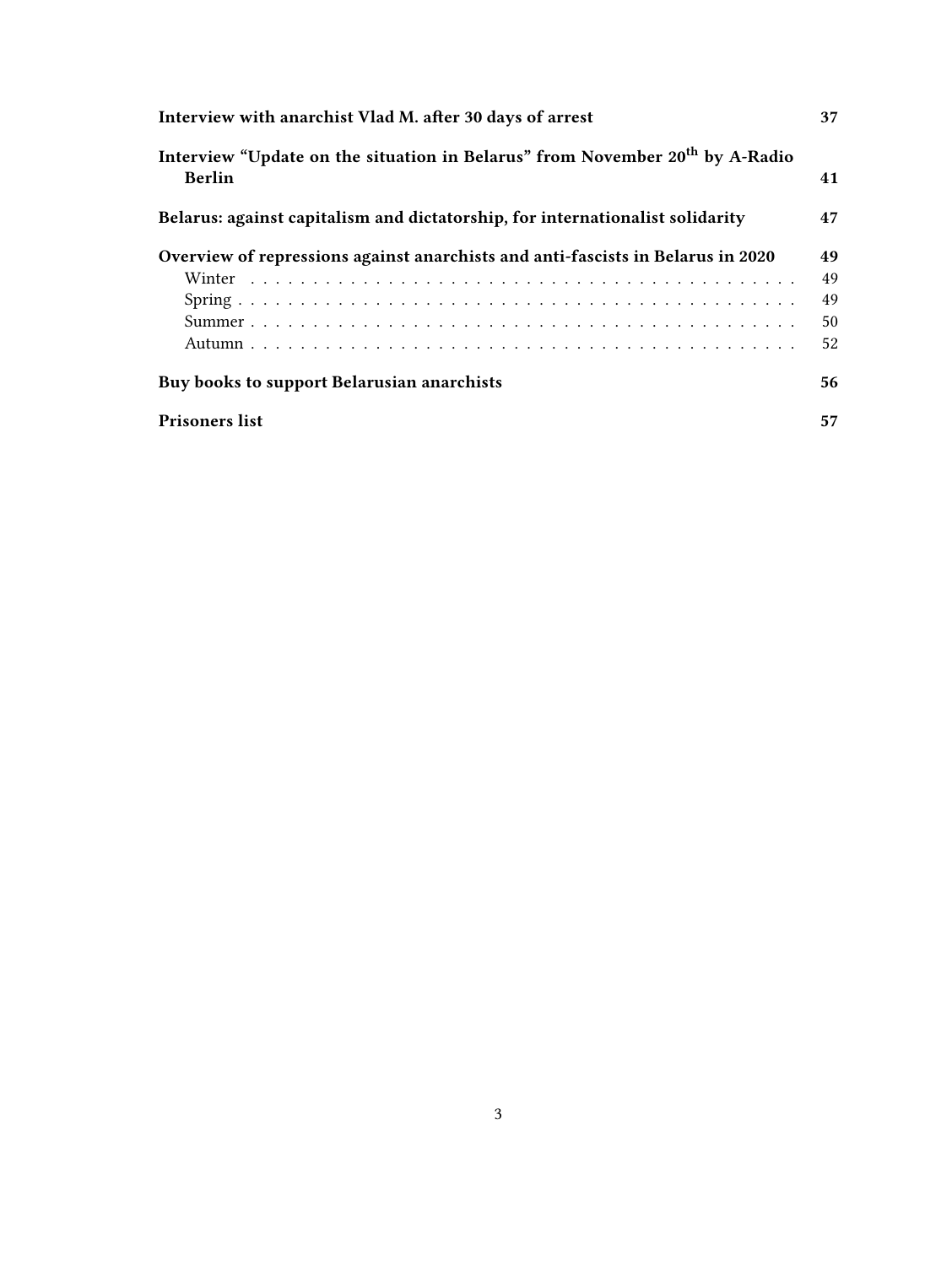| | |
|---|---|
| **Interview with anarchist Vlad M. after 30 days of arrest** | **37** |
| **Interview "Update on the situation in Belarus" from November 20th by A-Radio Berlin** | **41** |
| **Belarus: against capitalism and dictatorship, for internationalist solidarity** | **47** |
| **Overview of repressions against anarchists and anti-fascists in Belarus in 2020** | **49** |
| Winter | 49 |
| Spring | 49 |
| Summer | 50 |
| Autumn | 52 |
| **Buy books to support Belarusian anarchists** | **56** |
| **Prisoners list** | **57** |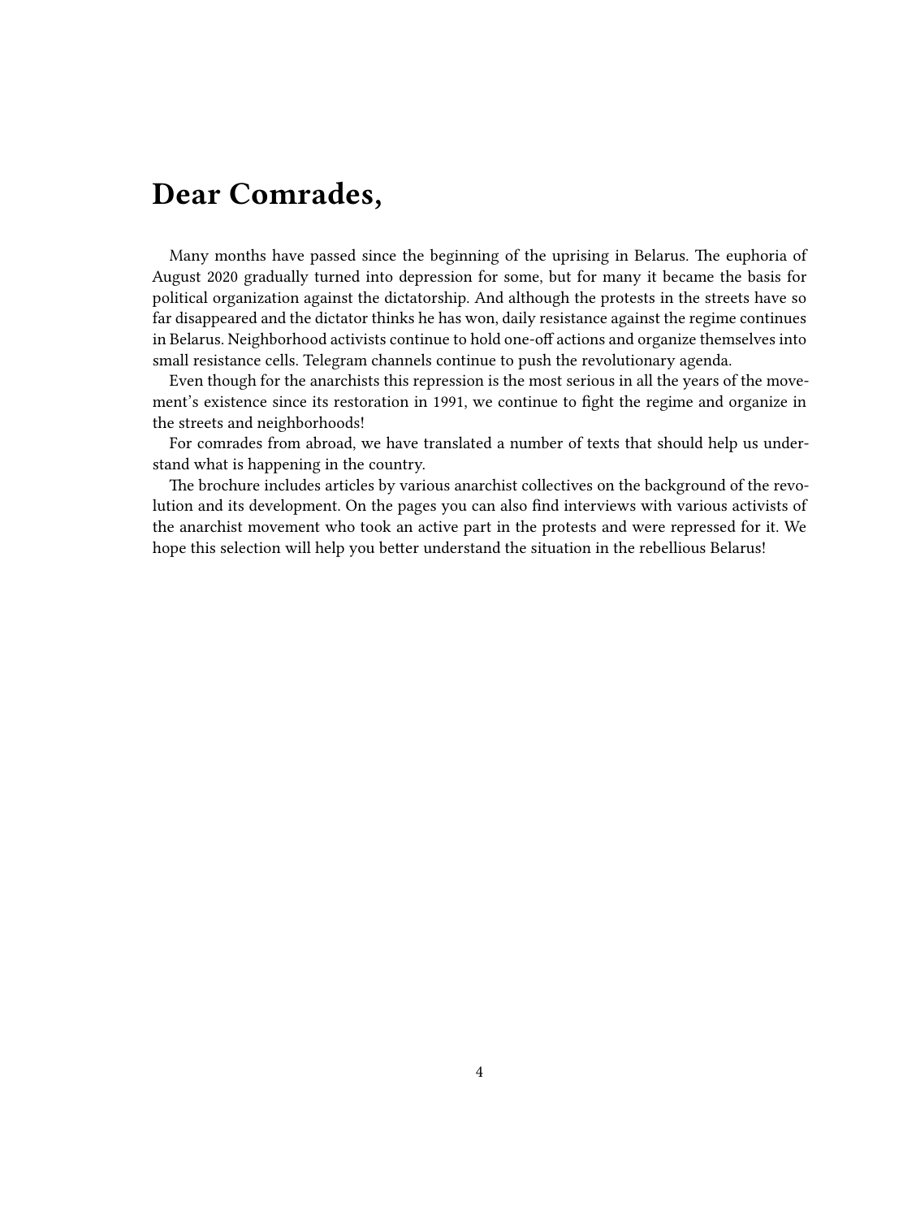# Dear Comrades,

Many months have passed since the beginning of the uprising in Belarus. The euphoria of August 2020 gradually turned into depression for some, but for many it became the basis for political organization against the dictatorship. And although the protests in the streets have so far disappeared and the dictator thinks he has won, daily resistance against the regime continues in Belarus. Neighborhood activists continue to hold one-off actions and organize themselves into small resistance cells. Telegram channels continue to push the revolutionary agenda.

Even though for the anarchists this repression is the most serious in all the years of the movement's existence since its restoration in 1991, we continue to fight the regime and organize in the streets and neighborhoods!

For comrades from abroad, we have translated a number of texts that should help us understand what is happening in the country.

The brochure includes articles by various anarchist collectives on the background of the revolution and its development. On the pages you can also find interviews with various activists of the anarchist movement who took an active part in the protests and were repressed for it. We hope this selection will help you better understand the situation in the rebellious Belarus!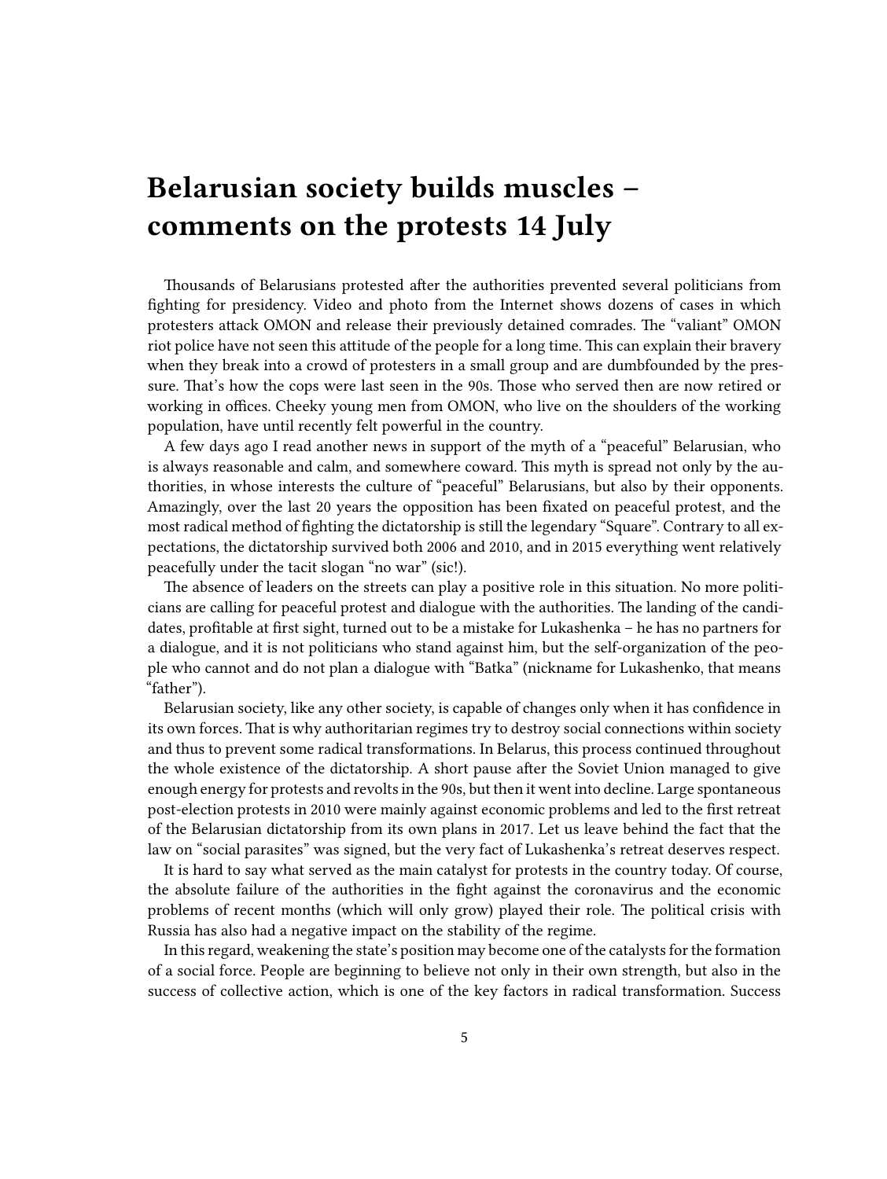# Belarusian society builds muscles – comments on the protests 14 July

Thousands of Belarusians protested after the authorities prevented several politicians from fighting for presidency. Video and photo from the Internet shows dozens of cases in which protesters attack OMON and release their previously detained comrades. The "valiant" OMON riot police have not seen this attitude of the people for a long time. This can explain their bravery when they break into a crowd of protesters in a small group and are dumbfounded by the pressure. That's how the cops were last seen in the 90s. Those who served then are now retired or working in offices. Cheeky young men from OMON, who live on the shoulders of the working population, have until recently felt powerful in the country.

A few days ago I read another news in support of the myth of a "peaceful" Belarusian, who is always reasonable and calm, and somewhere coward. This myth is spread not only by the authorities, in whose interests the culture of "peaceful" Belarusians, but also by their opponents. Amazingly, over the last 20 years the opposition has been fixated on peaceful protest, and the most radical method of fighting the dictatorship is still the legendary "Square". Contrary to all expectations, the dictatorship survived both 2006 and 2010, and in 2015 everything went relatively peacefully under the tacit slogan "no war" (sic!).

The absence of leaders on the streets can play a positive role in this situation. No more politicians are calling for peaceful protest and dialogue with the authorities. The landing of the candidates, profitable at first sight, turned out to be a mistake for Lukashenka – he has no partners for a dialogue, and it is not politicians who stand against him, but the self-organization of the people who cannot and do not plan a dialogue with "Batka" (nickname for Lukashenko, that means "father").

Belarusian society, like any other society, is capable of changes only when it has confidence in its own forces. That is why authoritarian regimes try to destroy social connections within society and thus to prevent some radical transformations. In Belarus, this process continued throughout the whole existence of the dictatorship. A short pause after the Soviet Union managed to give enough energy for protests and revolts in the 90s, but then it went into decline. Large spontaneous post-election protests in 2010 were mainly against economic problems and led to the first retreat of the Belarusian dictatorship from its own plans in 2017. Let us leave behind the fact that the law on "social parasites" was signed, but the very fact of Lukashenka's retreat deserves respect.

It is hard to say what served as the main catalyst for protests in the country today. Of course, the absolute failure of the authorities in the fight against the coronavirus and the economic problems of recent months (which will only grow) played their role. The political crisis with Russia has also had a negative impact on the stability of the regime.

In this regard, weakening the state's position may become one of the catalysts for the formation of a social force. People are beginning to believe not only in their own strength, but also in the success of collective action, which is one of the key factors in radical transformation. Success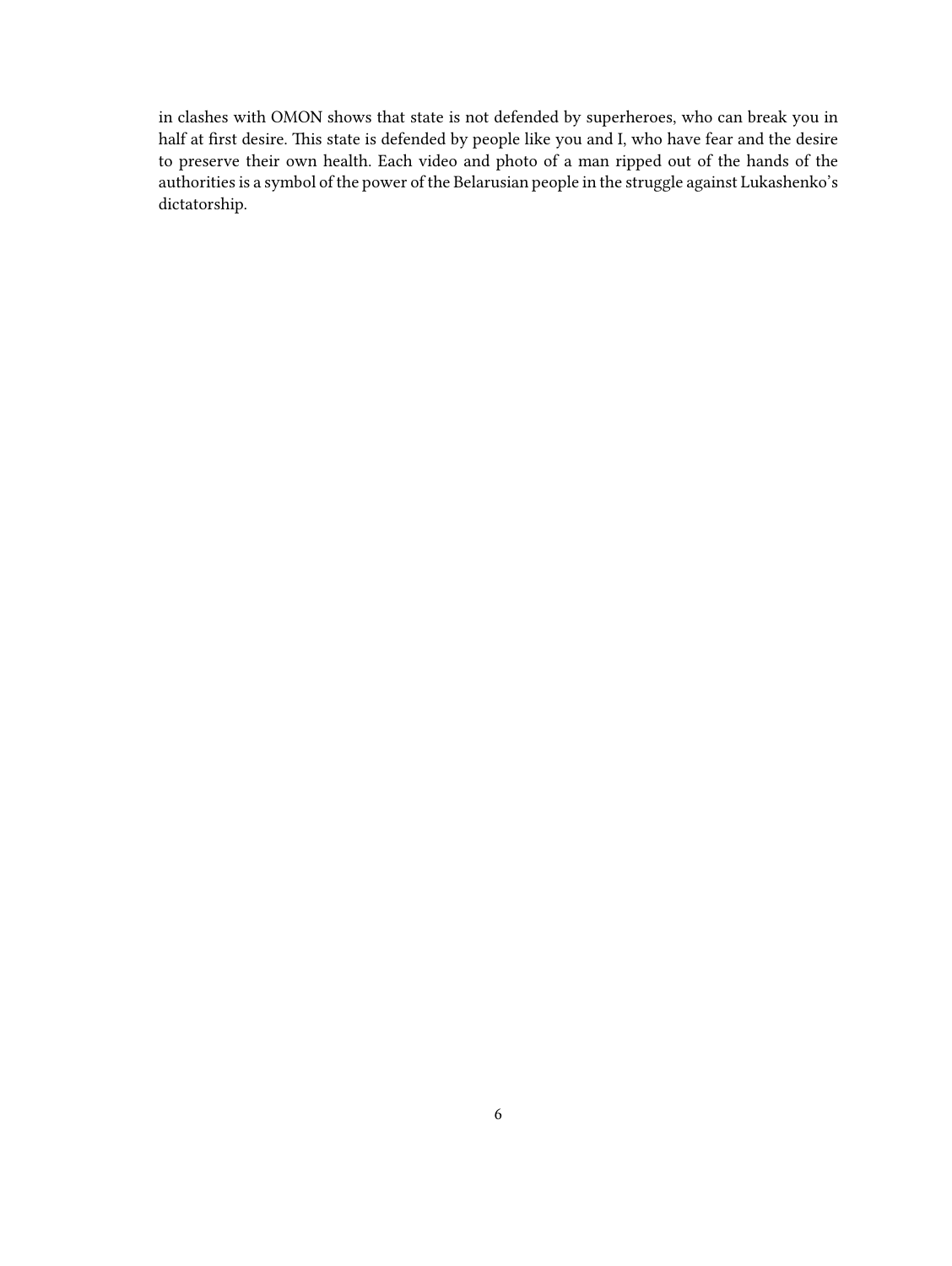in clashes with OMON shows that state is not defended by superheroes, who can break you in half at first desire. This state is defended by people like you and I, who have fear and the desire to preserve their own health. Each video and photo of a man ripped out of the hands of the authorities is a symbol of the power of the Belarusian people in the struggle against Lukashenko's dictatorship.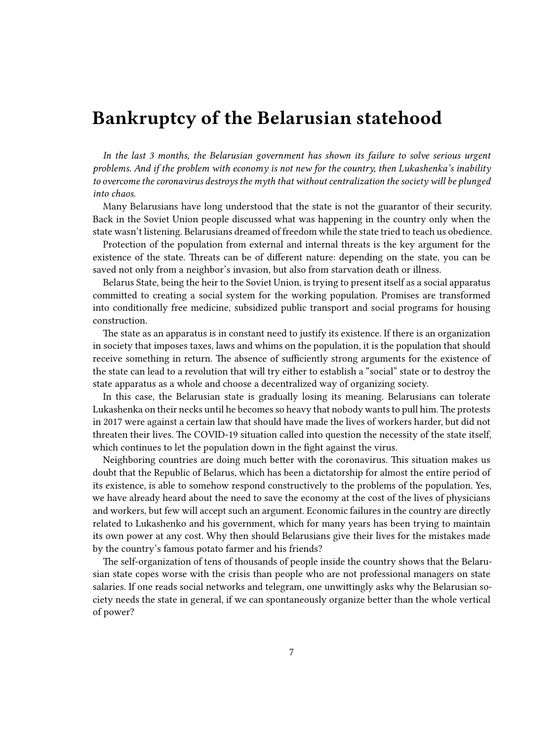# Bankruptcy of the Belarusian statehood

*In the last 3 months, the Belarusian government has shown its failure to solve serious urgent problems. And if the problem with economy is not new for the country, then Lukashenka's inability to overcome the coronavirus destroys the myth that without centralization the society will be plunged into chaos.*

Many Belarusians have long understood that the state is not the guarantor of their security. Back in the Soviet Union people discussed what was happening in the country only when the state wasn't listening. Belarusians dreamed of freedom while the state tried to teach us obedience.

Protection of the population from external and internal threats is the key argument for the existence of the state. Threats can be of different nature: depending on the state, you can be saved not only from a neighbor's invasion, but also from starvation death or illness.

Belarus State, being the heir to the Soviet Union, is trying to present itself as a social apparatus committed to creating a social system for the working population. Promises are transformed into conditionally free medicine, subsidized public transport and social programs for housing construction.

The state as an apparatus is in constant need to justify its existence. If there is an organization in society that imposes taxes, laws and whims on the population, it is the population that should receive something in return. The absence of sufficiently strong arguments for the existence of the state can lead to a revolution that will try either to establish a "social" state or to destroy the state apparatus as a whole and choose a decentralized way of organizing society.

In this case, the Belarusian state is gradually losing its meaning. Belarusians can tolerate Lukashenka on their necks until he becomes so heavy that nobody wants to pull him. The protests in 2017 were against a certain law that should have made the lives of workers harder, but did not threaten their lives. The COVID-19 situation called into question the necessity of the state itself, which continues to let the population down in the fight against the virus.

Neighboring countries are doing much better with the coronavirus. This situation makes us doubt that the Republic of Belarus, which has been a dictatorship for almost the entire period of its existence, is able to somehow respond constructively to the problems of the population. Yes, we have already heard about the need to save the economy at the cost of the lives of physicians and workers, but few will accept such an argument. Economic failures in the country are directly related to Lukashenko and his government, which for many years has been trying to maintain its own power at any cost. Why then should Belarusians give their lives for the mistakes made by the country's famous potato farmer and his friends?

The self-organization of tens of thousands of people inside the country shows that the Belarusian state copes worse with the crisis than people who are not professional managers on state salaries. If one reads social networks and telegram, one unwittingly asks why the Belarusian society needs the state in general, if we can spontaneously organize better than the whole vertical of power?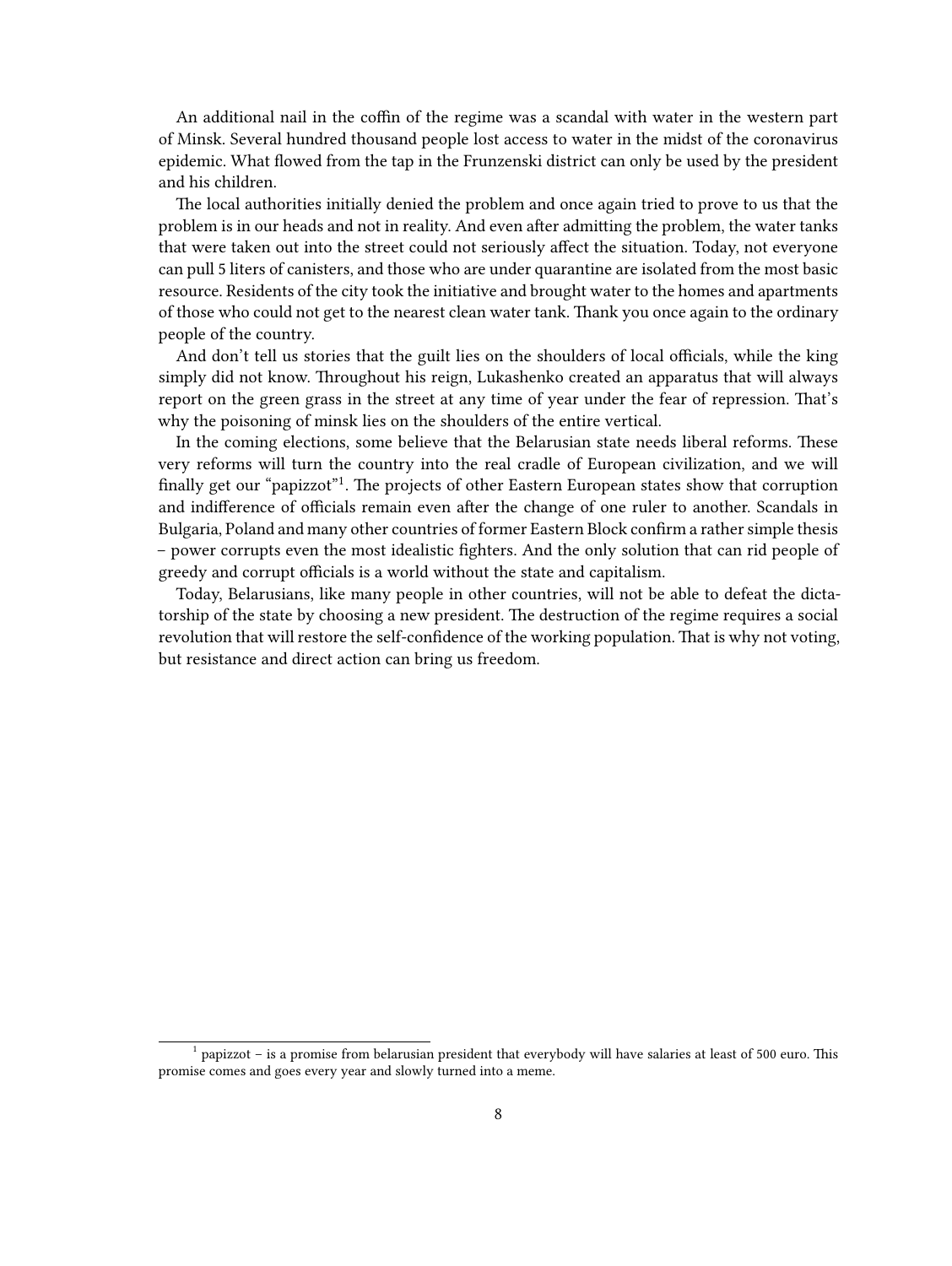An additional nail in the coffin of the regime was a scandal with water in the western part of Minsk. Several hundred thousand people lost access to water in the midst of the coronavirus epidemic. What flowed from the tap in the Frunzenski district can only be used by the president and his children.

The local authorities initially denied the problem and once again tried to prove to us that the problem is in our heads and not in reality. And even after admitting the problem, the water tanks that were taken out into the street could not seriously affect the situation. Today, not everyone can pull 5 liters of canisters, and those who are under quarantine are isolated from the most basic resource. Residents of the city took the initiative and brought water to the homes and apartments of those who could not get to the nearest clean water tank. Thank you once again to the ordinary people of the country.

And don't tell us stories that the guilt lies on the shoulders of local officials, while the king simply did not know. Throughout his reign, Lukashenko created an apparatus that will always report on the green grass in the street at any time of year under the fear of repression. That's why the poisoning of minsk lies on the shoulders of the entire vertical.

In the coming elections, some believe that the Belarusian state needs liberal reforms. These very reforms will turn the country into the real cradle of European civilization, and we will finally get our "papizzot"[1]. The projects of other Eastern European states show that corruption and indifference of officials remain even after the change of one ruler to another. Scandals in Bulgaria, Poland and many other countries of former Eastern Block confirm a rather simple thesis – power corrupts even the most idealistic fighters. And the only solution that can rid people of greedy and corrupt officials is a world without the state and capitalism.

Today, Belarusians, like many people in other countries, will not be able to defeat the dictatorship of the state by choosing a new president. The destruction of the regime requires a social revolution that will restore the self-confidence of the working population. That is why not voting, but resistance and direct action can bring us freedom.

[1] papizzot – is a promise from belarusian president that everybody will have salaries at least of 500 euro. This promise comes and goes every year and slowly turned into a meme.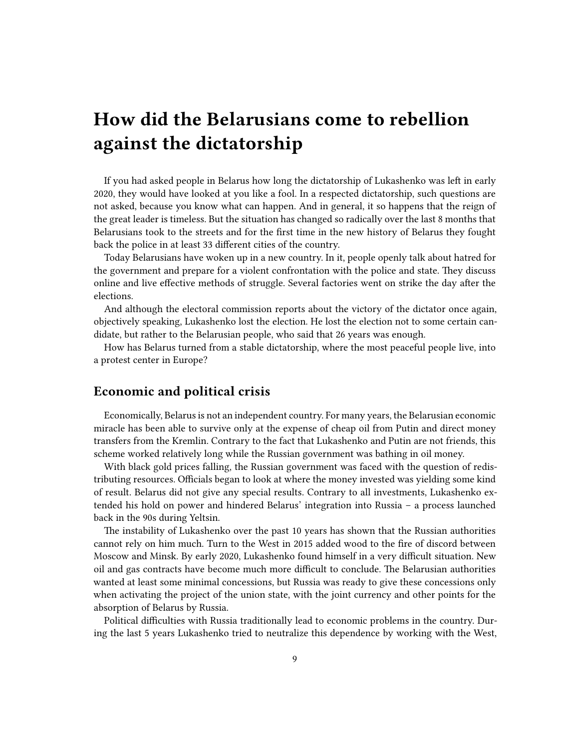# How did the Belarusians come to rebellion against the dictatorship

If you had asked people in Belarus how long the dictatorship of Lukashenko was left in early 2020, they would have looked at you like a fool. In a respected dictatorship, such questions are not asked, because you know what can happen. And in general, it so happens that the reign of the great leader is timeless. But the situation has changed so radically over the last 8 months that Belarusians took to the streets and for the first time in the new history of Belarus they fought back the police in at least 33 different cities of the country.

Today Belarusians have woken up in a new country. In it, people openly talk about hatred for the government and prepare for a violent confrontation with the police and state. They discuss online and live effective methods of struggle. Several factories went on strike the day after the elections.

And although the electoral commission reports about the victory of the dictator once again, objectively speaking, Lukashenko lost the election. He lost the election not to some certain candidate, but rather to the Belarusian people, who said that 26 years was enough.

How has Belarus turned from a stable dictatorship, where the most peaceful people live, into a protest center in Europe?

## Economic and political crisis

Economically, Belarus is not an independent country. For many years, the Belarusian economic miracle has been able to survive only at the expense of cheap oil from Putin and direct money transfers from the Kremlin. Contrary to the fact that Lukashenko and Putin are not friends, this scheme worked relatively long while the Russian government was bathing in oil money.

With black gold prices falling, the Russian government was faced with the question of redistributing resources. Officials began to look at where the money invested was yielding some kind of result. Belarus did not give any special results. Contrary to all investments, Lukashenko extended his hold on power and hindered Belarus' integration into Russia – a process launched back in the 90s during Yeltsin.

The instability of Lukashenko over the past 10 years has shown that the Russian authorities cannot rely on him much. Turn to the West in 2015 added wood to the fire of discord between Moscow and Minsk. By early 2020, Lukashenko found himself in a very difficult situation. New oil and gas contracts have become much more difficult to conclude. The Belarusian authorities wanted at least some minimal concessions, but Russia was ready to give these concessions only when activating the project of the union state, with the joint currency and other points for the absorption of Belarus by Russia.

Political difficulties with Russia traditionally lead to economic problems in the country. During the last 5 years Lukashenko tried to neutralize this dependence by working with the West,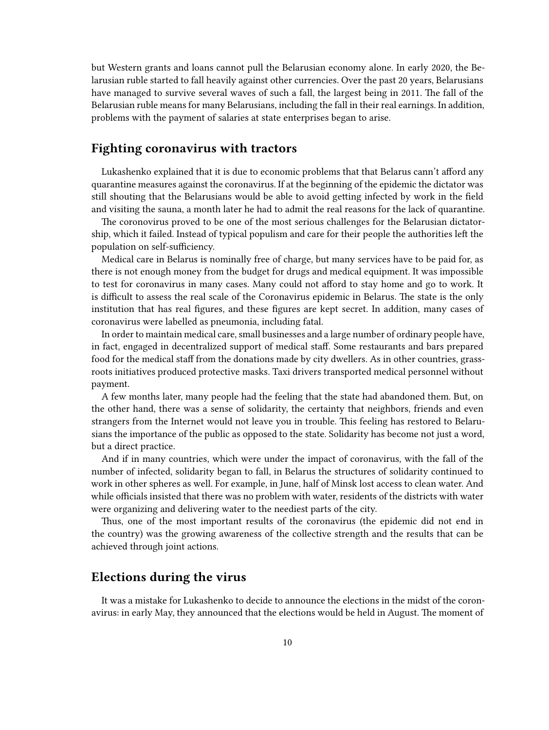but Western grants and loans cannot pull the Belarusian economy alone. In early 2020, the Belarusian ruble started to fall heavily against other currencies. Over the past 20 years, Belarusians have managed to survive several waves of such a fall, the largest being in 2011. The fall of the Belarusian ruble means for many Belarusians, including the fall in their real earnings. In addition, problems with the payment of salaries at state enterprises began to arise.

## Fighting coronavirus with tractors

Lukashenko explained that it is due to economic problems that that Belarus cann't afford any quarantine measures against the coronavirus. If at the beginning of the epidemic the dictator was still shouting that the Belarusians would be able to avoid getting infected by work in the field and visiting the sauna, a month later he had to admit the real reasons for the lack of quarantine.

The coronovirus proved to be one of the most serious challenges for the Belarusian dictatorship, which it failed. Instead of typical populism and care for their people the authorities left the population on self-sufficiency.

Medical care in Belarus is nominally free of charge, but many services have to be paid for, as there is not enough money from the budget for drugs and medical equipment. It was impossible to test for coronavirus in many cases. Many could not afford to stay home and go to work. It is difficult to assess the real scale of the Coronavirus epidemic in Belarus. The state is the only institution that has real figures, and these figures are kept secret. In addition, many cases of coronavirus were labelled as pneumonia, including fatal.

In order to maintain medical care, small businesses and a large number of ordinary people have, in fact, engaged in decentralized support of medical staff. Some restaurants and bars prepared food for the medical staff from the donations made by city dwellers. As in other countries, grassroots initiatives produced protective masks. Taxi drivers transported medical personnel without payment.

A few months later, many people had the feeling that the state had abandoned them. But, on the other hand, there was a sense of solidarity, the certainty that neighbors, friends and even strangers from the Internet would not leave you in trouble. This feeling has restored to Belarusians the importance of the public as opposed to the state. Solidarity has become not just a word, but a direct practice.

And if in many countries, which were under the impact of coronavirus, with the fall of the number of infected, solidarity began to fall, in Belarus the structures of solidarity continued to work in other spheres as well. For example, in June, half of Minsk lost access to clean water. And while officials insisted that there was no problem with water, residents of the districts with water were organizing and delivering water to the neediest parts of the city.

Thus, one of the most important results of the coronavirus (the epidemic did not end in the country) was the growing awareness of the collective strength and the results that can be achieved through joint actions.

## Elections during the virus

It was a mistake for Lukashenko to decide to announce the elections in the midst of the coronavirus: in early May, they announced that the elections would be held in August. The moment of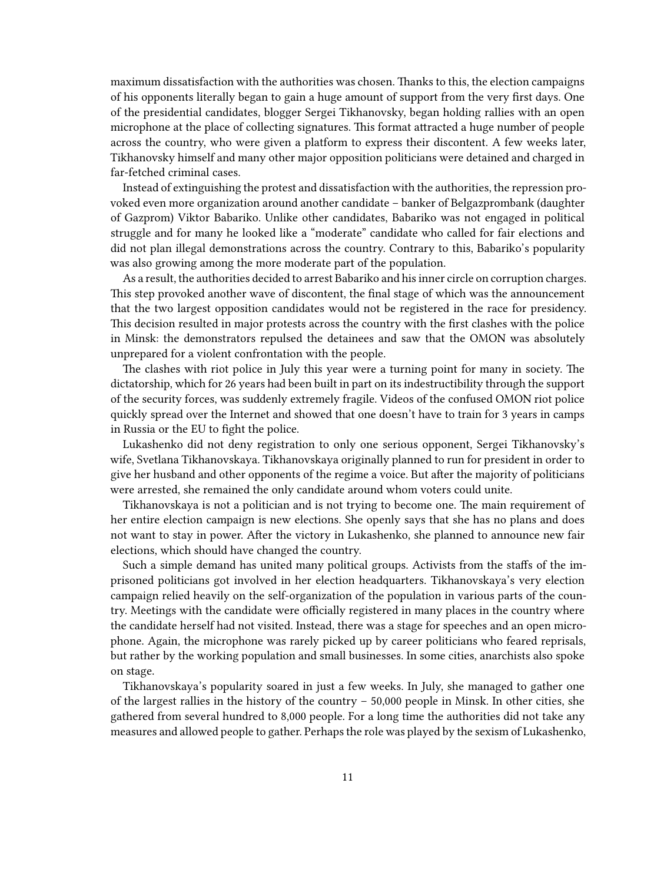maximum dissatisfaction with the authorities was chosen. Thanks to this, the election campaigns of his opponents literally began to gain a huge amount of support from the very first days. One of the presidential candidates, blogger Sergei Tikhanovsky, began holding rallies with an open microphone at the place of collecting signatures. This format attracted a huge number of people across the country, who were given a platform to express their discontent. A few weeks later, Tikhanovsky himself and many other major opposition politicians were detained and charged in far-fetched criminal cases.

Instead of extinguishing the protest and dissatisfaction with the authorities, the repression provoked even more organization around another candidate – banker of Belgazprombank (daughter of Gazprom) Viktor Babariko. Unlike other candidates, Babariko was not engaged in political struggle and for many he looked like a "moderate" candidate who called for fair elections and did not plan illegal demonstrations across the country. Contrary to this, Babariko's popularity was also growing among the more moderate part of the population.

As a result, the authorities decided to arrest Babariko and his inner circle on corruption charges. This step provoked another wave of discontent, the final stage of which was the announcement that the two largest opposition candidates would not be registered in the race for presidency. This decision resulted in major protests across the country with the first clashes with the police in Minsk: the demonstrators repulsed the detainees and saw that the OMON was absolutely unprepared for a violent confrontation with the people.

The clashes with riot police in July this year were a turning point for many in society. The dictatorship, which for 26 years had been built in part on its indestructibility through the support of the security forces, was suddenly extremely fragile. Videos of the confused OMON riot police quickly spread over the Internet and showed that one doesn't have to train for 3 years in camps in Russia or the EU to fight the police.

Lukashenko did not deny registration to only one serious opponent, Sergei Tikhanovsky's wife, Svetlana Tikhanovskaya. Tikhanovskaya originally planned to run for president in order to give her husband and other opponents of the regime a voice. But after the majority of politicians were arrested, she remained the only candidate around whom voters could unite.

Tikhanovskaya is not a politician and is not trying to become one. The main requirement of her entire election campaign is new elections. She openly says that she has no plans and does not want to stay in power. After the victory in Lukashenko, she planned to announce new fair elections, which should have changed the country.

Such a simple demand has united many political groups. Activists from the staffs of the imprisoned politicians got involved in her election headquarters. Tikhanovskaya's very election campaign relied heavily on the self-organization of the population in various parts of the country. Meetings with the candidate were officially registered in many places in the country where the candidate herself had not visited. Instead, there was a stage for speeches and an open microphone. Again, the microphone was rarely picked up by career politicians who feared reprisals, but rather by the working population and small businesses. In some cities, anarchists also spoke on stage.

Tikhanovskaya's popularity soared in just a few weeks. In July, she managed to gather one of the largest rallies in the history of the country – 50,000 people in Minsk. In other cities, she gathered from several hundred to 8,000 people. For a long time the authorities did not take any measures and allowed people to gather. Perhaps the role was played by the sexism of Lukashenko,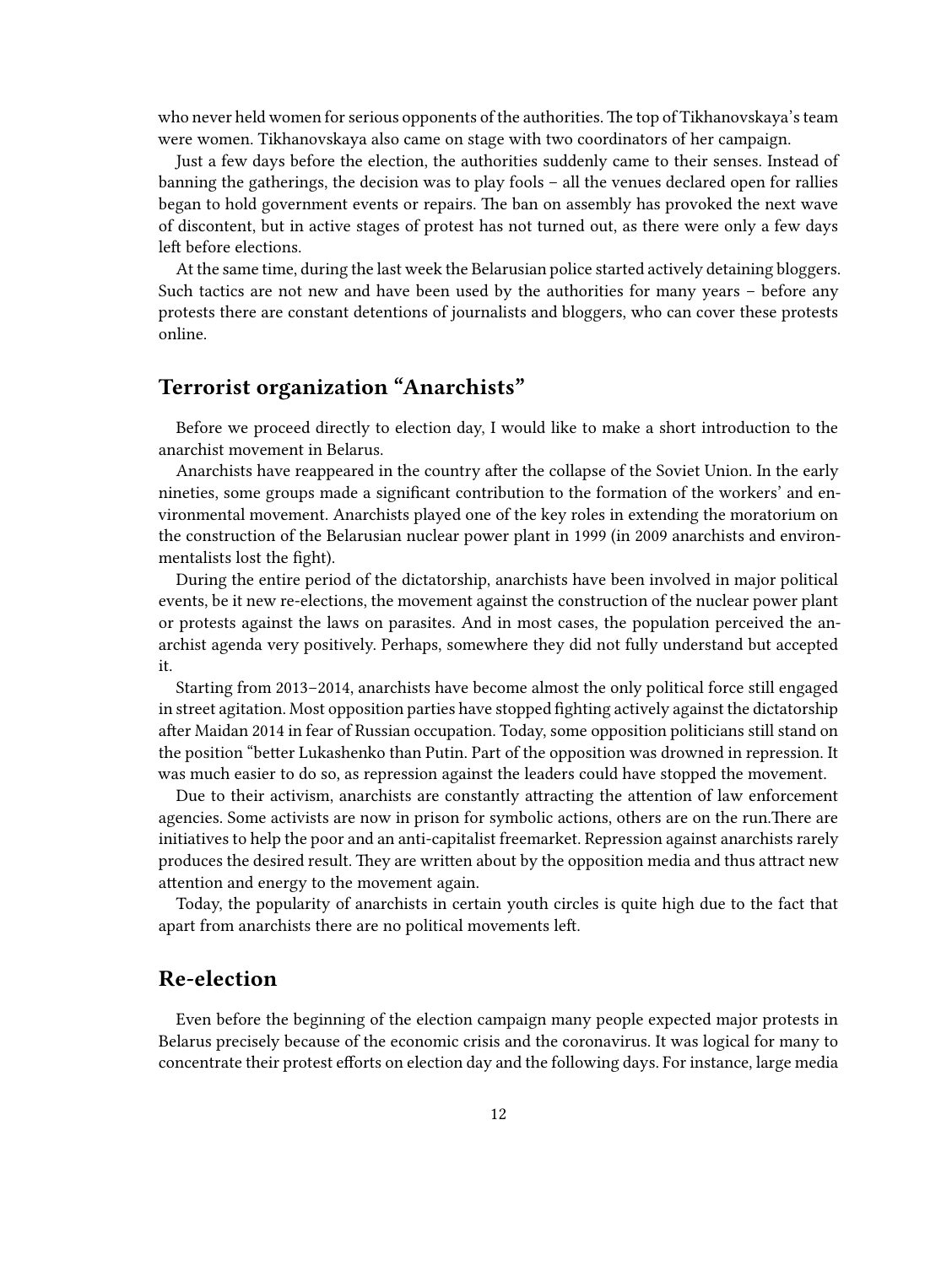who never held women for serious opponents of the authorities. The top of Tikhanovskaya's team were women. Tikhanovskaya also came on stage with two coordinators of her campaign.

Just a few days before the election, the authorities suddenly came to their senses. Instead of banning the gatherings, the decision was to play fools – all the venues declared open for rallies began to hold government events or repairs. The ban on assembly has provoked the next wave of discontent, but in active stages of protest has not turned out, as there were only a few days left before elections.

At the same time, during the last week the Belarusian police started actively detaining bloggers. Such tactics are not new and have been used by the authorities for many years – before any protests there are constant detentions of journalists and bloggers, who can cover these protests online.

## Terrorist organization "Anarchists"

Before we proceed directly to election day, I would like to make a short introduction to the anarchist movement in Belarus.

Anarchists have reappeared in the country after the collapse of the Soviet Union. In the early nineties, some groups made a significant contribution to the formation of the workers' and environmental movement. Anarchists played one of the key roles in extending the moratorium on the construction of the Belarusian nuclear power plant in 1999 (in 2009 anarchists and environmentalists lost the fight).

During the entire period of the dictatorship, anarchists have been involved in major political events, be it new re-elections, the movement against the construction of the nuclear power plant or protests against the laws on parasites. And in most cases, the population perceived the anarchist agenda very positively. Perhaps, somewhere they did not fully understand but accepted it.

Starting from 2013–2014, anarchists have become almost the only political force still engaged in street agitation. Most opposition parties have stopped fighting actively against the dictatorship after Maidan 2014 in fear of Russian occupation. Today, some opposition politicians still stand on the position "better Lukashenko than Putin. Part of the opposition was drowned in repression. It was much easier to do so, as repression against the leaders could have stopped the movement.

Due to their activism, anarchists are constantly attracting the attention of law enforcement agencies. Some activists are now in prison for symbolic actions, others are on the run.There are initiatives to help the poor and an anti-capitalist freemarket. Repression against anarchists rarely produces the desired result. They are written about by the opposition media and thus attract new attention and energy to the movement again.

Today, the popularity of anarchists in certain youth circles is quite high due to the fact that apart from anarchists there are no political movements left.

## Re-election

Even before the beginning of the election campaign many people expected major protests in Belarus precisely because of the economic crisis and the coronavirus. It was logical for many to concentrate their protest efforts on election day and the following days. For instance, large media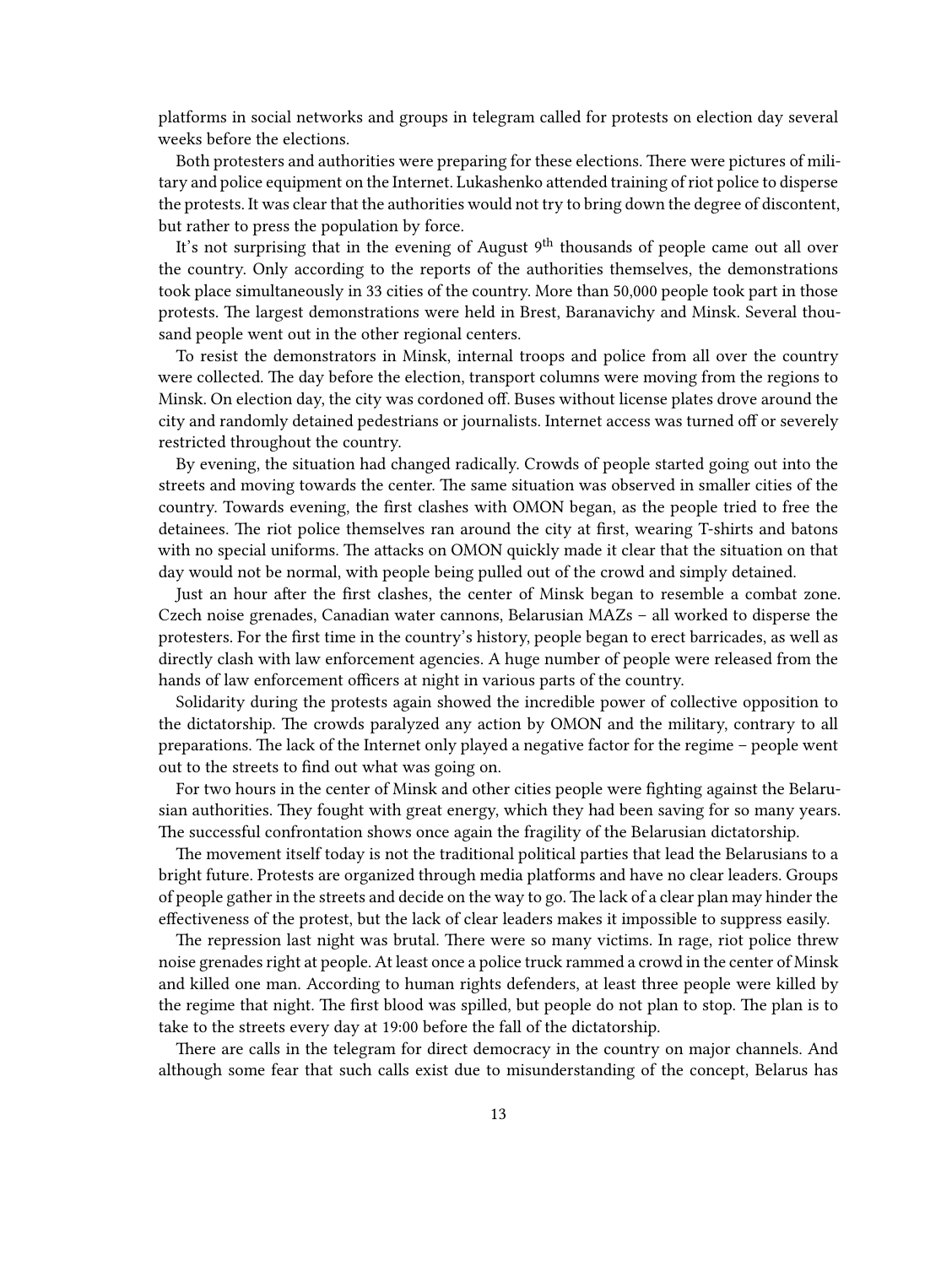platforms in social networks and groups in telegram called for protests on election day several weeks before the elections.

Both protesters and authorities were preparing for these elections. There were pictures of military and police equipment on the Internet. Lukashenko attended training of riot police to disperse the protests. It was clear that the authorities would not try to bring down the degree of discontent, but rather to press the population by force.

It's not surprising that in the evening of August 9th thousands of people came out all over the country. Only according to the reports of the authorities themselves, the demonstrations took place simultaneously in 33 cities of the country. More than 50,000 people took part in those protests. The largest demonstrations were held in Brest, Baranavichy and Minsk. Several thousand people went out in the other regional centers.

To resist the demonstrators in Minsk, internal troops and police from all over the country were collected. The day before the election, transport columns were moving from the regions to Minsk. On election day, the city was cordoned off. Buses without license plates drove around the city and randomly detained pedestrians or journalists. Internet access was turned off or severely restricted throughout the country.

By evening, the situation had changed radically. Crowds of people started going out into the streets and moving towards the center. The same situation was observed in smaller cities of the country. Towards evening, the first clashes with OMON began, as the people tried to free the detainees. The riot police themselves ran around the city at first, wearing T-shirts and batons with no special uniforms. The attacks on OMON quickly made it clear that the situation on that day would not be normal, with people being pulled out of the crowd and simply detained.

Just an hour after the first clashes, the center of Minsk began to resemble a combat zone. Czech noise grenades, Canadian water cannons, Belarusian MAZs – all worked to disperse the protesters. For the first time in the country's history, people began to erect barricades, as well as directly clash with law enforcement agencies. A huge number of people were released from the hands of law enforcement officers at night in various parts of the country.

Solidarity during the protests again showed the incredible power of collective opposition to the dictatorship. The crowds paralyzed any action by OMON and the military, contrary to all preparations. The lack of the Internet only played a negative factor for the regime – people went out to the streets to find out what was going on.

For two hours in the center of Minsk and other cities people were fighting against the Belarusian authorities. They fought with great energy, which they had been saving for so many years. The successful confrontation shows once again the fragility of the Belarusian dictatorship.

The movement itself today is not the traditional political parties that lead the Belarusians to a bright future. Protests are organized through media platforms and have no clear leaders. Groups of people gather in the streets and decide on the way to go. The lack of a clear plan may hinder the effectiveness of the protest, but the lack of clear leaders makes it impossible to suppress easily.

The repression last night was brutal. There were so many victims. In rage, riot police threw noise grenades right at people. At least once a police truck rammed a crowd in the center of Minsk and killed one man. According to human rights defenders, at least three people were killed by the regime that night. The first blood was spilled, but people do not plan to stop. The plan is to take to the streets every day at 19:00 before the fall of the dictatorship.

There are calls in the telegram for direct democracy in the country on major channels. And although some fear that such calls exist due to misunderstanding of the concept, Belarus has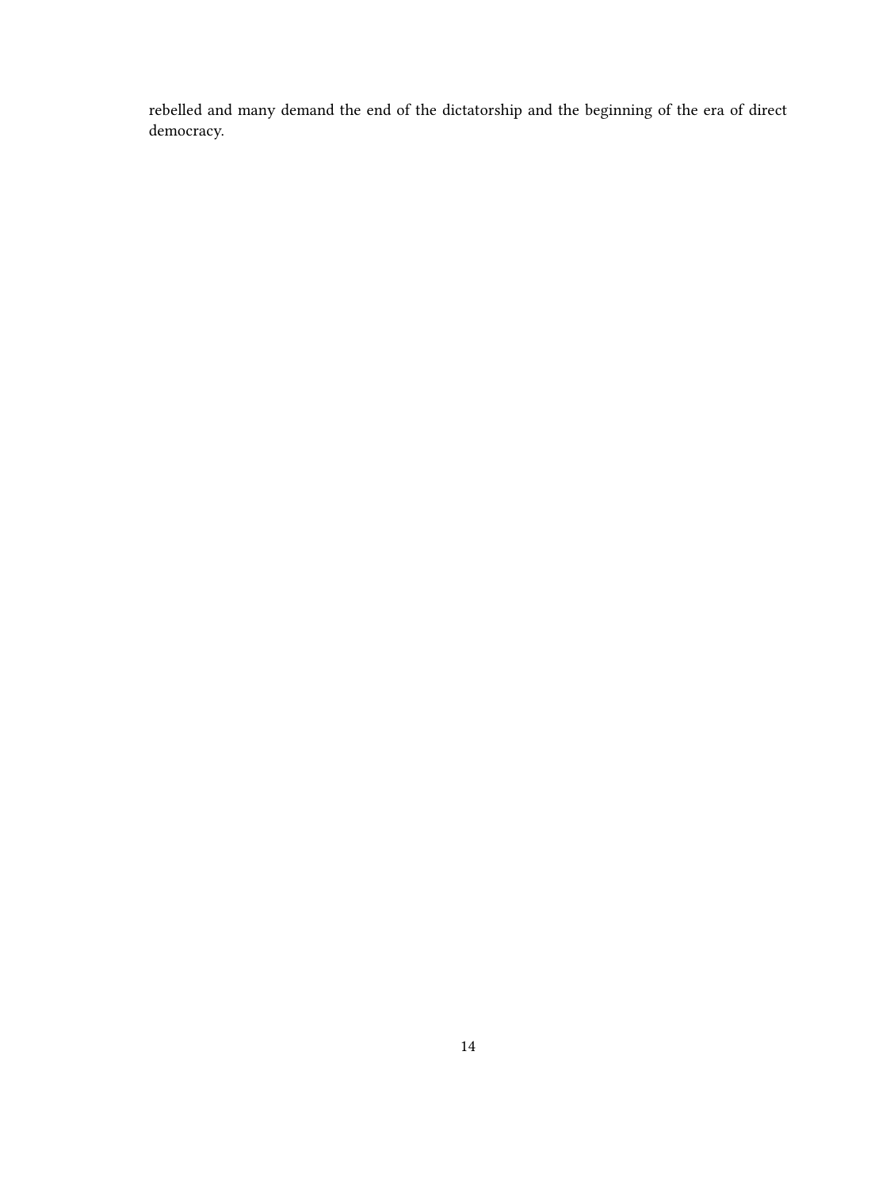rebelled and many demand the end of the dictatorship and the beginning of the era of direct democracy.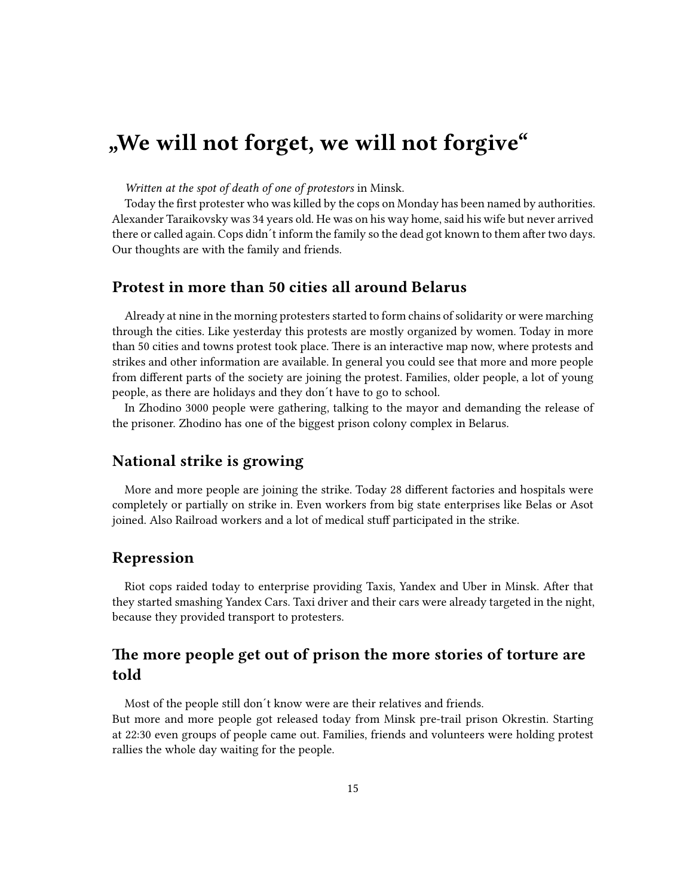# „We will not forget, we will not forgive“

*Written at the spot of death of one of protestors* in Minsk.

Today the first protester who was killed by the cops on Monday has been named by authorities. Alexander Taraikovsky was 34 years old. He was on his way home, said his wife but never arrived there or called again. Cops didn´t inform the family so the dead got known to them after two days. Our thoughts are with the family and friends.

## Protest in more than 50 cities all around Belarus

Already at nine in the morning protesters started to form chains of solidarity or were marching through the cities. Like yesterday this protests are mostly organized by women. Today in more than 50 cities and towns protest took place. There is an interactive map now, where protests and strikes and other information are available. In general you could see that more and more people from different parts of the society are joining the protest. Families, older people, a lot of young people, as there are holidays and they don´t have to go to school.

In Zhodino 3000 people were gathering, talking to the mayor and demanding the release of the prisoner. Zhodino has one of the biggest prison colony complex in Belarus.

## National strike is growing

More and more people are joining the strike. Today 28 different factories and hospitals were completely or partially on strike in. Even workers from big state enterprises like Belas or Asot joined. Also Railroad workers and a lot of medical stuff participated in the strike.

## Repression

Riot cops raided today to enterprise providing Taxis, Yandex and Uber in Minsk. After that they started smashing Yandex Cars. Taxi driver and their cars were already targeted in the night, because they provided transport to protesters.

## The more people get out of prison the more stories of torture are told

Most of the people still don´t know were are their relatives and friends.
But more and more people got released today from Minsk pre-trail prison Okrestin. Starting at 22:30 even groups of people came out. Families, friends and volunteers were holding protest rallies the whole day waiting for the people.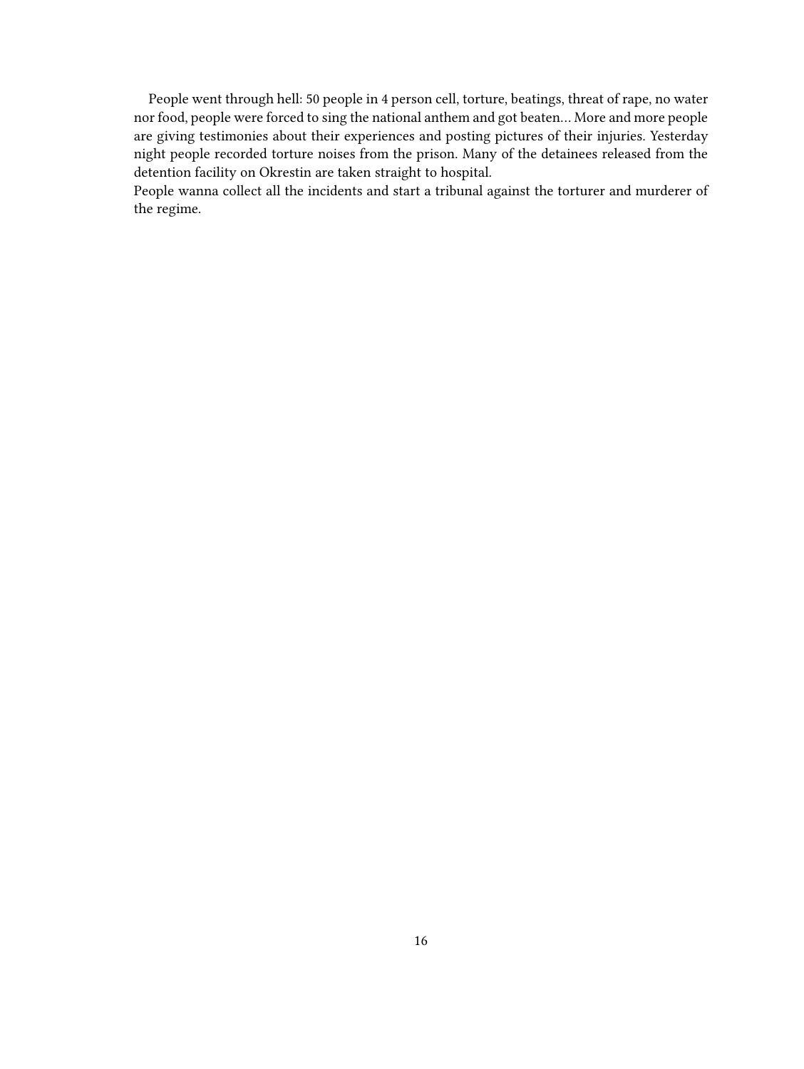People went through hell: 50 people in 4 person cell, torture, beatings, threat of rape, no water nor food, people were forced to sing the national anthem and got beaten… More and more people are giving testimonies about their experiences and posting pictures of their injuries. Yesterday night people recorded torture noises from the prison. Many of the detainees released from the detention facility on Okrestin are taken straight to hospital.

People wanna collect all the incidents and start a tribunal against the torturer and murderer of the regime.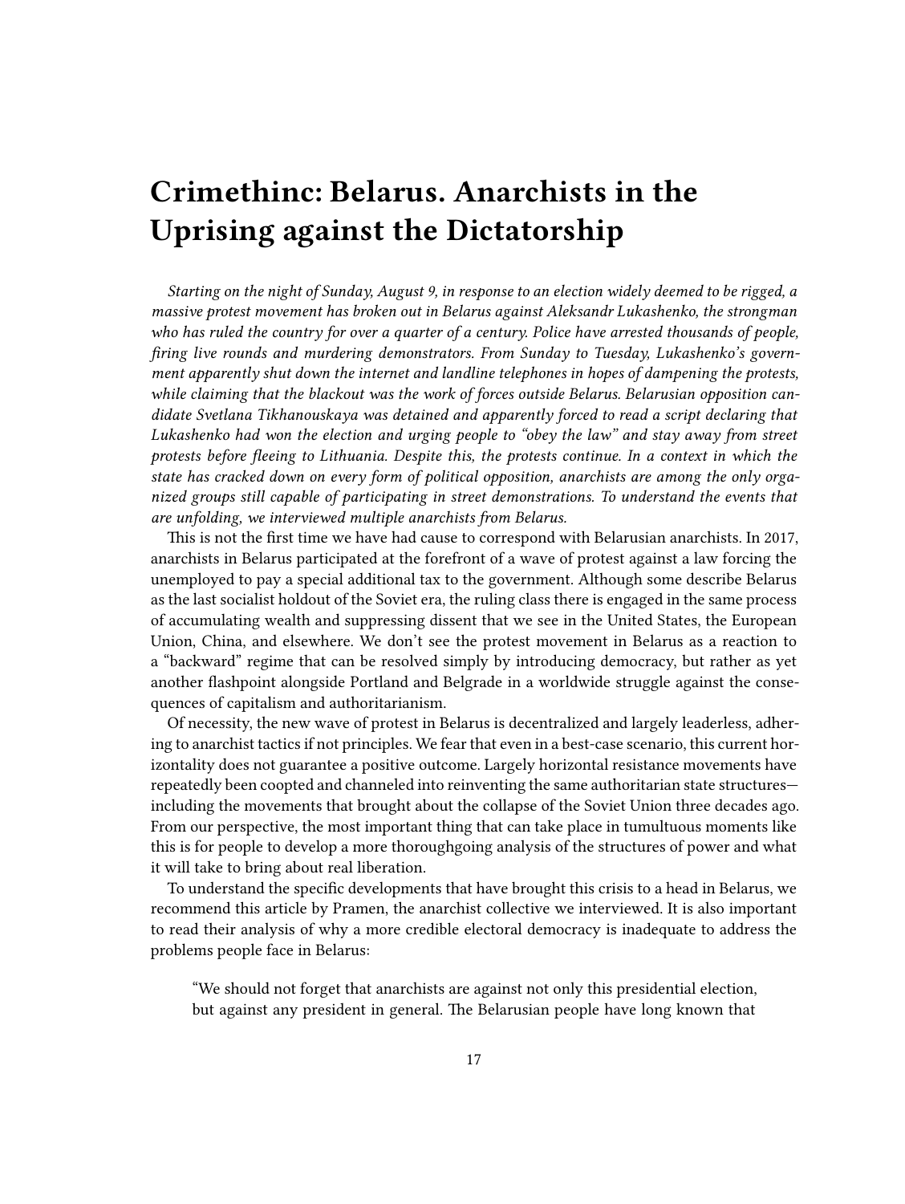# Crimethinc: Belarus. Anarchists in the Uprising against the Dictatorship

*Starting on the night of Sunday, August 9, in response to an election widely deemed to be rigged, a massive protest movement has broken out in Belarus against Aleksandr Lukashenko, the strongman who has ruled the country for over a quarter of a century. Police have arrested thousands of people, firing live rounds and murdering demonstrators. From Sunday to Tuesday, Lukashenko's government apparently shut down the internet and landline telephones in hopes of dampening the protests, while claiming that the blackout was the work of forces outside Belarus. Belarusian opposition candidate Svetlana Tikhanouskaya was detained and apparently forced to read a script declaring that Lukashenko had won the election and urging people to "obey the law" and stay away from street protests before fleeing to Lithuania. Despite this, the protests continue. In a context in which the state has cracked down on every form of political opposition, anarchists are among the only organized groups still capable of participating in street demonstrations. To understand the events that are unfolding, we interviewed multiple anarchists from Belarus.*

This is not the first time we have had cause to correspond with Belarusian anarchists. In 2017, anarchists in Belarus participated at the forefront of a wave of protest against a law forcing the unemployed to pay a special additional tax to the government. Although some describe Belarus as the last socialist holdout of the Soviet era, the ruling class there is engaged in the same process of accumulating wealth and suppressing dissent that we see in the United States, the European Union, China, and elsewhere. We don't see the protest movement in Belarus as a reaction to a "backward" regime that can be resolved simply by introducing democracy, but rather as yet another flashpoint alongside Portland and Belgrade in a worldwide struggle against the consequences of capitalism and authoritarianism.

Of necessity, the new wave of protest in Belarus is decentralized and largely leaderless, adhering to anarchist tactics if not principles. We fear that even in a best-case scenario, this current horizontality does not guarantee a positive outcome. Largely horizontal resistance movements have repeatedly been coopted and channeled into reinventing the same authoritarian state structures—including the movements that brought about the collapse of the Soviet Union three decades ago. From our perspective, the most important thing that can take place in tumultuous moments like this is for people to develop a more thoroughgoing analysis of the structures of power and what it will take to bring about real liberation.

To understand the specific developments that have brought this crisis to a head in Belarus, we recommend this article by Pramen, the anarchist collective we interviewed. It is also important to read their analysis of why a more credible electoral democracy is inadequate to address the problems people face in Belarus:

> "We should not forget that anarchists are against not only this presidential election, but against any president in general. The Belarusian people have long known that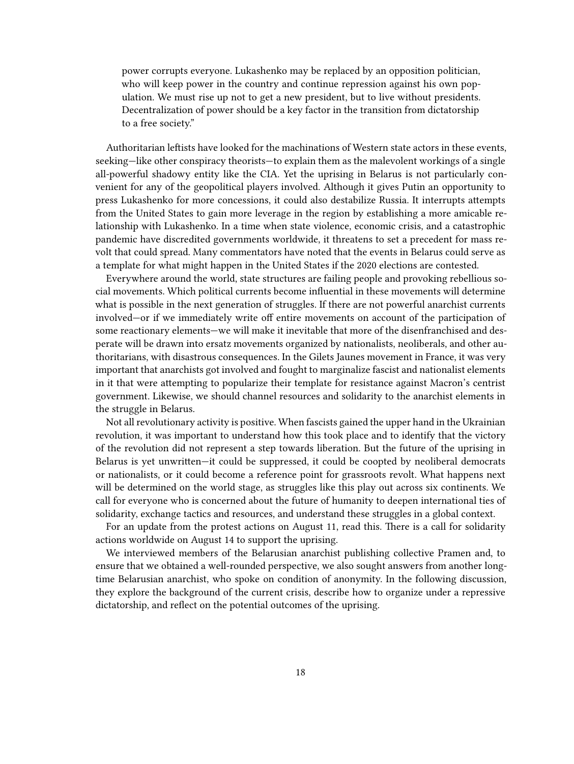> power corrupts everyone. Lukashenko may be replaced by an opposition politician, who will keep power in the country and continue repression against his own population. We must rise up not to get a new president, but to live without presidents. Decentralization of power should be a key factor in the transition from dictatorship to a free society."

Authoritarian leftists have looked for the machinations of Western state actors in these events, seeking—like other conspiracy theorists—to explain them as the malevolent workings of a single all-powerful shadowy entity like the CIA. Yet the uprising in Belarus is not particularly convenient for any of the geopolitical players involved. Although it gives Putin an opportunity to press Lukashenko for more concessions, it could also destabilize Russia. It interrupts attempts from the United States to gain more leverage in the region by establishing a more amicable relationship with Lukashenko. In a time when state violence, economic crisis, and a catastrophic pandemic have discredited governments worldwide, it threatens to set a precedent for mass revolt that could spread. Many commentators have noted that the events in Belarus could serve as a template for what might happen in the United States if the 2020 elections are contested.

Everywhere around the world, state structures are failing people and provoking rebellious social movements. Which political currents become influential in these movements will determine what is possible in the next generation of struggles. If there are not powerful anarchist currents involved—or if we immediately write off entire movements on account of the participation of some reactionary elements—we will make it inevitable that more of the disenfranchised and desperate will be drawn into ersatz movements organized by nationalists, neoliberals, and other authoritarians, with disastrous consequences. In the Gilets Jaunes movement in France, it was very important that anarchists got involved and fought to marginalize fascist and nationalist elements in it that were attempting to popularize their template for resistance against Macron's centrist government. Likewise, we should channel resources and solidarity to the anarchist elements in the struggle in Belarus.

Not all revolutionary activity is positive. When fascists gained the upper hand in the Ukrainian revolution, it was important to understand how this took place and to identify that the victory of the revolution did not represent a step towards liberation. But the future of the uprising in Belarus is yet unwritten—it could be suppressed, it could be coopted by neoliberal democrats or nationalists, or it could become a reference point for grassroots revolt. What happens next will be determined on the world stage, as struggles like this play out across six continents. We call for everyone who is concerned about the future of humanity to deepen international ties of solidarity, exchange tactics and resources, and understand these struggles in a global context.

For an update from the protest actions on August 11, read this. There is a call for solidarity actions worldwide on August 14 to support the uprising.

We interviewed members of the Belarusian anarchist publishing collective Pramen and, to ensure that we obtained a well-rounded perspective, we also sought answers from another longtime Belarusian anarchist, who spoke on condition of anonymity. In the following discussion, they explore the background of the current crisis, describe how to organize under a repressive dictatorship, and reflect on the potential outcomes of the uprising.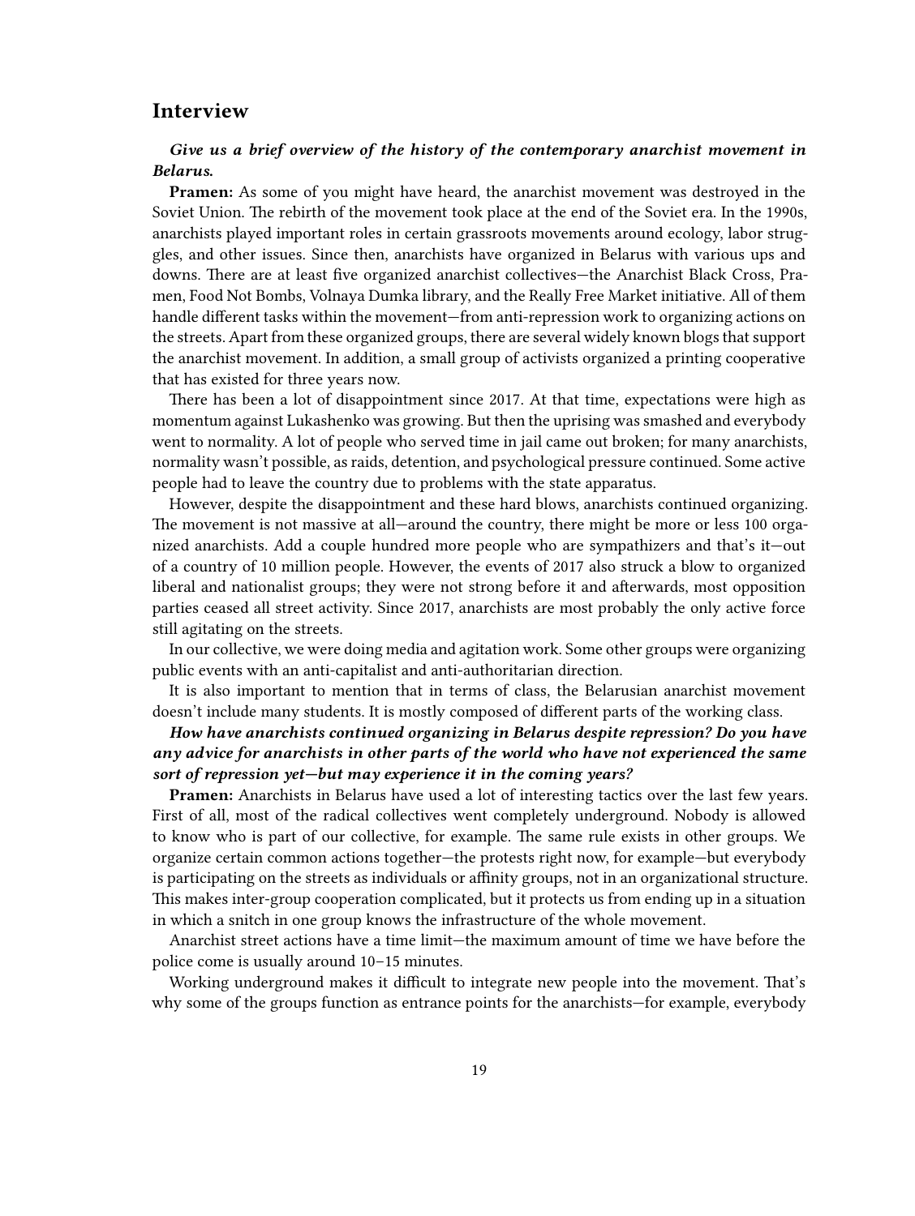## Interview

***Give us a brief overview of the history of the contemporary anarchist movement in Belarus.***

**Pramen:** As some of you might have heard, the anarchist movement was destroyed in the Soviet Union. The rebirth of the movement took place at the end of the Soviet era. In the 1990s, anarchists played important roles in certain grassroots movements around ecology, labor struggles, and other issues. Since then, anarchists have organized in Belarus with various ups and downs. There are at least five organized anarchist collectives—the Anarchist Black Cross, Pramen, Food Not Bombs, Volnaya Dumka library, and the Really Free Market initiative. All of them handle different tasks within the movement—from anti-repression work to organizing actions on the streets. Apart from these organized groups, there are several widely known blogs that support the anarchist movement. In addition, a small group of activists organized a printing cooperative that has existed for three years now.

There has been a lot of disappointment since 2017. At that time, expectations were high as momentum against Lukashenko was growing. But then the uprising was smashed and everybody went to normality. A lot of people who served time in jail came out broken; for many anarchists, normality wasn't possible, as raids, detention, and psychological pressure continued. Some active people had to leave the country due to problems with the state apparatus.

However, despite the disappointment and these hard blows, anarchists continued organizing. The movement is not massive at all—around the country, there might be more or less 100 organized anarchists. Add a couple hundred more people who are sympathizers and that's it—out of a country of 10 million people. However, the events of 2017 also struck a blow to organized liberal and nationalist groups; they were not strong before it and afterwards, most opposition parties ceased all street activity. Since 2017, anarchists are most probably the only active force still agitating on the streets.

In our collective, we were doing media and agitation work. Some other groups were organizing public events with an anti-capitalist and anti-authoritarian direction.

It is also important to mention that in terms of class, the Belarusian anarchist movement doesn't include many students. It is mostly composed of different parts of the working class.

***How have anarchists continued organizing in Belarus despite repression? Do you have any advice for anarchists in other parts of the world who have not experienced the same sort of repression yet—but may experience it in the coming years?***

**Pramen:** Anarchists in Belarus have used a lot of interesting tactics over the last few years. First of all, most of the radical collectives went completely underground. Nobody is allowed to know who is part of our collective, for example. The same rule exists in other groups. We organize certain common actions together—the protests right now, for example—but everybody is participating on the streets as individuals or affinity groups, not in an organizational structure. This makes inter-group cooperation complicated, but it protects us from ending up in a situation in which a snitch in one group knows the infrastructure of the whole movement.

Anarchist street actions have a time limit—the maximum amount of time we have before the police come is usually around 10–15 minutes.

Working underground makes it difficult to integrate new people into the movement. That's why some of the groups function as entrance points for the anarchists—for example, everybody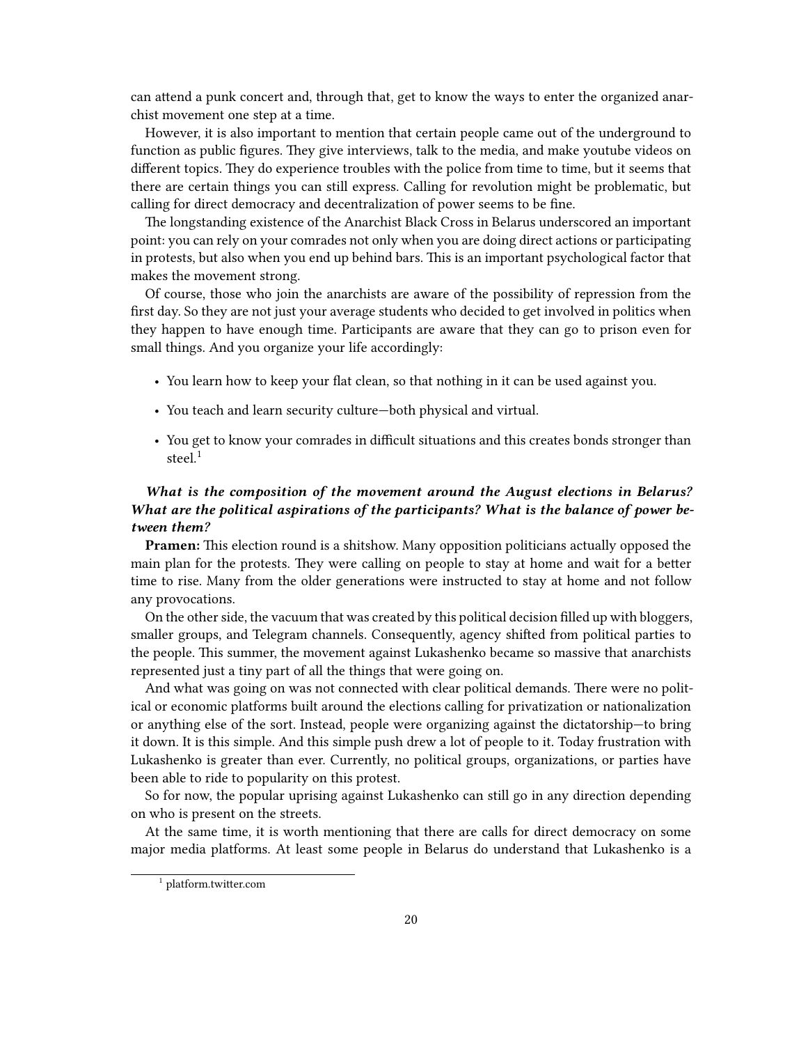can attend a punk concert and, through that, get to know the ways to enter the organized anarchist movement one step at a time.

However, it is also important to mention that certain people came out of the underground to function as public figures. They give interviews, talk to the media, and make youtube videos on different topics. They do experience troubles with the police from time to time, but it seems that there are certain things you can still express. Calling for revolution might be problematic, but calling for direct democracy and decentralization of power seems to be fine.

The longstanding existence of the Anarchist Black Cross in Belarus underscored an important point: you can rely on your comrades not only when you are doing direct actions or participating in protests, but also when you end up behind bars. This is an important psychological factor that makes the movement strong.

Of course, those who join the anarchists are aware of the possibility of repression from the first day. So they are not just your average students who decided to get involved in politics when they happen to have enough time. Participants are aware that they can go to prison even for small things. And you organize your life accordingly:

- You learn how to keep your flat clean, so that nothing in it can be used against you.
- You teach and learn security culture—both physical and virtual.
- You get to know your comrades in difficult situations and this creates bonds stronger than steel.[1]

***What is the composition of the movement around the August elections in Belarus? What are the political aspirations of the participants? What is the balance of power between them?***

**Pramen:** This election round is a shitshow. Many opposition politicians actually opposed the main plan for the protests. They were calling on people to stay at home and wait for a better time to rise. Many from the older generations were instructed to stay at home and not follow any provocations.

On the other side, the vacuum that was created by this political decision filled up with bloggers, smaller groups, and Telegram channels. Consequently, agency shifted from political parties to the people. This summer, the movement against Lukashenko became so massive that anarchists represented just a tiny part of all the things that were going on.

And what was going on was not connected with clear political demands. There were no political or economic platforms built around the elections calling for privatization or nationalization or anything else of the sort. Instead, people were organizing against the dictatorship—to bring it down. It is this simple. And this simple push drew a lot of people to it. Today frustration with Lukashenko is greater than ever. Currently, no political groups, organizations, or parties have been able to ride to popularity on this protest.

So for now, the popular uprising against Lukashenko can still go in any direction depending on who is present on the streets.

At the same time, it is worth mentioning that there are calls for direct democracy on some major media platforms. At least some people in Belarus do understand that Lukashenko is a

[1] platform.twitter.com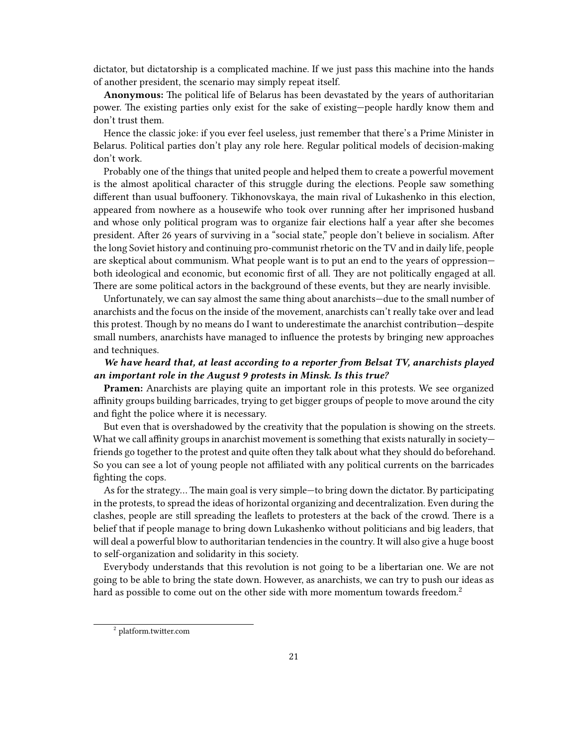dictator, but dictatorship is a complicated machine. If we just pass this machine into the hands of another president, the scenario may simply repeat itself.

**Anonymous:** The political life of Belarus has been devastated by the years of authoritarian power. The existing parties only exist for the sake of existing—people hardly know them and don't trust them.

Hence the classic joke: if you ever feel useless, just remember that there's a Prime Minister in Belarus. Political parties don't play any role here. Regular political models of decision-making don't work.

Probably one of the things that united people and helped them to create a powerful movement is the almost apolitical character of this struggle during the elections. People saw something different than usual buffoonery. Tikhonovskaya, the main rival of Lukashenko in this election, appeared from nowhere as a housewife who took over running after her imprisoned husband and whose only political program was to organize fair elections half a year after she becomes president. After 26 years of surviving in a "social state," people don't believe in socialism. After the long Soviet history and continuing pro-communist rhetoric on the TV and in daily life, people are skeptical about communism. What people want is to put an end to the years of oppression—both ideological and economic, but economic first of all. They are not politically engaged at all. There are some political actors in the background of these events, but they are nearly invisible.

Unfortunately, we can say almost the same thing about anarchists—due to the small number of anarchists and the focus on the inside of the movement, anarchists can't really take over and lead this protest. Though by no means do I want to underestimate the anarchist contribution—despite small numbers, anarchists have managed to influence the protests by bringing new approaches and techniques.

***We have heard that, at least according to a reporter from Belsat TV, anarchists played an important role in the August 9 protests in Minsk. Is this true?***

**Pramen:** Anarchists are playing quite an important role in this protests. We see organized affinity groups building barricades, trying to get bigger groups of people to move around the city and fight the police where it is necessary.

But even that is overshadowed by the creativity that the population is showing on the streets. What we call affinity groups in anarchist movement is something that exists naturally in society—friends go together to the protest and quite often they talk about what they should do beforehand. So you can see a lot of young people not affiliated with any political currents on the barricades fighting the cops.

As for the strategy… The main goal is very simple—to bring down the dictator. By participating in the protests, to spread the ideas of horizontal organizing and decentralization. Even during the clashes, people are still spreading the leaflets to protesters at the back of the crowd. There is a belief that if people manage to bring down Lukashenko without politicians and big leaders, that will deal a powerful blow to authoritarian tendencies in the country. It will also give a huge boost to self-organization and solidarity in this society.

Everybody understands that this revolution is not going to be a libertarian one. We are not going to be able to bring the state down. However, as anarchists, we can try to push our ideas as hard as possible to come out on the other side with more momentum towards freedom.[2]

[2] platform.twitter.com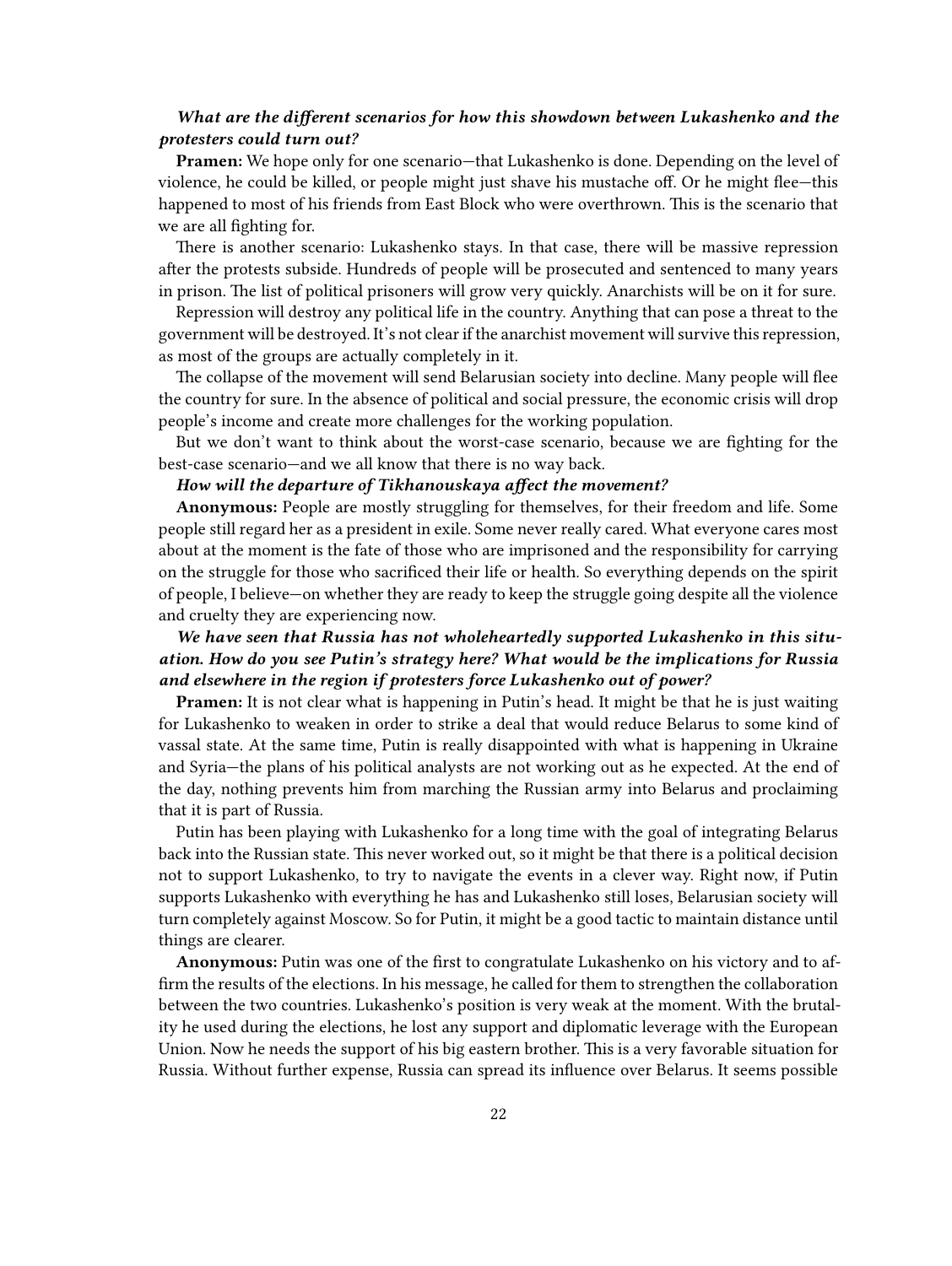***What are the different scenarios for how this showdown between Lukashenko and the protesters could turn out?***

**Pramen:** We hope only for one scenario—that Lukashenko is done. Depending on the level of violence, he could be killed, or people might just shave his mustache off. Or he might flee—this happened to most of his friends from East Block who were overthrown. This is the scenario that we are all fighting for.

There is another scenario: Lukashenko stays. In that case, there will be massive repression after the protests subside. Hundreds of people will be prosecuted and sentenced to many years in prison. The list of political prisoners will grow very quickly. Anarchists will be on it for sure.

Repression will destroy any political life in the country. Anything that can pose a threat to the government will be destroyed. It's not clear if the anarchist movement will survive this repression, as most of the groups are actually completely in it.

The collapse of the movement will send Belarusian society into decline. Many people will flee the country for sure. In the absence of political and social pressure, the economic crisis will drop people's income and create more challenges for the working population.

But we don't want to think about the worst-case scenario, because we are fighting for the best-case scenario—and we all know that there is no way back.

***How will the departure of Tikhanouskaya affect the movement?***

**Anonymous:** People are mostly struggling for themselves, for their freedom and life. Some people still regard her as a president in exile. Some never really cared. What everyone cares most about at the moment is the fate of those who are imprisoned and the responsibility for carrying on the struggle for those who sacrificed their life or health. So everything depends on the spirit of people, I believe—on whether they are ready to keep the struggle going despite all the violence and cruelty they are experiencing now.

***We have seen that Russia has not wholeheartedly supported Lukashenko in this situation. How do you see Putin's strategy here? What would be the implications for Russia and elsewhere in the region if protesters force Lukashenko out of power?***

**Pramen:** It is not clear what is happening in Putin's head. It might be that he is just waiting for Lukashenko to weaken in order to strike a deal that would reduce Belarus to some kind of vassal state. At the same time, Putin is really disappointed with what is happening in Ukraine and Syria—the plans of his political analysts are not working out as he expected. At the end of the day, nothing prevents him from marching the Russian army into Belarus and proclaiming that it is part of Russia.

Putin has been playing with Lukashenko for a long time with the goal of integrating Belarus back into the Russian state. This never worked out, so it might be that there is a political decision not to support Lukashenko, to try to navigate the events in a clever way. Right now, if Putin supports Lukashenko with everything he has and Lukashenko still loses, Belarusian society will turn completely against Moscow. So for Putin, it might be a good tactic to maintain distance until things are clearer.

**Anonymous:** Putin was one of the first to congratulate Lukashenko on his victory and to affirm the results of the elections. In his message, he called for them to strengthen the collaboration between the two countries. Lukashenko's position is very weak at the moment. With the brutality he used during the elections, he lost any support and diplomatic leverage with the European Union. Now he needs the support of his big eastern brother. This is a very favorable situation for Russia. Without further expense, Russia can spread its influence over Belarus. It seems possible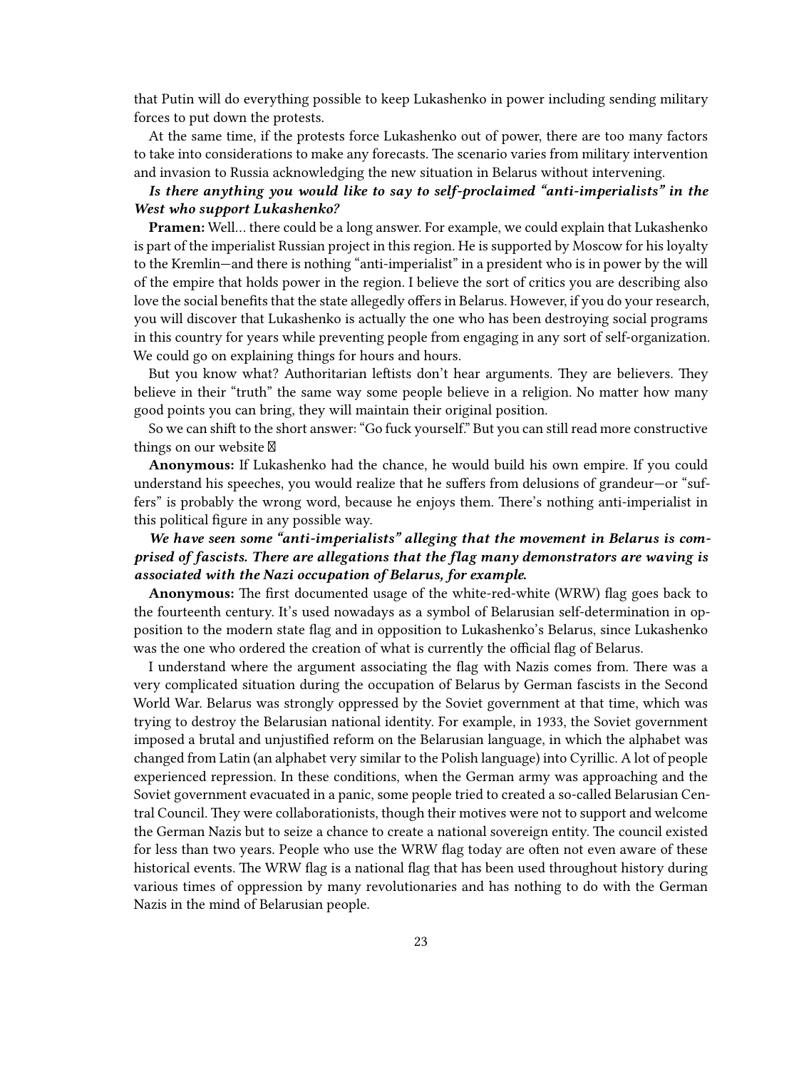that Putin will do everything possible to keep Lukashenko in power including sending military forces to put down the protests.

At the same time, if the protests force Lukashenko out of power, there are too many factors to take into considerations to make any forecasts. The scenario varies from military intervention and invasion to Russia acknowledging the new situation in Belarus without intervening.

***Is there anything you would like to say to self-proclaimed "anti-imperialists" in the West who support Lukashenko?***

**Pramen:** Well… there could be a long answer. For example, we could explain that Lukashenko is part of the imperialist Russian project in this region. He is supported by Moscow for his loyalty to the Kremlin—and there is nothing "anti-imperialist" in a president who is in power by the will of the empire that holds power in the region. I believe the sort of critics you are describing also love the social benefits that the state allegedly offers in Belarus. However, if you do your research, you will discover that Lukashenko is actually the one who has been destroying social programs in this country for years while preventing people from engaging in any sort of self-organization. We could go on explaining things for hours and hours.

But you know what? Authoritarian leftists don't hear arguments. They are believers. They believe in their "truth" the same way some people believe in a religion. No matter how many good points you can bring, they will maintain their original position.

So we can shift to the short answer: "Go fuck yourself." But you can still read more constructive things on our website ☐

**Anonymous:** If Lukashenko had the chance, he would build his own empire. If you could understand his speeches, you would realize that he suffers from delusions of grandeur—or "suffers" is probably the wrong word, because he enjoys them. There's nothing anti-imperialist in this political figure in any possible way.

***We have seen some "anti-imperialists" alleging that the movement in Belarus is comprised of fascists. There are allegations that the flag many demonstrators are waving is associated with the Nazi occupation of Belarus, for example.***

**Anonymous:** The first documented usage of the white-red-white (WRW) flag goes back to the fourteenth century. It's used nowadays as a symbol of Belarusian self-determination in opposition to the modern state flag and in opposition to Lukashenko's Belarus, since Lukashenko was the one who ordered the creation of what is currently the official flag of Belarus.

I understand where the argument associating the flag with Nazis comes from. There was a very complicated situation during the occupation of Belarus by German fascists in the Second World War. Belarus was strongly oppressed by the Soviet government at that time, which was trying to destroy the Belarusian national identity. For example, in 1933, the Soviet government imposed a brutal and unjustified reform on the Belarusian language, in which the alphabet was changed from Latin (an alphabet very similar to the Polish language) into Cyrillic. A lot of people experienced repression. In these conditions, when the German army was approaching and the Soviet government evacuated in a panic, some people tried to created a so-called Belarusian Central Council. They were collaborationists, though their motives were not to support and welcome the German Nazis but to seize a chance to create a national sovereign entity. The council existed for less than two years. People who use the WRW flag today are often not even aware of these historical events. The WRW flag is a national flag that has been used throughout history during various times of oppression by many revolutionaries and has nothing to do with the German Nazis in the mind of Belarusian people.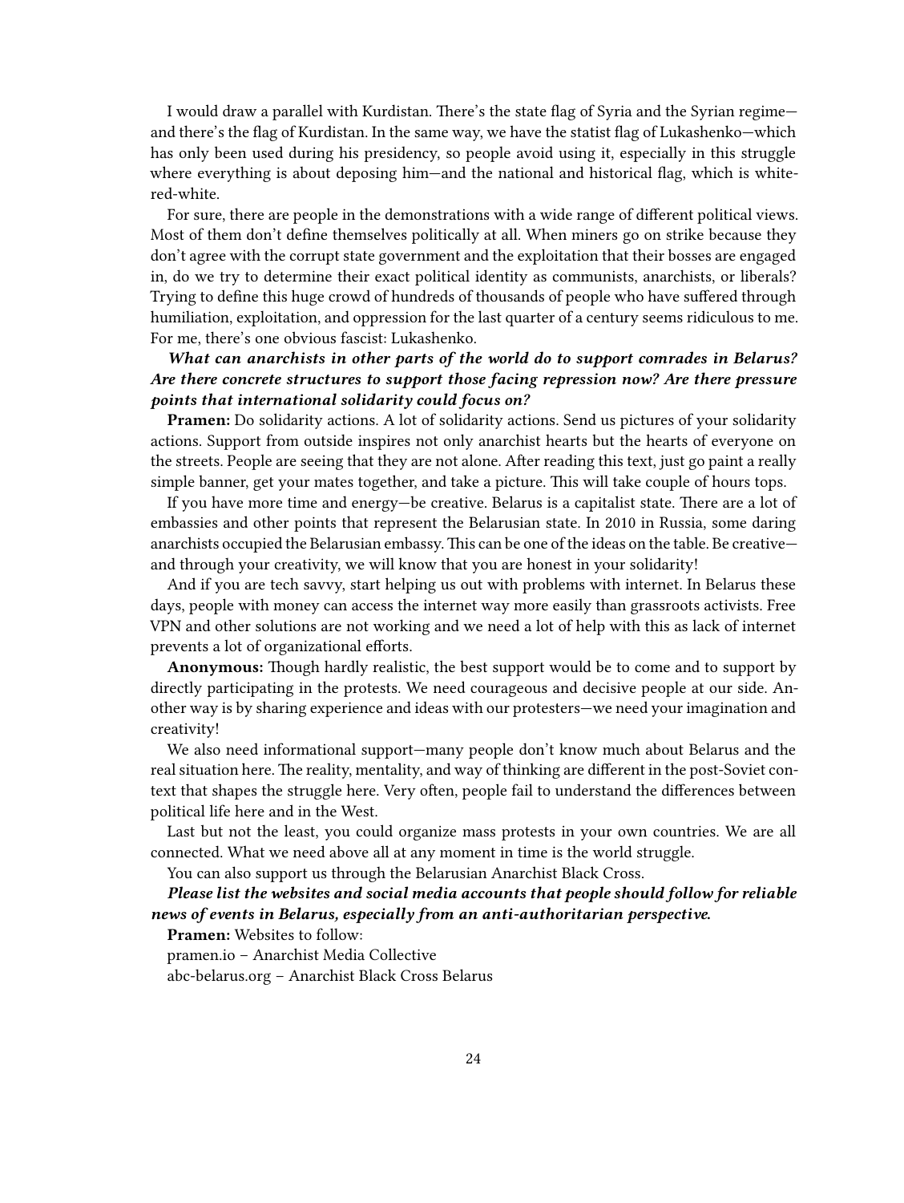I would draw a parallel with Kurdistan. There's the state flag of Syria and the Syrian regime—and there's the flag of Kurdistan. In the same way, we have the statist flag of Lukashenko—which has only been used during his presidency, so people avoid using it, especially in this struggle where everything is about deposing him—and the national and historical flag, which is white-red-white.

For sure, there are people in the demonstrations with a wide range of different political views. Most of them don't define themselves politically at all. When miners go on strike because they don't agree with the corrupt state government and the exploitation that their bosses are engaged in, do we try to determine their exact political identity as communists, anarchists, or liberals? Trying to define this huge crowd of hundreds of thousands of people who have suffered through humiliation, exploitation, and oppression for the last quarter of a century seems ridiculous to me. For me, there's one obvious fascist: Lukashenko.

***What can anarchists in other parts of the world do to support comrades in Belarus? Are there concrete structures to support those facing repression now? Are there pressure points that international solidarity could focus on?***

**Pramen:** Do solidarity actions. A lot of solidarity actions. Send us pictures of your solidarity actions. Support from outside inspires not only anarchist hearts but the hearts of everyone on the streets. People are seeing that they are not alone. After reading this text, just go paint a really simple banner, get your mates together, and take a picture. This will take couple of hours tops.

If you have more time and energy—be creative. Belarus is a capitalist state. There are a lot of embassies and other points that represent the Belarusian state. In 2010 in Russia, some daring anarchists occupied the Belarusian embassy. This can be one of the ideas on the table. Be creative—and through your creativity, we will know that you are honest in your solidarity!

And if you are tech savvy, start helping us out with problems with internet. In Belarus these days, people with money can access the internet way more easily than grassroots activists. Free VPN and other solutions are not working and we need a lot of help with this as lack of internet prevents a lot of organizational efforts.

**Anonymous:** Though hardly realistic, the best support would be to come and to support by directly participating in the protests. We need courageous and decisive people at our side. Another way is by sharing experience and ideas with our protesters—we need your imagination and creativity!

We also need informational support—many people don't know much about Belarus and the real situation here. The reality, mentality, and way of thinking are different in the post-Soviet context that shapes the struggle here. Very often, people fail to understand the differences between political life here and in the West.

Last but not the least, you could organize mass protests in your own countries. We are all connected. What we need above all at any moment in time is the world struggle.

You can also support us through the Belarusian Anarchist Black Cross.

***Please list the websites and social media accounts that people should follow for reliable news of events in Belarus, especially from an anti-authoritarian perspective.***

**Pramen:** Websites to follow:

pramen.io – Anarchist Media Collective

abc-belarus.org – Anarchist Black Cross Belarus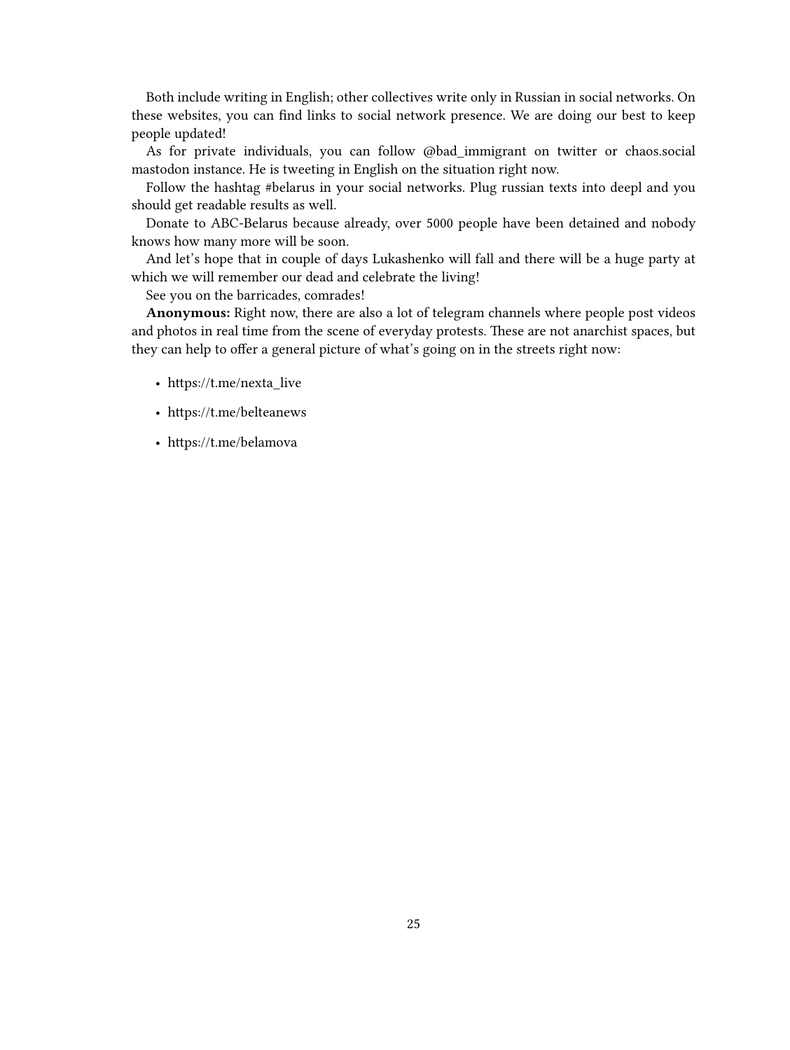Both include writing in English; other collectives write only in Russian in social networks. On these websites, you can find links to social network presence. We are doing our best to keep people updated!

As for private individuals, you can follow @bad_immigrant on twitter or chaos.social mastodon instance. He is tweeting in English on the situation right now.

Follow the hashtag #belarus in your social networks. Plug russian texts into deepl and you should get readable results as well.

Donate to ABC-Belarus because already, over 5000 people have been detained and nobody knows how many more will be soon.

And let's hope that in couple of days Lukashenko will fall and there will be a huge party at which we will remember our dead and celebrate the living!

See you on the barricades, comrades!

**Anonymous:** Right now, there are also a lot of telegram channels where people post videos and photos in real time from the scene of everyday protests. These are not anarchist spaces, but they can help to offer a general picture of what's going on in the streets right now:

- https://t.me/nexta_live
- https://t.me/belteanews
- https://t.me/belamova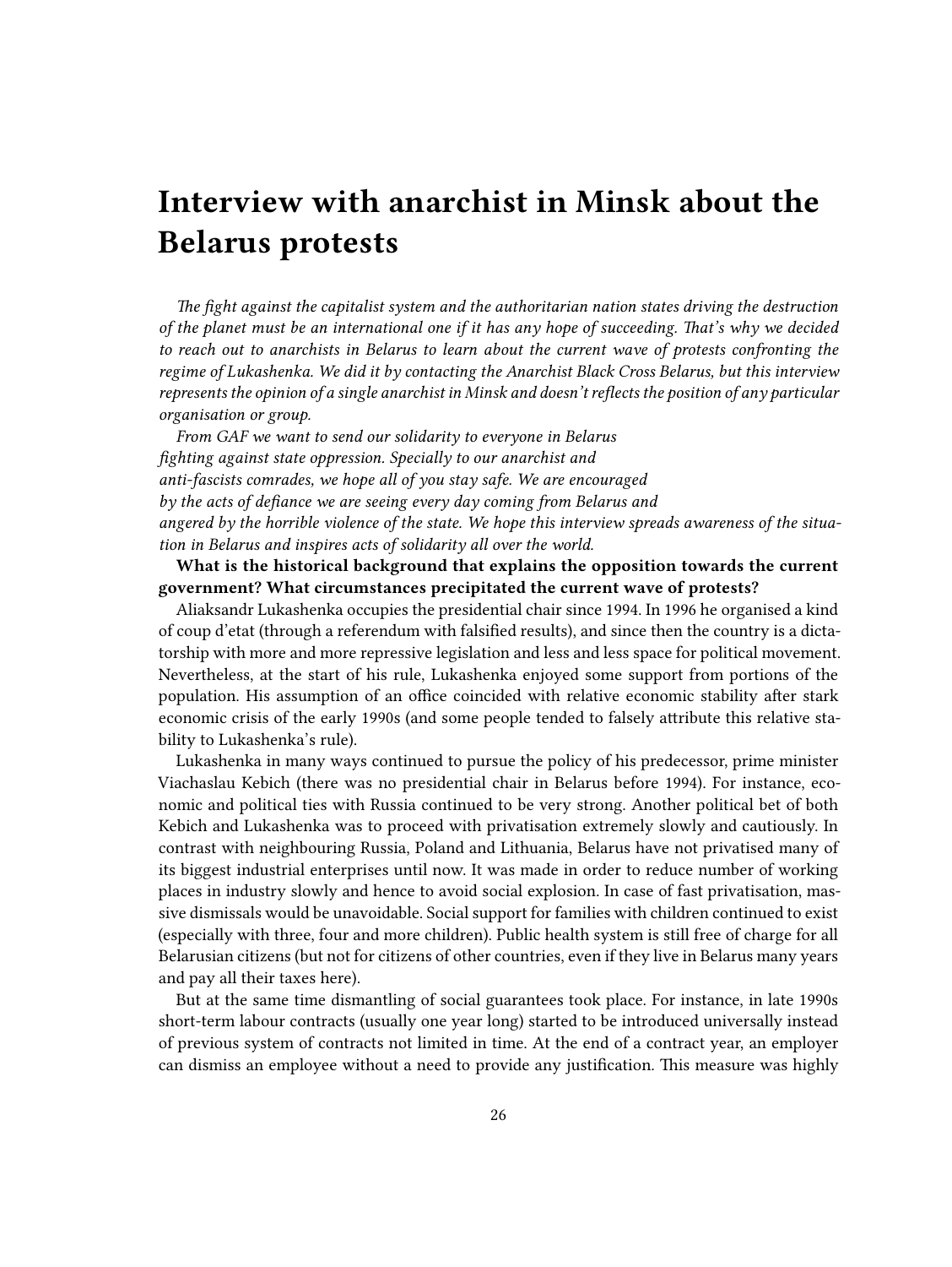# Interview with anarchist in Minsk about the Belarus protests

*The fight against the capitalist system and the authoritarian nation states driving the destruction of the planet must be an international one if it has any hope of succeeding. That's why we decided to reach out to anarchists in Belarus to learn about the current wave of protests confronting the regime of Lukashenka. We did it by contacting the Anarchist Black Cross Belarus, but this interview represents the opinion of a single anarchist in Minsk and doesn't reflects the position of any particular organisation or group.*

*From GAF we want to send our solidarity to everyone in Belarus fighting against state oppression. Specially to our anarchist and anti-fascists comrades, we hope all of you stay safe. We are encouraged by the acts of defiance we are seeing every day coming from Belarus and angered by the horrible violence of the state. We hope this interview spreads awareness of the situation in Belarus and inspires acts of solidarity all over the world.*

**What is the historical background that explains the opposition towards the current government? What circumstances precipitated the current wave of protests?**

Aliaksandr Lukashenka occupies the presidential chair since 1994. In 1996 he organised a kind of coup d'etat (through a referendum with falsified results), and since then the country is a dictatorship with more and more repressive legislation and less and less space for political movement. Nevertheless, at the start of his rule, Lukashenka enjoyed some support from portions of the population. His assumption of an office coincided with relative economic stability after stark economic crisis of the early 1990s (and some people tended to falsely attribute this relative stability to Lukashenka's rule).

Lukashenka in many ways continued to pursue the policy of his predecessor, prime minister Viachaslau Kebich (there was no presidential chair in Belarus before 1994). For instance, economic and political ties with Russia continued to be very strong. Another political bet of both Kebich and Lukashenka was to proceed with privatisation extremely slowly and cautiously. In contrast with neighbouring Russia, Poland and Lithuania, Belarus have not privatised many of its biggest industrial enterprises until now. It was made in order to reduce number of working places in industry slowly and hence to avoid social explosion. In case of fast privatisation, massive dismissals would be unavoidable. Social support for families with children continued to exist (especially with three, four and more children). Public health system is still free of charge for all Belarusian citizens (but not for citizens of other countries, even if they live in Belarus many years and pay all their taxes here).

But at the same time dismantling of social guarantees took place. For instance, in late 1990s short-term labour contracts (usually one year long) started to be introduced universally instead of previous system of contracts not limited in time. At the end of a contract year, an employer can dismiss an employee without a need to provide any justification. This measure was highly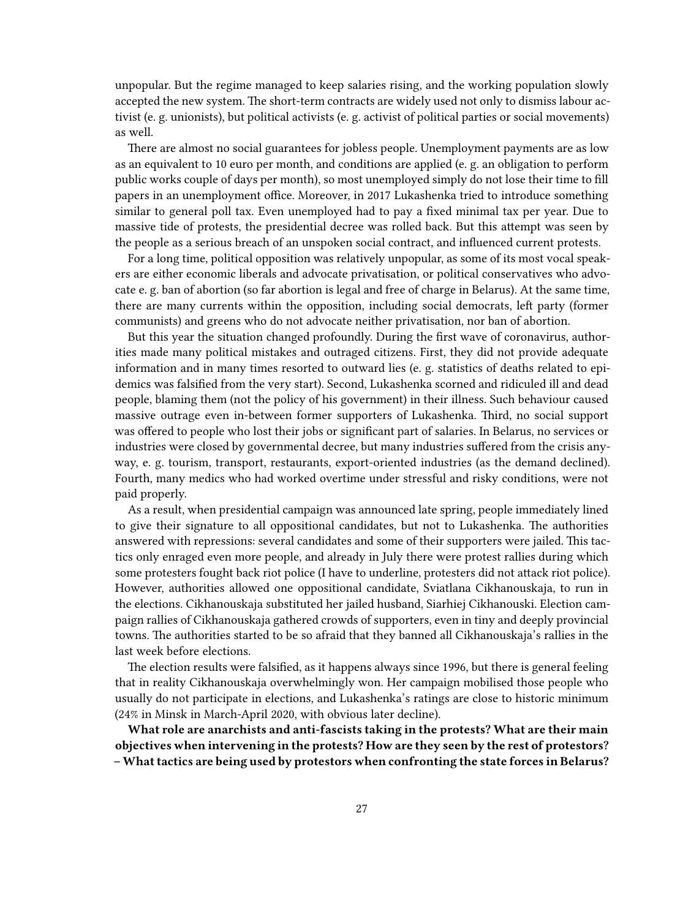unpopular. But the regime managed to keep salaries rising, and the working population slowly accepted the new system. The short-term contracts are widely used not only to dismiss labour activist (e. g. unionists), but political activists (e. g. activist of political parties or social movements) as well.

There are almost no social guarantees for jobless people. Unemployment payments are as low as an equivalent to 10 euro per month, and conditions are applied (e. g. an obligation to perform public works couple of days per month), so most unemployed simply do not lose their time to fill papers in an unemployment office. Moreover, in 2017 Lukashenka tried to introduce something similar to general poll tax. Even unemployed had to pay a fixed minimal tax per year. Due to massive tide of protests, the presidential decree was rolled back. But this attempt was seen by the people as a serious breach of an unspoken social contract, and influenced current protests.

For a long time, political opposition was relatively unpopular, as some of its most vocal speakers are either economic liberals and advocate privatisation, or political conservatives who advocate e. g. ban of abortion (so far abortion is legal and free of charge in Belarus). At the same time, there are many currents within the opposition, including social democrats, left party (former communists) and greens who do not advocate neither privatisation, nor ban of abortion.

But this year the situation changed profoundly. During the first wave of coronavirus, authorities made many political mistakes and outraged citizens. First, they did not provide adequate information and in many times resorted to outward lies (e. g. statistics of deaths related to epidemics was falsified from the very start). Second, Lukashenka scorned and ridiculed ill and dead people, blaming them (not the policy of his government) in their illness. Such behaviour caused massive outrage even in-between former supporters of Lukashenka. Third, no social support was offered to people who lost their jobs or significant part of salaries. In Belarus, no services or industries were closed by governmental decree, but many industries suffered from the crisis anyway, e. g. tourism, transport, restaurants, export-oriented industries (as the demand declined). Fourth, many medics who had worked overtime under stressful and risky conditions, were not paid properly.

As a result, when presidential campaign was announced late spring, people immediately lined to give their signature to all oppositional candidates, but not to Lukashenka. The authorities answered with repressions: several candidates and some of their supporters were jailed. This tactics only enraged even more people, and already in July there were protest rallies during which some protesters fought back riot police (I have to underline, protesters did not attack riot police). However, authorities allowed one oppositional candidate, Sviatlana Cikhanouskaja, to run in the elections. Cikhanouskaja substituted her jailed husband, Siarhiej Cikhanouski. Election campaign rallies of Cikhanouskaja gathered crowds of supporters, even in tiny and deeply provincial towns. The authorities started to be so afraid that they banned all Cikhanouskaja's rallies in the last week before elections.

The election results were falsified, as it happens always since 1996, but there is general feeling that in reality Cikhanouskaja overwhelmingly won. Her campaign mobilised those people who usually do not participate in elections, and Lukashenka's ratings are close to historic minimum (24% in Minsk in March-April 2020, with obvious later decline).

**What role are anarchists and anti-fascists taking in the protests? What are their main objectives when intervening in the protests? How are they seen by the rest of protestors? – What tactics are being used by protestors when confronting the state forces in Belarus?**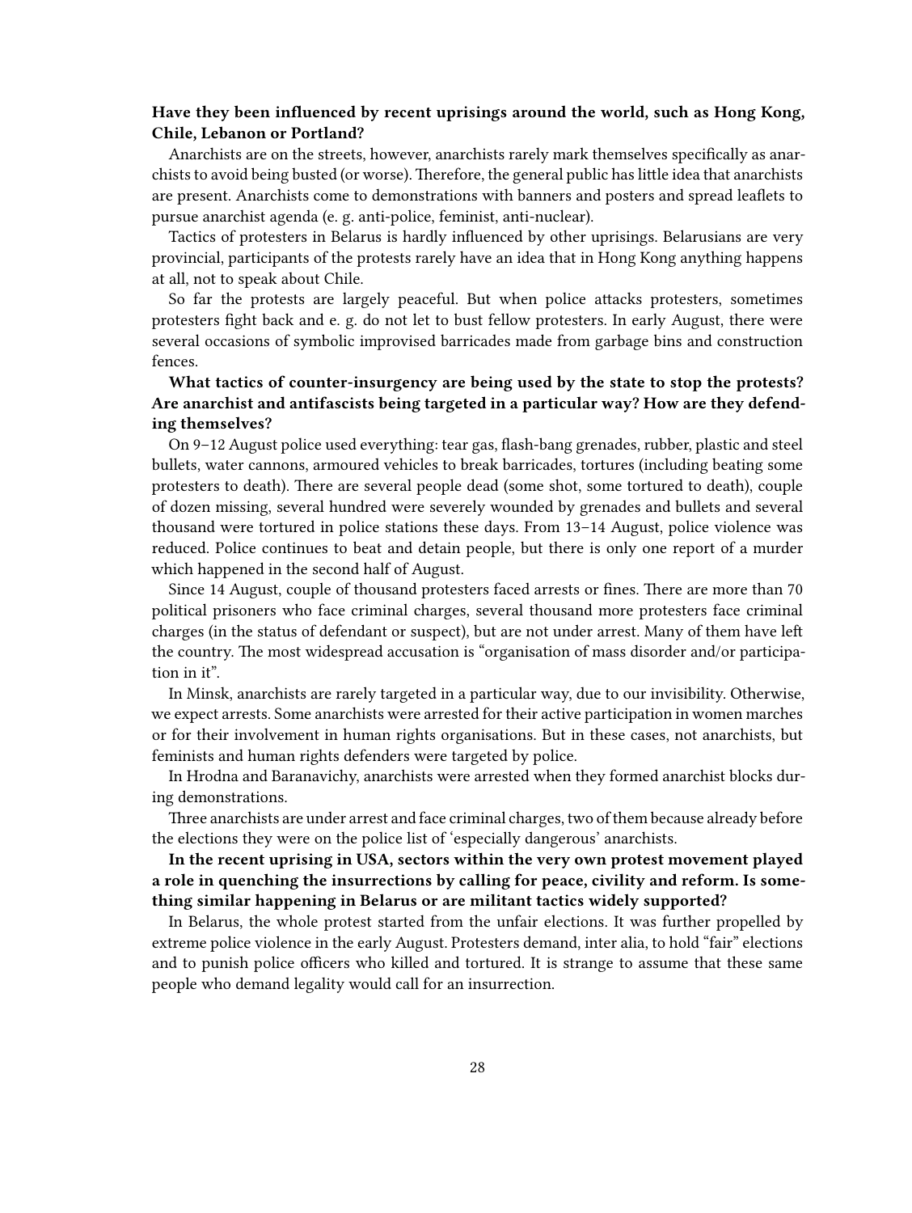**Have they been influenced by recent uprisings around the world, such as Hong Kong, Chile, Lebanon or Portland?**

Anarchists are on the streets, however, anarchists rarely mark themselves specifically as anarchists to avoid being busted (or worse). Therefore, the general public has little idea that anarchists are present. Anarchists come to demonstrations with banners and posters and spread leaflets to pursue anarchist agenda (e. g. anti-police, feminist, anti-nuclear).

Tactics of protesters in Belarus is hardly influenced by other uprisings. Belarusians are very provincial, participants of the protests rarely have an idea that in Hong Kong anything happens at all, not to speak about Chile.

So far the protests are largely peaceful. But when police attacks protesters, sometimes protesters fight back and e. g. do not let to bust fellow protesters. In early August, there were several occasions of symbolic improvised barricades made from garbage bins and construction fences.

**What tactics of counter-insurgency are being used by the state to stop the protests? Are anarchist and antifascists being targeted in a particular way? How are they defending themselves?**

On 9–12 August police used everything: tear gas, flash-bang grenades, rubber, plastic and steel bullets, water cannons, armoured vehicles to break barricades, tortures (including beating some protesters to death). There are several people dead (some shot, some tortured to death), couple of dozen missing, several hundred were severely wounded by grenades and bullets and several thousand were tortured in police stations these days. From 13–14 August, police violence was reduced. Police continues to beat and detain people, but there is only one report of a murder which happened in the second half of August.

Since 14 August, couple of thousand protesters faced arrests or fines. There are more than 70 political prisoners who face criminal charges, several thousand more protesters face criminal charges (in the status of defendant or suspect), but are not under arrest. Many of them have left the country. The most widespread accusation is "organisation of mass disorder and/or participation in it".

In Minsk, anarchists are rarely targeted in a particular way, due to our invisibility. Otherwise, we expect arrests. Some anarchists were arrested for their active participation in women marches or for their involvement in human rights organisations. But in these cases, not anarchists, but feminists and human rights defenders were targeted by police.

In Hrodna and Baranavichy, anarchists were arrested when they formed anarchist blocks during demonstrations.

Three anarchists are under arrest and face criminal charges, two of them because already before the elections they were on the police list of 'especially dangerous' anarchists.

**In the recent uprising in USA, sectors within the very own protest movement played a role in quenching the insurrections by calling for peace, civility and reform. Is something similar happening in Belarus or are militant tactics widely supported?**

In Belarus, the whole protest started from the unfair elections. It was further propelled by extreme police violence in the early August. Protesters demand, inter alia, to hold "fair" elections and to punish police officers who killed and tortured. It is strange to assume that these same people who demand legality would call for an insurrection.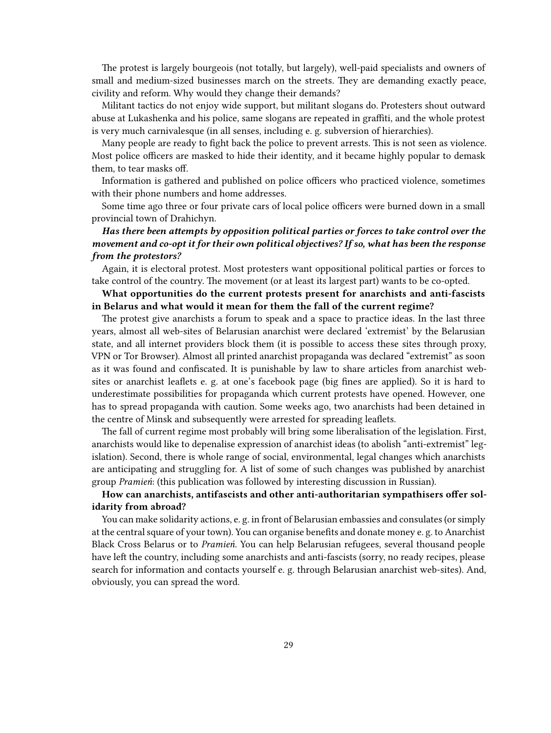The protest is largely bourgeois (not totally, but largely), well-paid specialists and owners of small and medium-sized businesses march on the streets. They are demanding exactly peace, civility and reform. Why would they change their demands?

Militant tactics do not enjoy wide support, but militant slogans do. Protesters shout outward abuse at Lukashenka and his police, same slogans are repeated in graffiti, and the whole protest is very much carnivalesque (in all senses, including e. g. subversion of hierarchies).

Many people are ready to fight back the police to prevent arrests. This is not seen as violence. Most police officers are masked to hide their identity, and it became highly popular to demask them, to tear masks off.

Information is gathered and published on police officers who practiced violence, sometimes with their phone numbers and home addresses.

Some time ago three or four private cars of local police officers were burned down in a small provincial town of Drahichyn.

***Has there been attempts by opposition political parties or forces to take control over the movement and co-opt it for their own political objectives? If so, what has been the response from the protestors?***

Again, it is electoral protest. Most protesters want oppositional political parties or forces to take control of the country. The movement (or at least its largest part) wants to be co-opted.

**What opportunities do the current protests present for anarchists and anti-fascists in Belarus and what would it mean for them the fall of the current regime?**

The protest give anarchists a forum to speak and a space to practice ideas. In the last three years, almost all web-sites of Belarusian anarchist were declared 'extremist' by the Belarusian state, and all internet providers block them (it is possible to access these sites through proxy, VPN or Tor Browser). Almost all printed anarchist propaganda was declared "extremist" as soon as it was found and confiscated. It is punishable by law to share articles from anarchist web-sites or anarchist leaflets e. g. at one's facebook page (big fines are applied). So it is hard to underestimate possibilities for propaganda which current protests have opened. However, one has to spread propaganda with caution. Some weeks ago, two anarchists had been detained in the centre of Minsk and subsequently were arrested for spreading leaflets.

The fall of current regime most probably will bring some liberalisation of the legislation. First, anarchists would like to depenalise expression of anarchist ideas (to abolish "anti-extremist" legislation). Second, there is whole range of social, environmental, legal changes which anarchists are anticipating and struggling for. A list of some of such changes was published by anarchist group *Pramień*: (this publication was followed by interesting discussion in Russian).

**How can anarchists, antifascists and other anti-authoritarian sympathisers offer solidarity from abroad?**

You can make solidarity actions, e. g. in front of Belarusian embassies and consulates (or simply at the central square of your town). You can organise benefits and donate money e. g. to Anarchist Black Cross Belarus or to *Pramień*. You can help Belarusian refugees, several thousand people have left the country, including some anarchists and anti-fascists (sorry, no ready recipes, please search for information and contacts yourself e. g. through Belarusian anarchist web-sites). And, obviously, you can spread the word.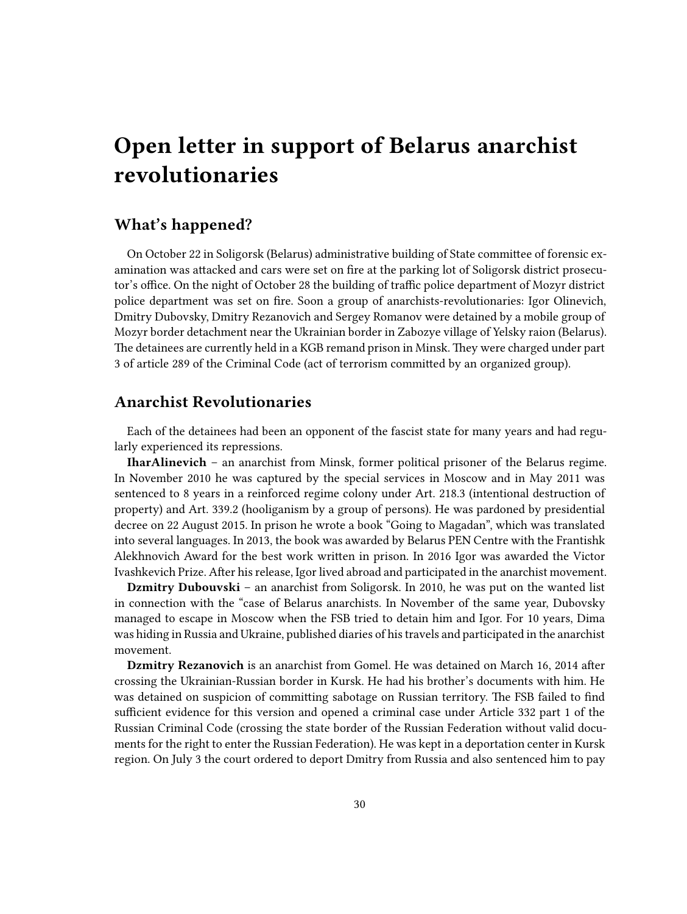# Open letter in support of Belarus anarchist revolutionaries

## What's happened?

On October 22 in Soligorsk (Belarus) administrative building of State committee of forensic examination was attacked and cars were set on fire at the parking lot of Soligorsk district prosecutor's office. On the night of October 28 the building of traffic police department of Mozyr district police department was set on fire. Soon a group of anarchists-revolutionaries: Igor Olinevich, Dmitry Dubovsky, Dmitry Rezanovich and Sergey Romanov were detained by a mobile group of Mozyr border detachment near the Ukrainian border in Zabozye village of Yelsky raion (Belarus). The detainees are currently held in a KGB remand prison in Minsk. They were charged under part 3 of article 289 of the Criminal Code (act of terrorism committed by an organized group).

## Anarchist Revolutionaries

Each of the detainees had been an opponent of the fascist state for many years and had regularly experienced its repressions.

**IharAlinevich** – an anarchist from Minsk, former political prisoner of the Belarus regime. In November 2010 he was captured by the special services in Moscow and in May 2011 was sentenced to 8 years in a reinforced regime colony under Art. 218.3 (intentional destruction of property) and Art. 339.2 (hooliganism by a group of persons). He was pardoned by presidential decree on 22 August 2015. In prison he wrote a book "Going to Magadan", which was translated into several languages. In 2013, the book was awarded by Belarus PEN Centre with the Frantishk Alekhnovich Award for the best work written in prison. In 2016 Igor was awarded the Victor Ivashkevich Prize. After his release, Igor lived abroad and participated in the anarchist movement.

**Dzmitry Dubouvski** – an anarchist from Soligorsk. In 2010, he was put on the wanted list in connection with the "case of Belarus anarchists. In November of the same year, Dubovsky managed to escape in Moscow when the FSB tried to detain him and Igor. For 10 years, Dima was hiding in Russia and Ukraine, published diaries of his travels and participated in the anarchist movement.

**Dzmitry Rezanovich** is an anarchist from Gomel. He was detained on March 16, 2014 after crossing the Ukrainian-Russian border in Kursk. He had his brother's documents with him. He was detained on suspicion of committing sabotage on Russian territory. The FSB failed to find sufficient evidence for this version and opened a criminal case under Article 332 part 1 of the Russian Criminal Code (crossing the state border of the Russian Federation without valid documents for the right to enter the Russian Federation). He was kept in a deportation center in Kursk region. On July 3 the court ordered to deport Dmitry from Russia and also sentenced him to pay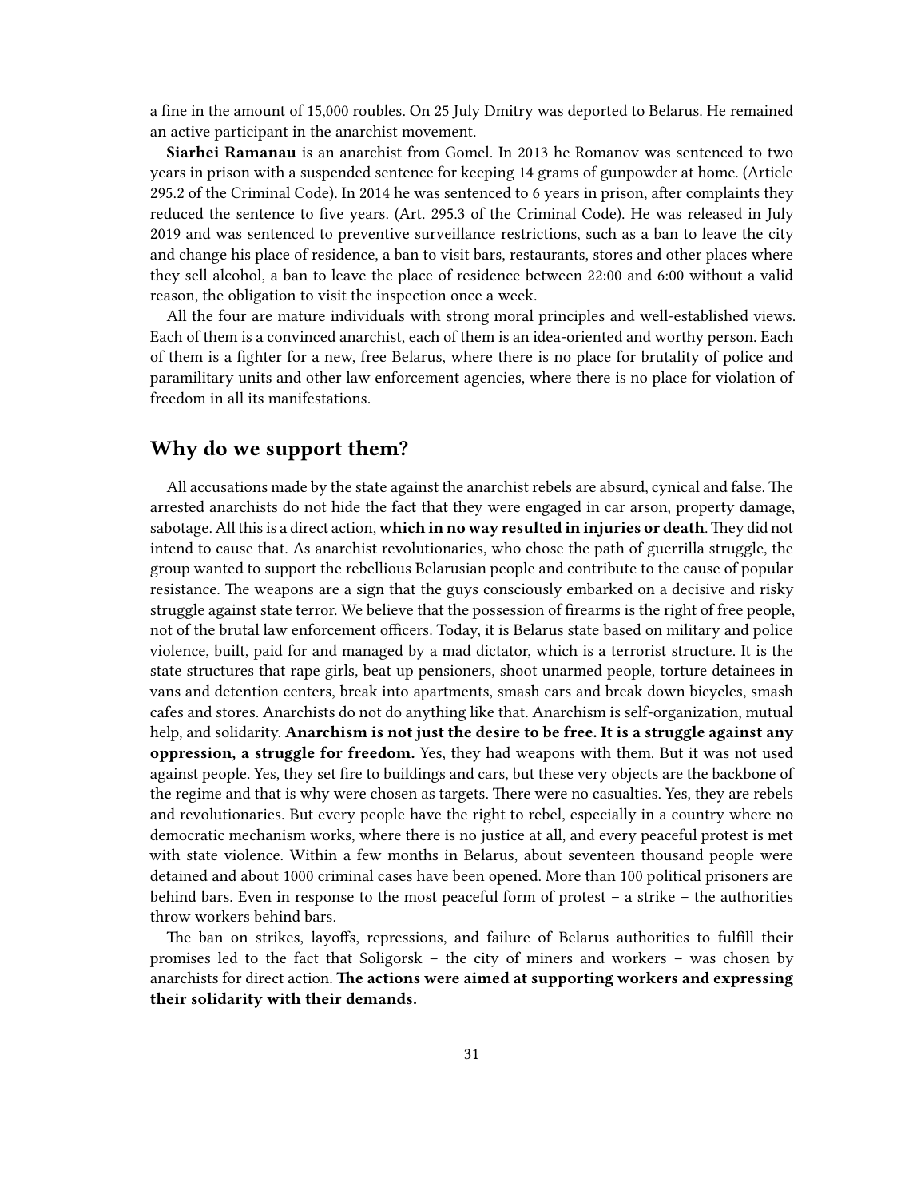a fine in the amount of 15,000 roubles. On 25 July Dmitry was deported to Belarus. He remained an active participant in the anarchist movement.

**Siarhei Ramanau** is an anarchist from Gomel. In 2013 he Romanov was sentenced to two years in prison with a suspended sentence for keeping 14 grams of gunpowder at home. (Article 295.2 of the Criminal Code). In 2014 he was sentenced to 6 years in prison, after complaints they reduced the sentence to five years. (Art. 295.3 of the Criminal Code). He was released in July 2019 and was sentenced to preventive surveillance restrictions, such as a ban to leave the city and change his place of residence, a ban to visit bars, restaurants, stores and other places where they sell alcohol, a ban to leave the place of residence between 22:00 and 6:00 without a valid reason, the obligation to visit the inspection once a week.

All the four are mature individuals with strong moral principles and well-established views. Each of them is a convinced anarchist, each of them is an idea-oriented and worthy person. Each of them is a fighter for a new, free Belarus, where there is no place for brutality of police and paramilitary units and other law enforcement agencies, where there is no place for violation of freedom in all its manifestations.

## Why do we support them?

All accusations made by the state against the anarchist rebels are absurd, cynical and false. The arrested anarchists do not hide the fact that they were engaged in car arson, property damage, sabotage. All this is a direct action, **which in no way resulted in injuries or death**. They did not intend to cause that. As anarchist revolutionaries, who chose the path of guerrilla struggle, the group wanted to support the rebellious Belarusian people and contribute to the cause of popular resistance. The weapons are a sign that the guys consciously embarked on a decisive and risky struggle against state terror. We believe that the possession of firearms is the right of free people, not of the brutal law enforcement officers. Today, it is Belarus state based on military and police violence, built, paid for and managed by a mad dictator, which is a terrorist structure. It is the state structures that rape girls, beat up pensioners, shoot unarmed people, torture detainees in vans and detention centers, break into apartments, smash cars and break down bicycles, smash cafes and stores. Anarchists do not do anything like that. Anarchism is self-organization, mutual help, and solidarity. **Anarchism is not just the desire to be free. It is a struggle against any oppression, a struggle for freedom.** Yes, they had weapons with them. But it was not used against people. Yes, they set fire to buildings and cars, but these very objects are the backbone of the regime and that is why were chosen as targets. There were no casualties. Yes, they are rebels and revolutionaries. But every people have the right to rebel, especially in a country where no democratic mechanism works, where there is no justice at all, and every peaceful protest is met with state violence. Within a few months in Belarus, about seventeen thousand people were detained and about 1000 criminal cases have been opened. More than 100 political prisoners are behind bars. Even in response to the most peaceful form of protest – a strike – the authorities throw workers behind bars.

The ban on strikes, layoffs, repressions, and failure of Belarus authorities to fulfill their promises led to the fact that Soligorsk – the city of miners and workers – was chosen by anarchists for direct action. **The actions were aimed at supporting workers and expressing their solidarity with their demands.**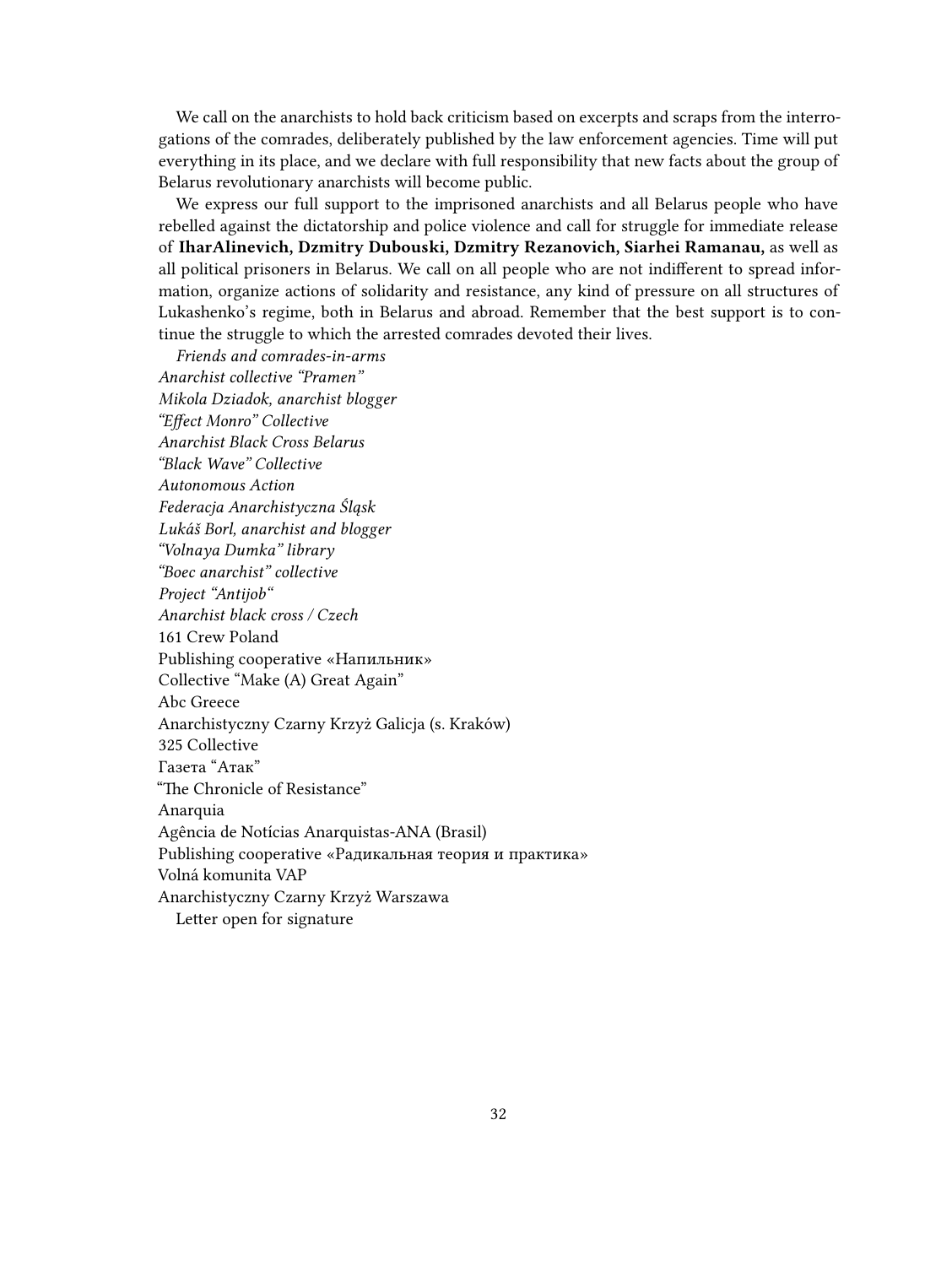We call on the anarchists to hold back criticism based on excerpts and scraps from the interrogations of the comrades, deliberately published by the law enforcement agencies. Time will put everything in its place, and we declare with full responsibility that new facts about the group of Belarus revolutionary anarchists will become public.

We express our full support to the imprisoned anarchists and all Belarus people who have rebelled against the dictatorship and police violence and call for struggle for immediate release of **IharAlinevich, Dzmitry Dubouski, Dzmitry Rezanovich, Siarhei Ramanau,** as well as all political prisoners in Belarus. We call on all people who are not indifferent to spread information, organize actions of solidarity and resistance, any kind of pressure on all structures of Lukashenko's regime, both in Belarus and abroad. Remember that the best support is to continue the struggle to which the arrested comrades devoted their lives.

*Friends and comrades-in-arms*
*Anarchist collective "Pramen"*
*Mikola Dziadok, anarchist blogger*
*"Effect Monro" Collective*
*Anarchist Black Cross Belarus*
*"Black Wave" Collective*
*Autonomous Action*
*Federacja Anarchistyczna Śląsk*
*Lukáš Borl, anarchist and blogger*
*"Volnaya Dumka" library*
*"Boec anarchist" collective*
*Project "Antijob"*
*Anarchist black cross / Czech*
161 Crew Poland
Publishing cooperative «Напильник»
Collective "Make (A) Great Again"
Abc Greece
Anarchistyczny Czarny Krzyż Galicja (s. Kraków)
325 Collective
Газета "Атак"
"The Chronicle of Resistance"
Anarquia
Agência de Notícias Anarquistas-ANA (Brasil)
Publishing cooperative «Радикальная теория и практика»
Volná komunita VAP
Anarchistyczny Czarny Krzyż Warszawa

Letter open for signature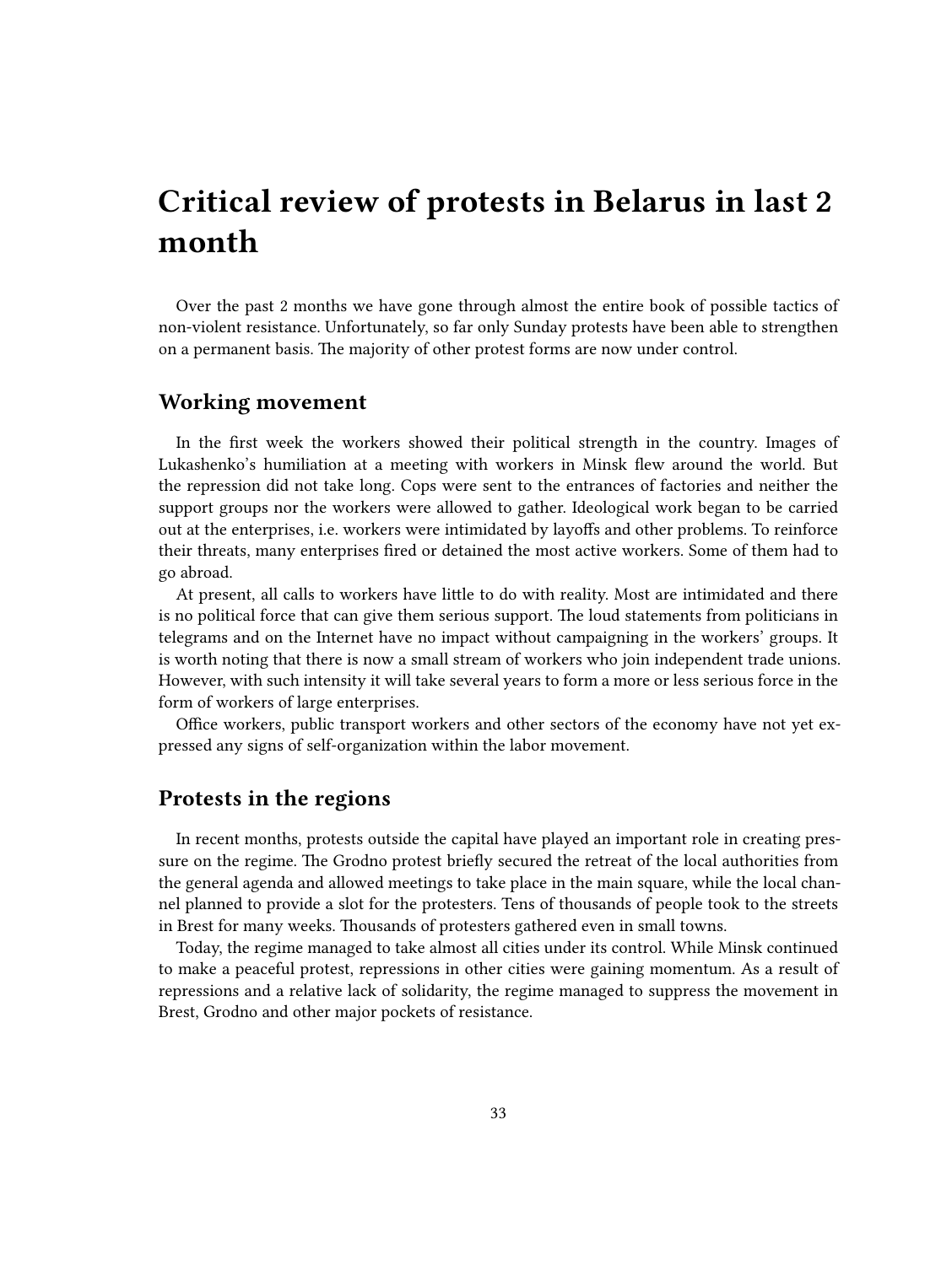# Critical review of protests in Belarus in last 2 month

Over the past 2 months we have gone through almost the entire book of possible tactics of non-violent resistance. Unfortunately, so far only Sunday protests have been able to strengthen on a permanent basis. The majority of other protest forms are now under control.

## Working movement

In the first week the workers showed their political strength in the country. Images of Lukashenko's humiliation at a meeting with workers in Minsk flew around the world. But the repression did not take long. Cops were sent to the entrances of factories and neither the support groups nor the workers were allowed to gather. Ideological work began to be carried out at the enterprises, i.e. workers were intimidated by layoffs and other problems. To reinforce their threats, many enterprises fired or detained the most active workers. Some of them had to go abroad.

At present, all calls to workers have little to do with reality. Most are intimidated and there is no political force that can give them serious support. The loud statements from politicians in telegrams and on the Internet have no impact without campaigning in the workers' groups. It is worth noting that there is now a small stream of workers who join independent trade unions. However, with such intensity it will take several years to form a more or less serious force in the form of workers of large enterprises.

Office workers, public transport workers and other sectors of the economy have not yet expressed any signs of self-organization within the labor movement.

## Protests in the regions

In recent months, protests outside the capital have played an important role in creating pressure on the regime. The Grodno protest briefly secured the retreat of the local authorities from the general agenda and allowed meetings to take place in the main square, while the local channel planned to provide a slot for the protesters. Tens of thousands of people took to the streets in Brest for many weeks. Thousands of protesters gathered even in small towns.

Today, the regime managed to take almost all cities under its control. While Minsk continued to make a peaceful protest, repressions in other cities were gaining momentum. As a result of repressions and a relative lack of solidarity, the regime managed to suppress the movement in Brest, Grodno and other major pockets of resistance.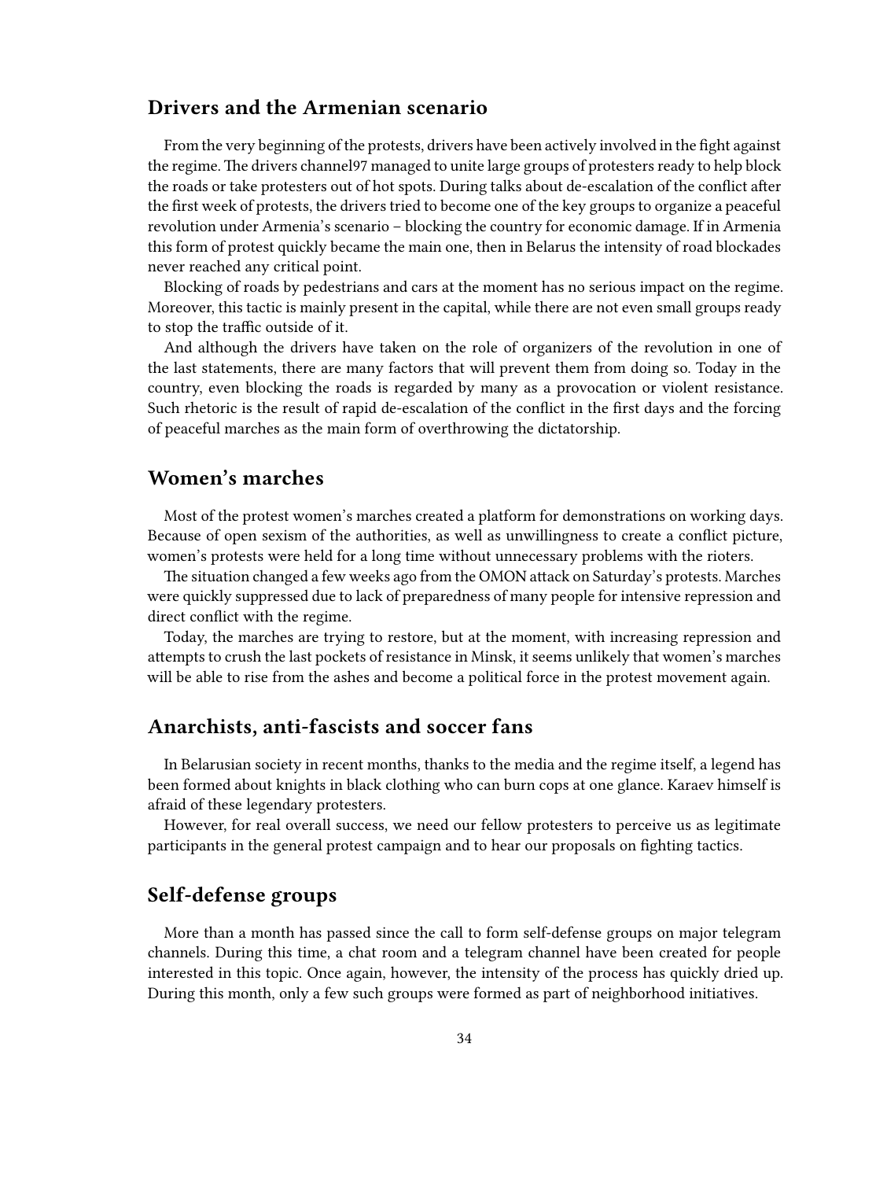## Drivers and the Armenian scenario

From the very beginning of the protests, drivers have been actively involved in the fight against the regime. The drivers channel97 managed to unite large groups of protesters ready to help block the roads or take protesters out of hot spots. During talks about de-escalation of the conflict after the first week of protests, the drivers tried to become one of the key groups to organize a peaceful revolution under Armenia's scenario – blocking the country for economic damage. If in Armenia this form of protest quickly became the main one, then in Belarus the intensity of road blockades never reached any critical point.

Blocking of roads by pedestrians and cars at the moment has no serious impact on the regime. Moreover, this tactic is mainly present in the capital, while there are not even small groups ready to stop the traffic outside of it.

And although the drivers have taken on the role of organizers of the revolution in one of the last statements, there are many factors that will prevent them from doing so. Today in the country, even blocking the roads is regarded by many as a provocation or violent resistance. Such rhetoric is the result of rapid de-escalation of the conflict in the first days and the forcing of peaceful marches as the main form of overthrowing the dictatorship.

## Women's marches

Most of the protest women's marches created a platform for demonstrations on working days. Because of open sexism of the authorities, as well as unwillingness to create a conflict picture, women's protests were held for a long time without unnecessary problems with the rioters.

The situation changed a few weeks ago from the OMON attack on Saturday's protests. Marches were quickly suppressed due to lack of preparedness of many people for intensive repression and direct conflict with the regime.

Today, the marches are trying to restore, but at the moment, with increasing repression and attempts to crush the last pockets of resistance in Minsk, it seems unlikely that women's marches will be able to rise from the ashes and become a political force in the protest movement again.

## Anarchists, anti-fascists and soccer fans

In Belarusian society in recent months, thanks to the media and the regime itself, a legend has been formed about knights in black clothing who can burn cops at one glance. Karaev himself is afraid of these legendary protesters.

However, for real overall success, we need our fellow protesters to perceive us as legitimate participants in the general protest campaign and to hear our proposals on fighting tactics.

## Self-defense groups

More than a month has passed since the call to form self-defense groups on major telegram channels. During this time, a chat room and a telegram channel have been created for people interested in this topic. Once again, however, the intensity of the process has quickly dried up. During this month, only a few such groups were formed as part of neighborhood initiatives.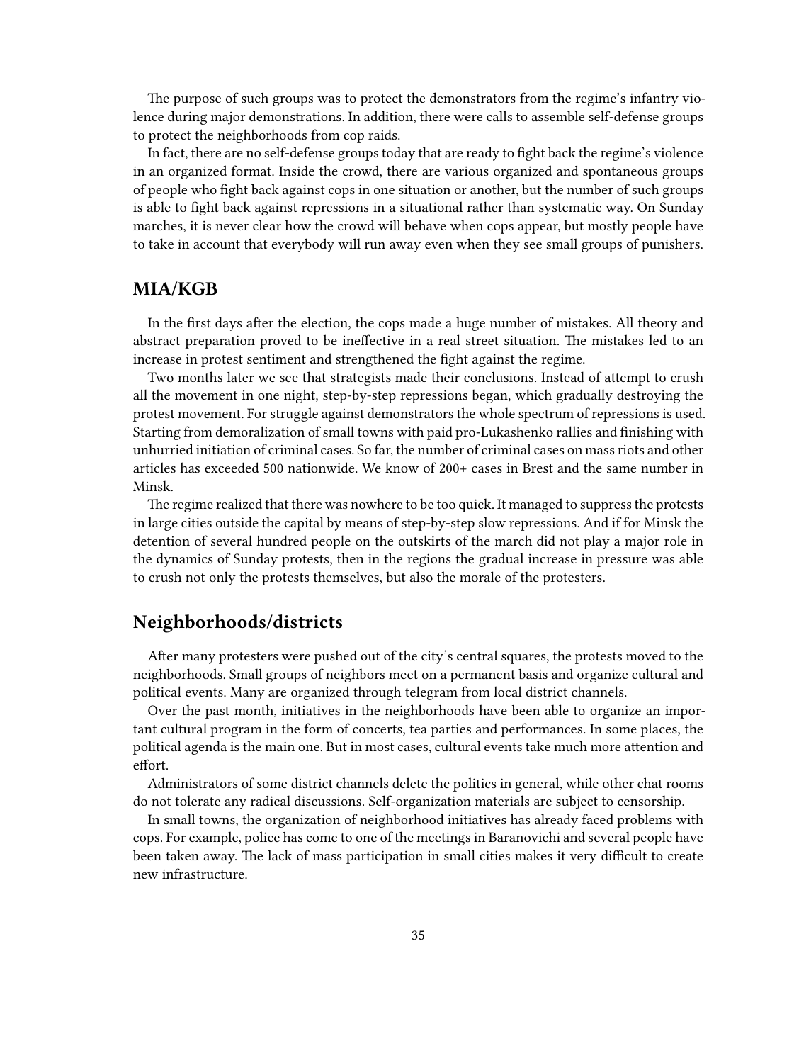The purpose of such groups was to protect the demonstrators from the regime's infantry violence during major demonstrations. In addition, there were calls to assemble self-defense groups to protect the neighborhoods from cop raids.

In fact, there are no self-defense groups today that are ready to fight back the regime's violence in an organized format. Inside the crowd, there are various organized and spontaneous groups of people who fight back against cops in one situation or another, but the number of such groups is able to fight back against repressions in a situational rather than systematic way. On Sunday marches, it is never clear how the crowd will behave when cops appear, but mostly people have to take in account that everybody will run away even when they see small groups of punishers.

## MIA/KGB

In the first days after the election, the cops made a huge number of mistakes. All theory and abstract preparation proved to be ineffective in a real street situation. The mistakes led to an increase in protest sentiment and strengthened the fight against the regime.

Two months later we see that strategists made their conclusions. Instead of attempt to crush all the movement in one night, step-by-step repressions began, which gradually destroying the protest movement. For struggle against demonstrators the whole spectrum of repressions is used. Starting from demoralization of small towns with paid pro-Lukashenko rallies and finishing with unhurried initiation of criminal cases. So far, the number of criminal cases on mass riots and other articles has exceeded 500 nationwide. We know of 200+ cases in Brest and the same number in Minsk.

The regime realized that there was nowhere to be too quick. It managed to suppress the protests in large cities outside the capital by means of step-by-step slow repressions. And if for Minsk the detention of several hundred people on the outskirts of the march did not play a major role in the dynamics of Sunday protests, then in the regions the gradual increase in pressure was able to crush not only the protests themselves, but also the morale of the protesters.

## Neighborhoods/districts

After many protesters were pushed out of the city's central squares, the protests moved to the neighborhoods. Small groups of neighbors meet on a permanent basis and organize cultural and political events. Many are organized through telegram from local district channels.

Over the past month, initiatives in the neighborhoods have been able to organize an important cultural program in the form of concerts, tea parties and performances. In some places, the political agenda is the main one. But in most cases, cultural events take much more attention and effort.

Administrators of some district channels delete the politics in general, while other chat rooms do not tolerate any radical discussions. Self-organization materials are subject to censorship.

In small towns, the organization of neighborhood initiatives has already faced problems with cops. For example, police has come to one of the meetings in Baranovichi and several people have been taken away. The lack of mass participation in small cities makes it very difficult to create new infrastructure.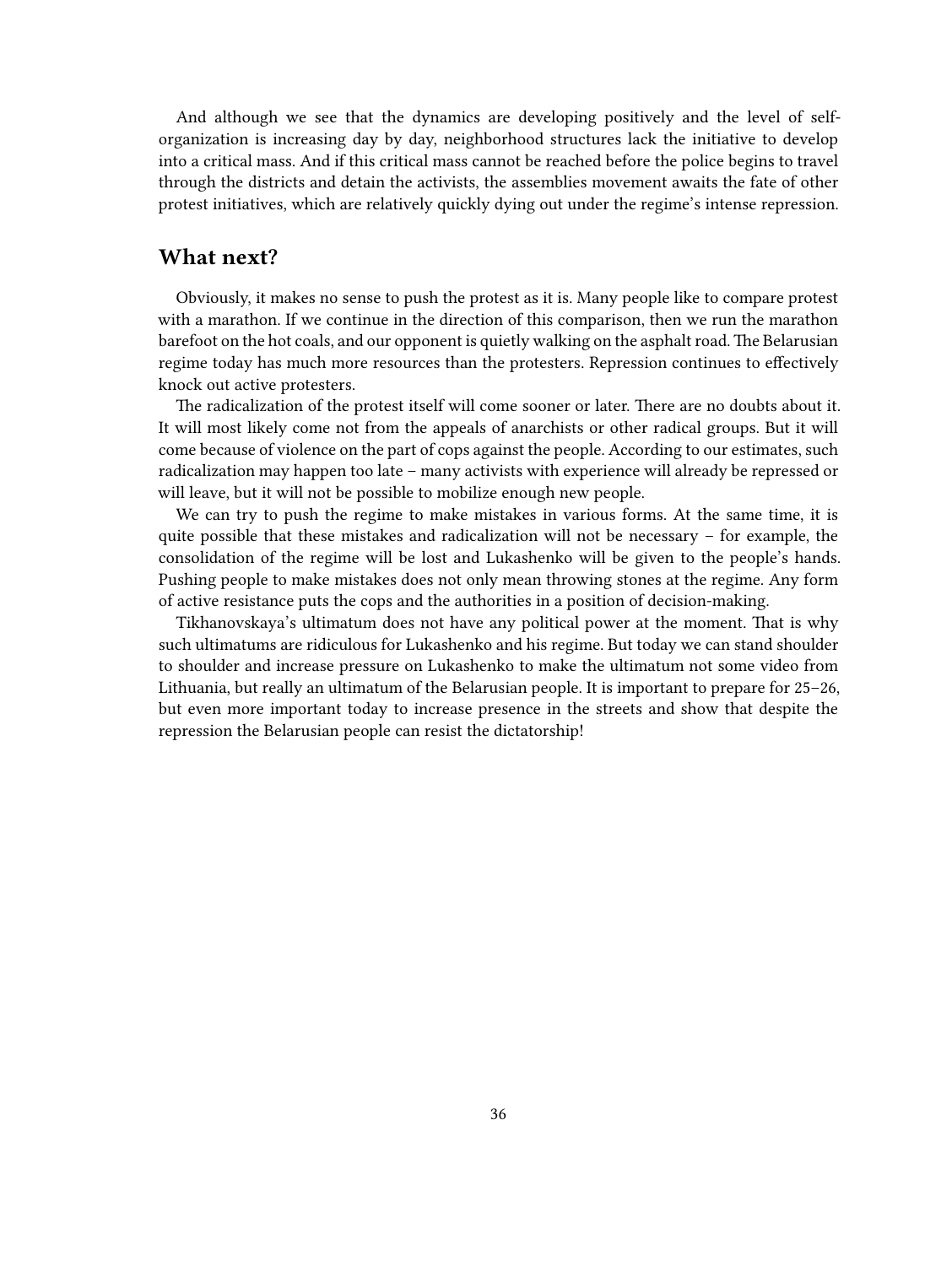And although we see that the dynamics are developing positively and the level of self-organization is increasing day by day, neighborhood structures lack the initiative to develop into a critical mass. And if this critical mass cannot be reached before the police begins to travel through the districts and detain the activists, the assemblies movement awaits the fate of other protest initiatives, which are relatively quickly dying out under the regime's intense repression.

## What next?

Obviously, it makes no sense to push the protest as it is. Many people like to compare protest with a marathon. If we continue in the direction of this comparison, then we run the marathon barefoot on the hot coals, and our opponent is quietly walking on the asphalt road. The Belarusian regime today has much more resources than the protesters. Repression continues to effectively knock out active protesters.

The radicalization of the protest itself will come sooner or later. There are no doubts about it. It will most likely come not from the appeals of anarchists or other radical groups. But it will come because of violence on the part of cops against the people. According to our estimates, such radicalization may happen too late – many activists with experience will already be repressed or will leave, but it will not be possible to mobilize enough new people.

We can try to push the regime to make mistakes in various forms. At the same time, it is quite possible that these mistakes and radicalization will not be necessary – for example, the consolidation of the regime will be lost and Lukashenko will be given to the people's hands. Pushing people to make mistakes does not only mean throwing stones at the regime. Any form of active resistance puts the cops and the authorities in a position of decision-making.

Tikhanovskaya's ultimatum does not have any political power at the moment. That is why such ultimatums are ridiculous for Lukashenko and his regime. But today we can stand shoulder to shoulder and increase pressure on Lukashenko to make the ultimatum not some video from Lithuania, but really an ultimatum of the Belarusian people. It is important to prepare for 25–26, but even more important today to increase presence in the streets and show that despite the repression the Belarusian people can resist the dictatorship!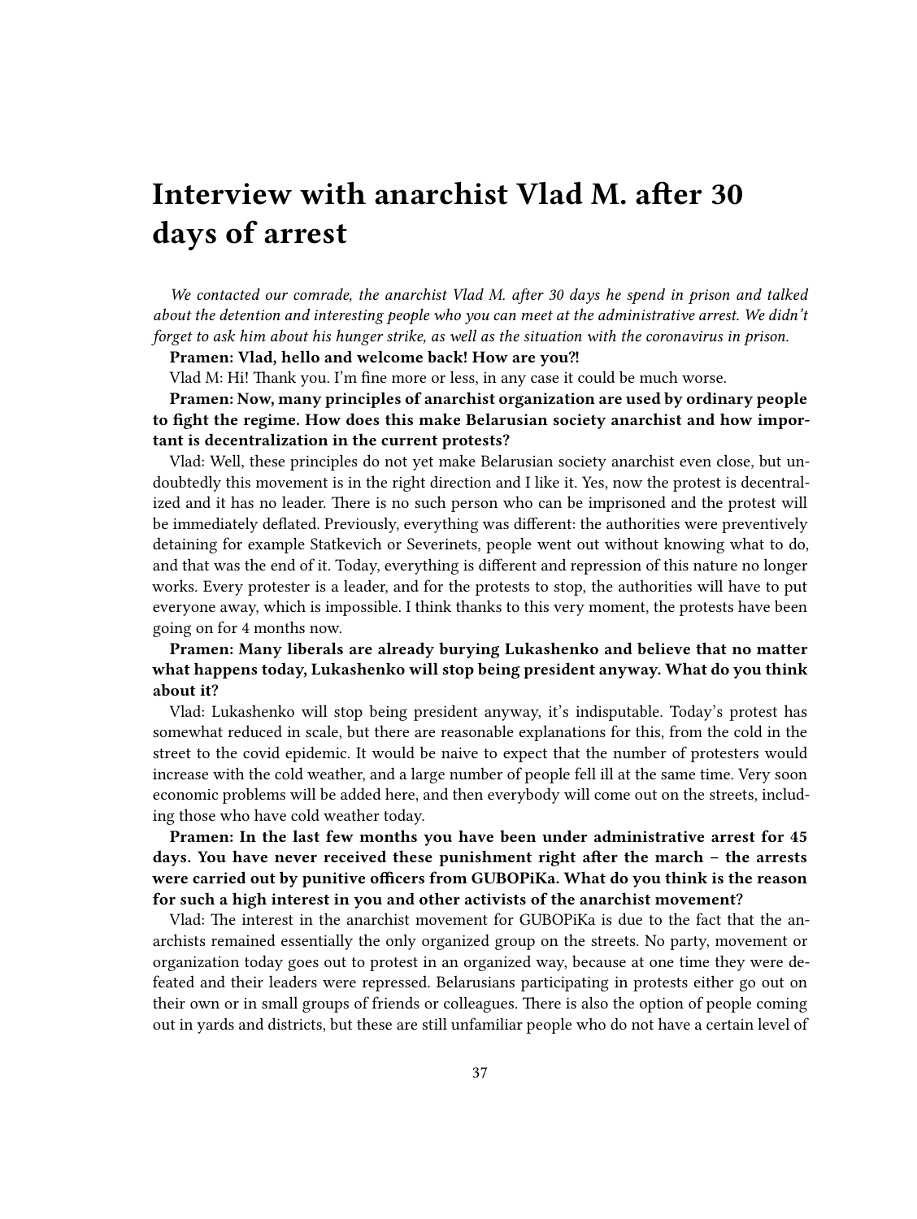# Interview with anarchist Vlad M. after 30 days of arrest

*We contacted our comrade, the anarchist Vlad M. after 30 days he spend in prison and talked about the detention and interesting people who you can meet at the administrative arrest. We didn't forget to ask him about his hunger strike, as well as the situation with the coronavirus in prison.*

**Pramen: Vlad, hello and welcome back! How are you?!**

Vlad M: Hi! Thank you. I'm fine more or less, in any case it could be much worse.

**Pramen: Now, many principles of anarchist organization are used by ordinary people to fight the regime. How does this make Belarusian society anarchist and how important is decentralization in the current protests?**

Vlad: Well, these principles do not yet make Belarusian society anarchist even close, but undoubtedly this movement is in the right direction and I like it. Yes, now the protest is decentralized and it has no leader. There is no such person who can be imprisoned and the protest will be immediately deflated. Previously, everything was different: the authorities were preventively detaining for example Statkevich or Severinets, people went out without knowing what to do, and that was the end of it. Today, everything is different and repression of this nature no longer works. Every protester is a leader, and for the protests to stop, the authorities will have to put everyone away, which is impossible. I think thanks to this very moment, the protests have been going on for 4 months now.

**Pramen: Many liberals are already burying Lukashenko and believe that no matter what happens today, Lukashenko will stop being president anyway. What do you think about it?**

Vlad: Lukashenko will stop being president anyway, it's indisputable. Today's protest has somewhat reduced in scale, but there are reasonable explanations for this, from the cold in the street to the covid epidemic. It would be naive to expect that the number of protesters would increase with the cold weather, and a large number of people fell ill at the same time. Very soon economic problems will be added here, and then everybody will come out on the streets, including those who have cold weather today.

**Pramen: In the last few months you have been under administrative arrest for 45 days. You have never received these punishment right after the march – the arrests were carried out by punitive officers from GUBOPiKa. What do you think is the reason for such a high interest in you and other activists of the anarchist movement?**

Vlad: The interest in the anarchist movement for GUBOPiKa is due to the fact that the anarchists remained essentially the only organized group on the streets. No party, movement or organization today goes out to protest in an organized way, because at one time they were defeated and their leaders were repressed. Belarusians participating in protests either go out on their own or in small groups of friends or colleagues. There is also the option of people coming out in yards and districts, but these are still unfamiliar people who do not have a certain level of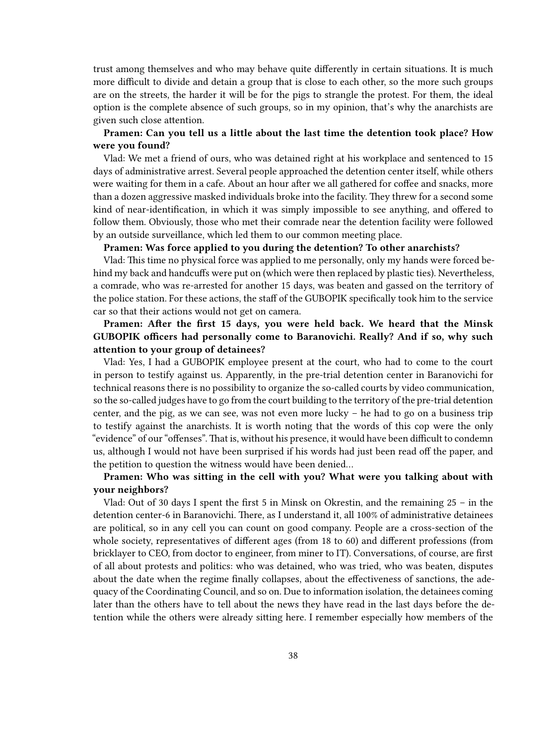trust among themselves and who may behave quite differently in certain situations. It is much more difficult to divide and detain a group that is close to each other, so the more such groups are on the streets, the harder it will be for the pigs to strangle the protest. For them, the ideal option is the complete absence of such groups, so in my opinion, that's why the anarchists are given such close attention.

**Pramen: Can you tell us a little about the last time the detention took place? How were you found?**

Vlad: We met a friend of ours, who was detained right at his workplace and sentenced to 15 days of administrative arrest. Several people approached the detention center itself, while others were waiting for them in a cafe. About an hour after we all gathered for coffee and snacks, more than a dozen aggressive masked individuals broke into the facility. They threw for a second some kind of near-identification, in which it was simply impossible to see anything, and offered to follow them. Obviously, those who met their comrade near the detention facility were followed by an outside surveillance, which led them to our common meeting place.

**Pramen: Was force applied to you during the detention? To other anarchists?**

Vlad: This time no physical force was applied to me personally, only my hands were forced behind my back and handcuffs were put on (which were then replaced by plastic ties). Nevertheless, a comrade, who was re-arrested for another 15 days, was beaten and gassed on the territory of the police station. For these actions, the staff of the GUBOPIK specifically took him to the service car so that their actions would not get on camera.

**Pramen: After the first 15 days, you were held back. We heard that the Minsk GUBOPIK officers had personally come to Baranovichi. Really? And if so, why such attention to your group of detainees?**

Vlad: Yes, I had a GUBOPIK employee present at the court, who had to come to the court in person to testify against us. Apparently, in the pre-trial detention center in Baranovichi for technical reasons there is no possibility to organize the so-called courts by video communication, so the so-called judges have to go from the court building to the territory of the pre-trial detention center, and the pig, as we can see, was not even more lucky – he had to go on a business trip to testify against the anarchists. It is worth noting that the words of this cop were the only "evidence" of our "offenses". That is, without his presence, it would have been difficult to condemn us, although I would not have been surprised if his words had just been read off the paper, and the petition to question the witness would have been denied…

**Pramen: Who was sitting in the cell with you? What were you talking about with your neighbors?**

Vlad: Out of 30 days I spent the first 5 in Minsk on Okrestin, and the remaining 25 – in the detention center-6 in Baranovichi. There, as I understand it, all 100% of administrative detainees are political, so in any cell you can count on good company. People are a cross-section of the whole society, representatives of different ages (from 18 to 60) and different professions (from bricklayer to CEO, from doctor to engineer, from miner to IT). Conversations, of course, are first of all about protests and politics: who was detained, who was tried, who was beaten, disputes about the date when the regime finally collapses, about the effectiveness of sanctions, the adequacy of the Coordinating Council, and so on. Due to information isolation, the detainees coming later than the others have to tell about the news they have read in the last days before the detention while the others were already sitting here. I remember especially how members of the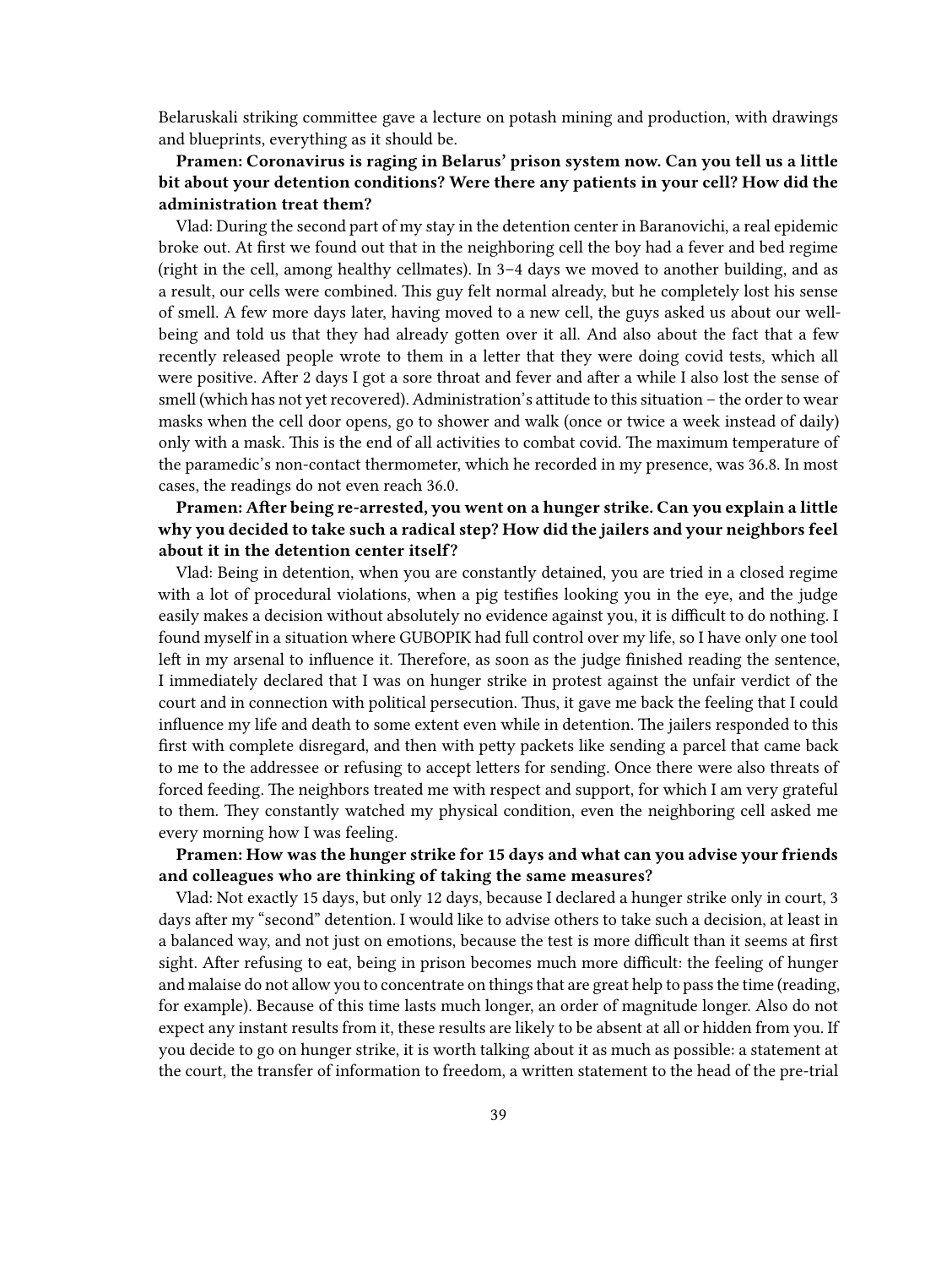Belaruskali striking committee gave a lecture on potash mining and production, with drawings and blueprints, everything as it should be.

**Pramen: Coronavirus is raging in Belarus' prison system now. Can you tell us a little bit about your detention conditions? Were there any patients in your cell? How did the administration treat them?**

Vlad: During the second part of my stay in the detention center in Baranovichi, a real epidemic broke out. At first we found out that in the neighboring cell the boy had a fever and bed regime (right in the cell, among healthy cellmates). In 3–4 days we moved to another building, and as a result, our cells were combined. This guy felt normal already, but he completely lost his sense of smell. A few more days later, having moved to a new cell, the guys asked us about our well-being and told us that they had already gotten over it all. And also about the fact that a few recently released people wrote to them in a letter that they were doing covid tests, which all were positive. After 2 days I got a sore throat and fever and after a while I also lost the sense of smell (which has not yet recovered). Administration's attitude to this situation – the order to wear masks when the cell door opens, go to shower and walk (once or twice a week instead of daily) only with a mask. This is the end of all activities to combat covid. The maximum temperature of the paramedic's non-contact thermometer, which he recorded in my presence, was 36.8. In most cases, the readings do not even reach 36.0.

**Pramen: After being re-arrested, you went on a hunger strike. Can you explain a little why you decided to take such a radical step? How did the jailers and your neighbors feel about it in the detention center itself?**

Vlad: Being in detention, when you are constantly detained, you are tried in a closed regime with a lot of procedural violations, when a pig testifies looking you in the eye, and the judge easily makes a decision without absolutely no evidence against you, it is difficult to do nothing. I found myself in a situation where GUBOPIK had full control over my life, so I have only one tool left in my arsenal to influence it. Therefore, as soon as the judge finished reading the sentence, I immediately declared that I was on hunger strike in protest against the unfair verdict of the court and in connection with political persecution. Thus, it gave me back the feeling that I could influence my life and death to some extent even while in detention. The jailers responded to this first with complete disregard, and then with petty packets like sending a parcel that came back to me to the addressee or refusing to accept letters for sending. Once there were also threats of forced feeding. The neighbors treated me with respect and support, for which I am very grateful to them. They constantly watched my physical condition, even the neighboring cell asked me every morning how I was feeling.

**Pramen: How was the hunger strike for 15 days and what can you advise your friends and colleagues who are thinking of taking the same measures?**

Vlad: Not exactly 15 days, but only 12 days, because I declared a hunger strike only in court, 3 days after my "second" detention. I would like to advise others to take such a decision, at least in a balanced way, and not just on emotions, because the test is more difficult than it seems at first sight. After refusing to eat, being in prison becomes much more difficult: the feeling of hunger and malaise do not allow you to concentrate on things that are great help to pass the time (reading, for example). Because of this time lasts much longer, an order of magnitude longer. Also do not expect any instant results from it, these results are likely to be absent at all or hidden from you. If you decide to go on hunger strike, it is worth talking about it as much as possible: a statement at the court, the transfer of information to freedom, a written statement to the head of the pre-trial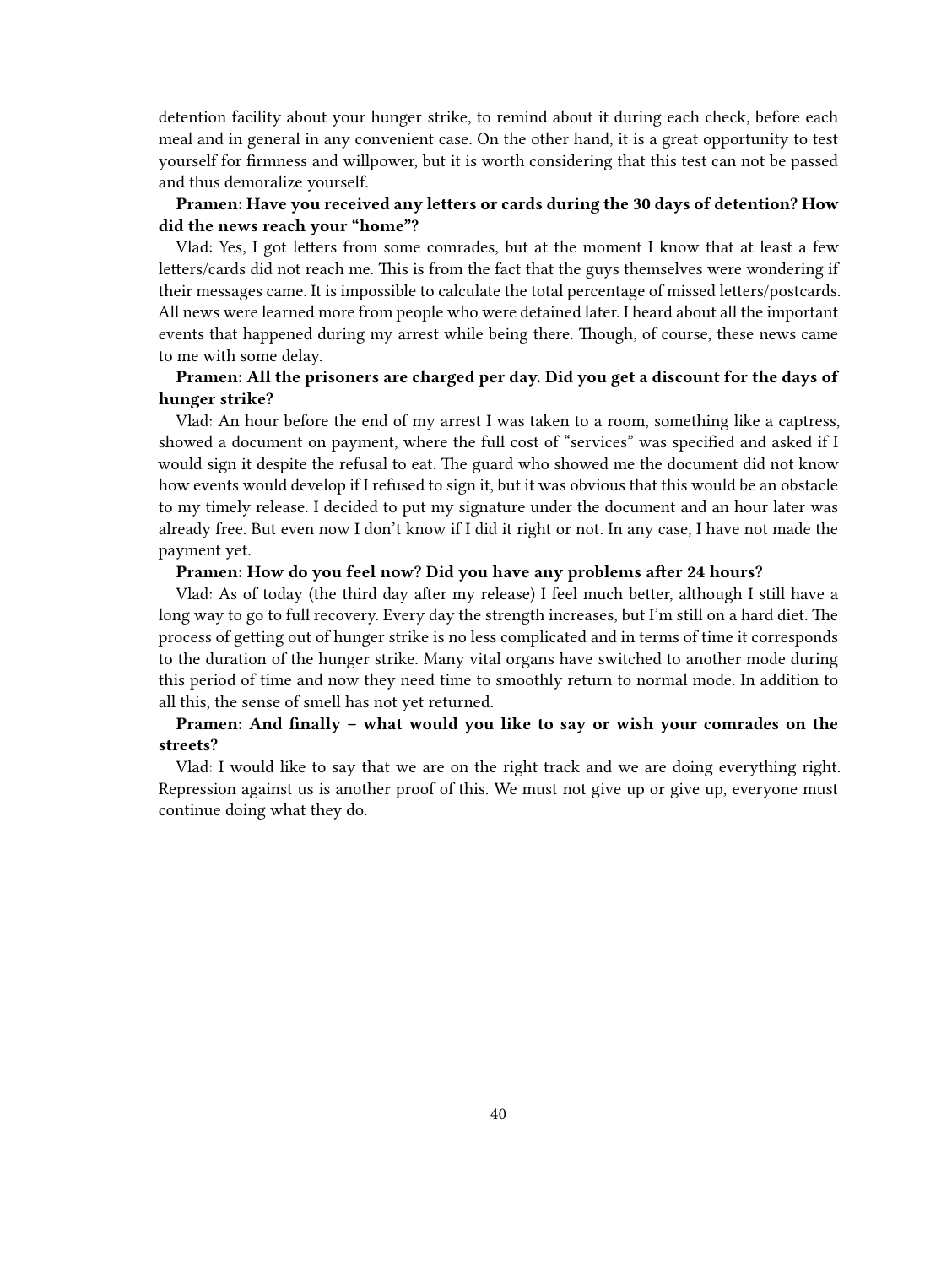detention facility about your hunger strike, to remind about it during each check, before each meal and in general in any convenient case. On the other hand, it is a great opportunity to test yourself for firmness and willpower, but it is worth considering that this test can not be passed and thus demoralize yourself.

**Pramen: Have you received any letters or cards during the 30 days of detention? How did the news reach your "home"?**

Vlad: Yes, I got letters from some comrades, but at the moment I know that at least a few letters/cards did not reach me. This is from the fact that the guys themselves were wondering if their messages came. It is impossible to calculate the total percentage of missed letters/postcards. All news were learned more from people who were detained later. I heard about all the important events that happened during my arrest while being there. Though, of course, these news came to me with some delay.

**Pramen: All the prisoners are charged per day. Did you get a discount for the days of hunger strike?**

Vlad: An hour before the end of my arrest I was taken to a room, something like a captress, showed a document on payment, where the full cost of "services" was specified and asked if I would sign it despite the refusal to eat. The guard who showed me the document did not know how events would develop if I refused to sign it, but it was obvious that this would be an obstacle to my timely release. I decided to put my signature under the document and an hour later was already free. But even now I don't know if I did it right or not. In any case, I have not made the payment yet.

**Pramen: How do you feel now? Did you have any problems after 24 hours?**

Vlad: As of today (the third day after my release) I feel much better, although I still have a long way to go to full recovery. Every day the strength increases, but I'm still on a hard diet. The process of getting out of hunger strike is no less complicated and in terms of time it corresponds to the duration of the hunger strike. Many vital organs have switched to another mode during this period of time and now they need time to smoothly return to normal mode. In addition to all this, the sense of smell has not yet returned.

**Pramen: And finally – what would you like to say or wish your comrades on the streets?**

Vlad: I would like to say that we are on the right track and we are doing everything right. Repression against us is another proof of this. We must not give up or give up, everyone must continue doing what they do.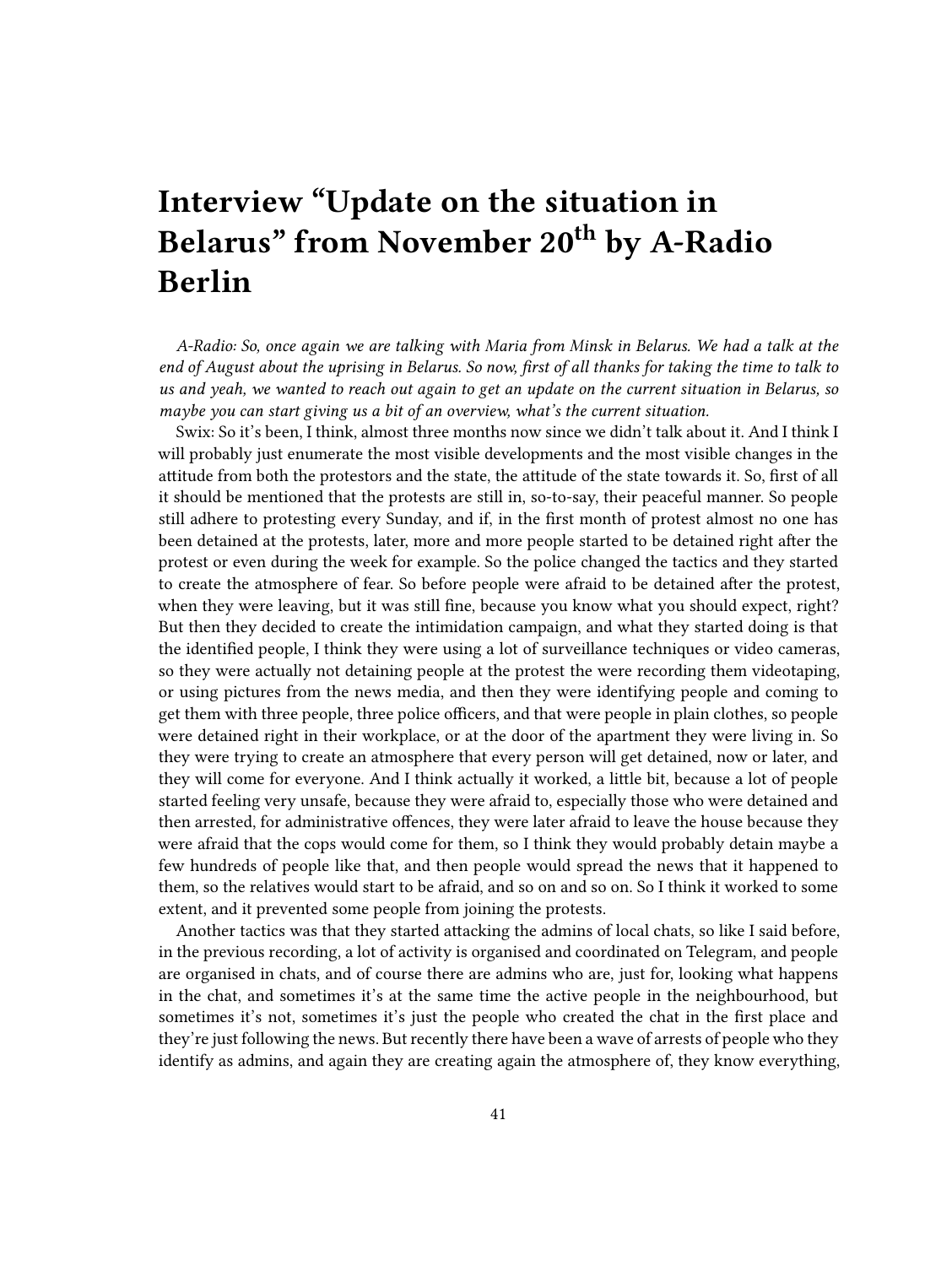# Interview "Update on the situation in Belarus" from November 20th by A-Radio Berlin

*A-Radio: So, once again we are talking with Maria from Minsk in Belarus. We had a talk at the end of August about the uprising in Belarus. So now, first of all thanks for taking the time to talk to us and yeah, we wanted to reach out again to get an update on the current situation in Belarus, so maybe you can start giving us a bit of an overview, what's the current situation.*

Swix: So it's been, I think, almost three months now since we didn't talk about it. And I think I will probably just enumerate the most visible developments and the most visible changes in the attitude from both the protestors and the state, the attitude of the state towards it. So, first of all it should be mentioned that the protests are still in, so-to-say, their peaceful manner. So people still adhere to protesting every Sunday, and if, in the first month of protest almost no one has been detained at the protests, later, more and more people started to be detained right after the protest or even during the week for example. So the police changed the tactics and they started to create the atmosphere of fear. So before people were afraid to be detained after the protest, when they were leaving, but it was still fine, because you know what you should expect, right? But then they decided to create the intimidation campaign, and what they started doing is that the identified people, I think they were using a lot of surveillance techniques or video cameras, so they were actually not detaining people at the protest the were recording them videotaping, or using pictures from the news media, and then they were identifying people and coming to get them with three people, three police officers, and that were people in plain clothes, so people were detained right in their workplace, or at the door of the apartment they were living in. So they were trying to create an atmosphere that every person will get detained, now or later, and they will come for everyone. And I think actually it worked, a little bit, because a lot of people started feeling very unsafe, because they were afraid to, especially those who were detained and then arrested, for administrative offences, they were later afraid to leave the house because they were afraid that the cops would come for them, so I think they would probably detain maybe a few hundreds of people like that, and then people would spread the news that it happened to them, so the relatives would start to be afraid, and so on and so on. So I think it worked to some extent, and it prevented some people from joining the protests.

Another tactics was that they started attacking the admins of local chats, so like I said before, in the previous recording, a lot of activity is organised and coordinated on Telegram, and people are organised in chats, and of course there are admins who are, just for, looking what happens in the chat, and sometimes it's at the same time the active people in the neighbourhood, but sometimes it's not, sometimes it's just the people who created the chat in the first place and they're just following the news. But recently there have been a wave of arrests of people who they identify as admins, and again they are creating again the atmosphere of, they know everything,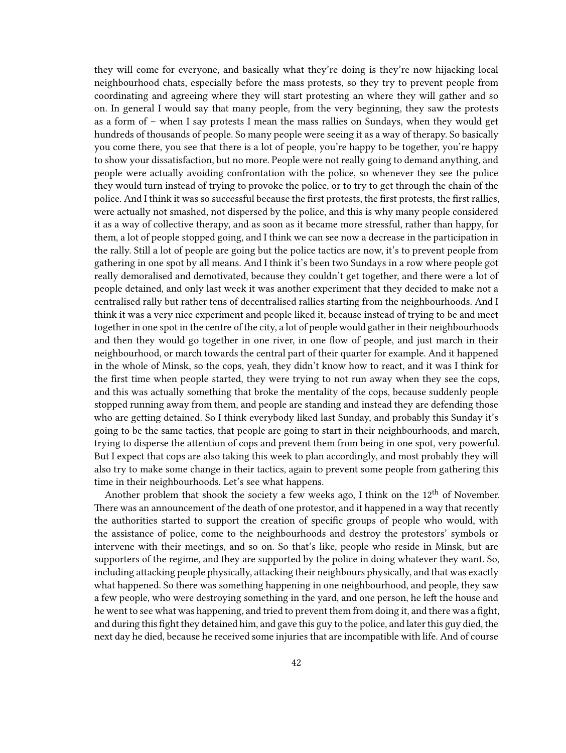they will come for everyone, and basically what they're doing is they're now hijacking local neighbourhood chats, especially before the mass protests, so they try to prevent people from coordinating and agreeing where they will start protesting an where they will gather and so on. In general I would say that many people, from the very beginning, they saw the protests as a form of – when I say protests I mean the mass rallies on Sundays, when they would get hundreds of thousands of people. So many people were seeing it as a way of therapy. So basically you come there, you see that there is a lot of people, you're happy to be together, you're happy to show your dissatisfaction, but no more. People were not really going to demand anything, and people were actually avoiding confrontation with the police, so whenever they see the police they would turn instead of trying to provoke the police, or to try to get through the chain of the police. And I think it was so successful because the first protests, the first protests, the first rallies, were actually not smashed, not dispersed by the police, and this is why many people considered it as a way of collective therapy, and as soon as it became more stressful, rather than happy, for them, a lot of people stopped going, and I think we can see now a decrease in the participation in the rally. Still a lot of people are going but the police tactics are now, it's to prevent people from gathering in one spot by all means. And I think it's been two Sundays in a row where people got really demoralised and demotivated, because they couldn't get together, and there were a lot of people detained, and only last week it was another experiment that they decided to make not a centralised rally but rather tens of decentralised rallies starting from the neighbourhoods. And I think it was a very nice experiment and people liked it, because instead of trying to be and meet together in one spot in the centre of the city, a lot of people would gather in their neighbourhoods and then they would go together in one river, in one flow of people, and just march in their neighbourhood, or march towards the central part of their quarter for example. And it happened in the whole of Minsk, so the cops, yeah, they didn't know how to react, and it was I think for the first time when people started, they were trying to not run away when they see the cops, and this was actually something that broke the mentality of the cops, because suddenly people stopped running away from them, and people are standing and instead they are defending those who are getting detained. So I think everybody liked last Sunday, and probably this Sunday it's going to be the same tactics, that people are going to start in their neighbourhoods, and march, trying to disperse the attention of cops and prevent them from being in one spot, very powerful. But I expect that cops are also taking this week to plan accordingly, and most probably they will also try to make some change in their tactics, again to prevent some people from gathering this time in their neighbourhoods. Let's see what happens.

Another problem that shook the society a few weeks ago, I think on the 12th of November. There was an announcement of the death of one protestor, and it happened in a way that recently the authorities started to support the creation of specific groups of people who would, with the assistance of police, come to the neighbourhoods and destroy the protestors' symbols or intervene with their meetings, and so on. So that's like, people who reside in Minsk, but are supporters of the regime, and they are supported by the police in doing whatever they want. So, including attacking people physically, attacking their neighbours physically, and that was exactly what happened. So there was something happening in one neighbourhood, and people, they saw a few people, who were destroying something in the yard, and one person, he left the house and he went to see what was happening, and tried to prevent them from doing it, and there was a fight, and during this fight they detained him, and gave this guy to the police, and later this guy died, the next day he died, because he received some injuries that are incompatible with life. And of course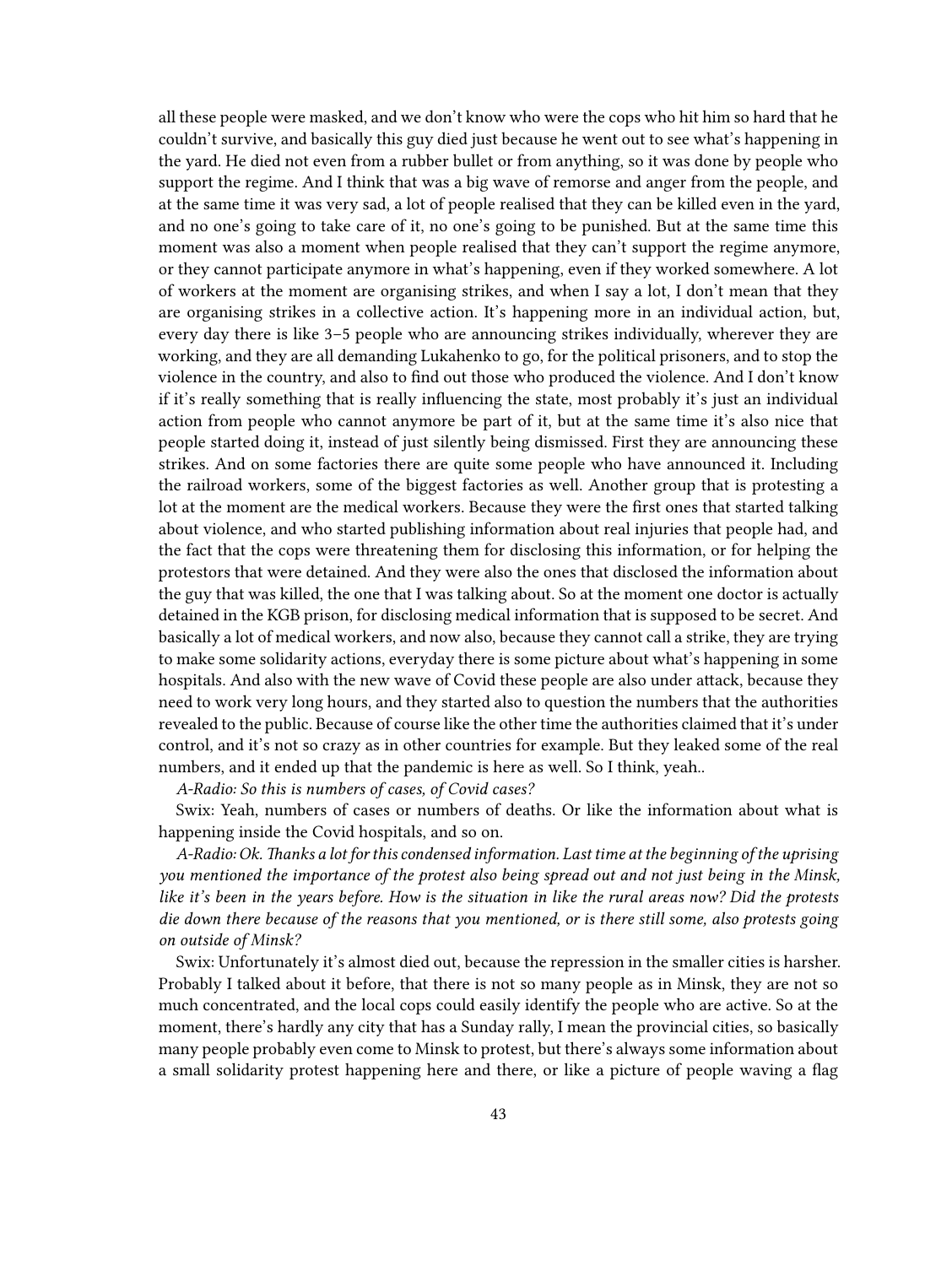all these people were masked, and we don't know who were the cops who hit him so hard that he couldn't survive, and basically this guy died just because he went out to see what's happening in the yard. He died not even from a rubber bullet or from anything, so it was done by people who support the regime. And I think that was a big wave of remorse and anger from the people, and at the same time it was very sad, a lot of people realised that they can be killed even in the yard, and no one's going to take care of it, no one's going to be punished. But at the same time this moment was also a moment when people realised that they can't support the regime anymore, or they cannot participate anymore in what's happening, even if they worked somewhere. A lot of workers at the moment are organising strikes, and when I say a lot, I don't mean that they are organising strikes in a collective action. It's happening more in an individual action, but, every day there is like 3–5 people who are announcing strikes individually, wherever they are working, and they are all demanding Lukahenko to go, for the political prisoners, and to stop the violence in the country, and also to find out those who produced the violence. And I don't know if it's really something that is really influencing the state, most probably it's just an individual action from people who cannot anymore be part of it, but at the same time it's also nice that people started doing it, instead of just silently being dismissed. First they are announcing these strikes. And on some factories there are quite some people who have announced it. Including the railroad workers, some of the biggest factories as well. Another group that is protesting a lot at the moment are the medical workers. Because they were the first ones that started talking about violence, and who started publishing information about real injuries that people had, and the fact that the cops were threatening them for disclosing this information, or for helping the protestors that were detained. And they were also the ones that disclosed the information about the guy that was killed, the one that I was talking about. So at the moment one doctor is actually detained in the KGB prison, for disclosing medical information that is supposed to be secret. And basically a lot of medical workers, and now also, because they cannot call a strike, they are trying to make some solidarity actions, everyday there is some picture about what's happening in some hospitals. And also with the new wave of Covid these people are also under attack, because they need to work very long hours, and they started also to question the numbers that the authorities revealed to the public. Because of course like the other time the authorities claimed that it's under control, and it's not so crazy as in other countries for example. But they leaked some of the real numbers, and it ended up that the pandemic is here as well. So I think, yeah..

*A-Radio: So this is numbers of cases, of Covid cases?*

Swix: Yeah, numbers of cases or numbers of deaths. Or like the information about what is happening inside the Covid hospitals, and so on.

*A-Radio: Ok. Thanks a lot for this condensed information. Last time at the beginning of the uprising you mentioned the importance of the protest also being spread out and not just being in the Minsk, like it's been in the years before. How is the situation in like the rural areas now? Did the protests die down there because of the reasons that you mentioned, or is there still some, also protests going on outside of Minsk?*

Swix: Unfortunately it's almost died out, because the repression in the smaller cities is harsher. Probably I talked about it before, that there is not so many people as in Minsk, they are not so much concentrated, and the local cops could easily identify the people who are active. So at the moment, there's hardly any city that has a Sunday rally, I mean the provincial cities, so basically many people probably even come to Minsk to protest, but there's always some information about a small solidarity protest happening here and there, or like a picture of people waving a flag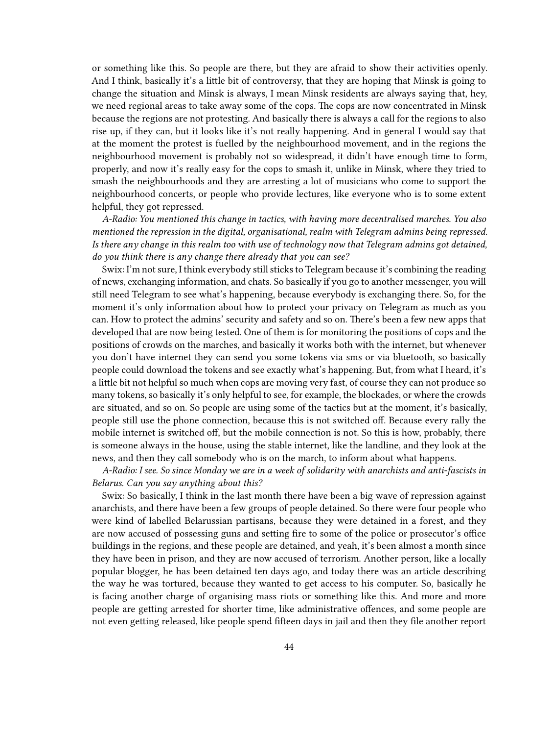or something like this. So people are there, but they are afraid to show their activities openly. And I think, basically it's a little bit of controversy, that they are hoping that Minsk is going to change the situation and Minsk is always, I mean Minsk residents are always saying that, hey, we need regional areas to take away some of the cops. The cops are now concentrated in Minsk because the regions are not protesting. And basically there is always a call for the regions to also rise up, if they can, but it looks like it's not really happening. And in general I would say that at the moment the protest is fuelled by the neighbourhood movement, and in the regions the neighbourhood movement is probably not so widespread, it didn't have enough time to form, properly, and now it's really easy for the cops to smash it, unlike in Minsk, where they tried to smash the neighbourhoods and they are arresting a lot of musicians who come to support the neighbourhood concerts, or people who provide lectures, like everyone who is to some extent helpful, they got repressed.

*A-Radio: You mentioned this change in tactics, with having more decentralised marches. You also mentioned the repression in the digital, organisational, realm with Telegram admins being repressed. Is there any change in this realm too with use of technology now that Telegram admins got detained, do you think there is any change there already that you can see?*

Swix: I'm not sure, I think everybody still sticks to Telegram because it's combining the reading of news, exchanging information, and chats. So basically if you go to another messenger, you will still need Telegram to see what's happening, because everybody is exchanging there. So, for the moment it's only information about how to protect your privacy on Telegram as much as you can. How to protect the admins' security and safety and so on. There's been a few new apps that developed that are now being tested. One of them is for monitoring the positions of cops and the positions of crowds on the marches, and basically it works both with the internet, but whenever you don't have internet they can send you some tokens via sms or via bluetooth, so basically people could download the tokens and see exactly what's happening. But, from what I heard, it's a little bit not helpful so much when cops are moving very fast, of course they can not produce so many tokens, so basically it's only helpful to see, for example, the blockades, or where the crowds are situated, and so on. So people are using some of the tactics but at the moment, it's basically, people still use the phone connection, because this is not switched off. Because every rally the mobile internet is switched off, but the mobile connection is not. So this is how, probably, there is someone always in the house, using the stable internet, like the landline, and they look at the news, and then they call somebody who is on the march, to inform about what happens.

*A-Radio: I see. So since Monday we are in a week of solidarity with anarchists and anti-fascists in Belarus. Can you say anything about this?*

Swix: So basically, I think in the last month there have been a big wave of repression against anarchists, and there have been a few groups of people detained. So there were four people who were kind of labelled Belarussian partisans, because they were detained in a forest, and they are now accused of possessing guns and setting fire to some of the police or prosecutor's office buildings in the regions, and these people are detained, and yeah, it's been almost a month since they have been in prison, and they are now accused of terrorism. Another person, like a locally popular blogger, he has been detained ten days ago, and today there was an article describing the way he was tortured, because they wanted to get access to his computer. So, basically he is facing another charge of organising mass riots or something like this. And more and more people are getting arrested for shorter time, like administrative offences, and some people are not even getting released, like people spend fifteen days in jail and then they file another report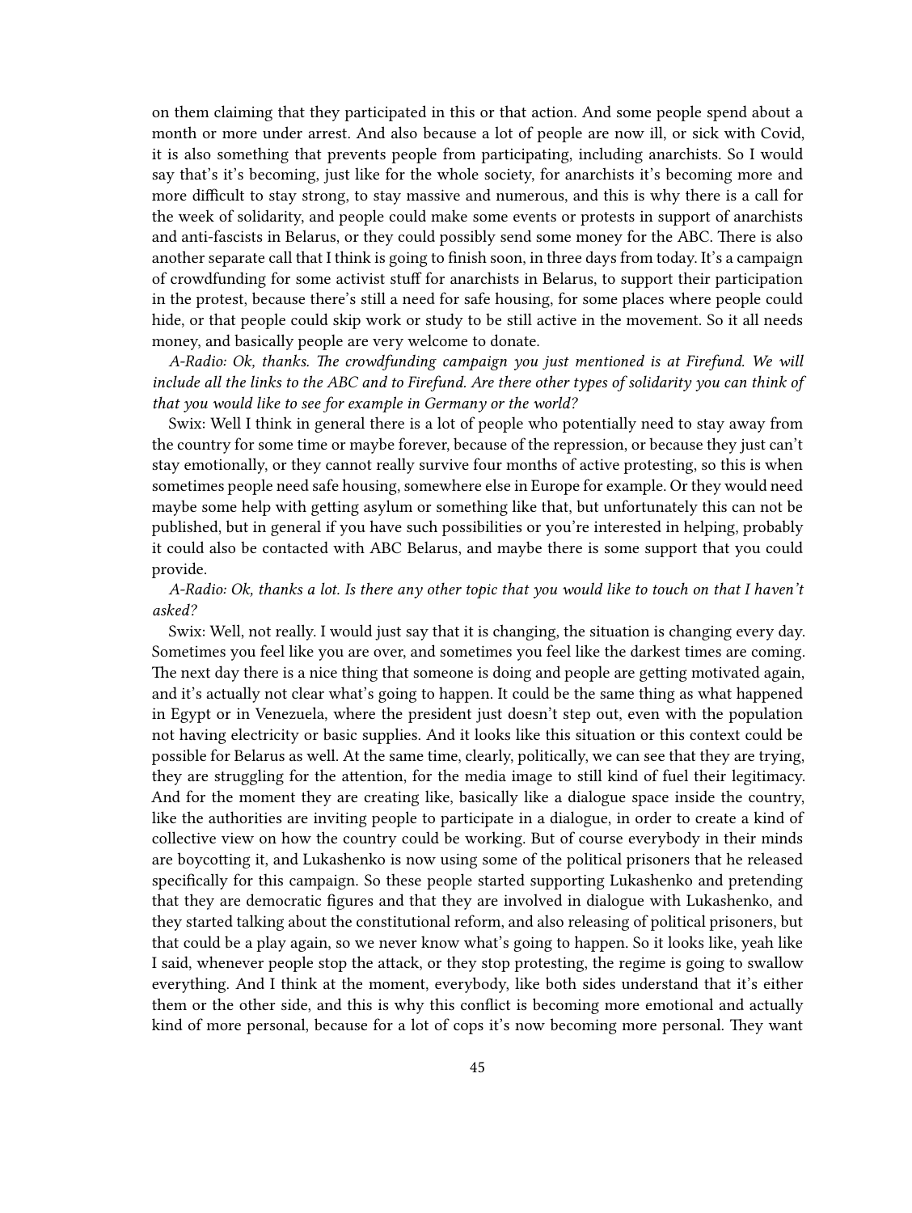on them claiming that they participated in this or that action. And some people spend about a month or more under arrest. And also because a lot of people are now ill, or sick with Covid, it is also something that prevents people from participating, including anarchists. So I would say that's it's becoming, just like for the whole society, for anarchists it's becoming more and more difficult to stay strong, to stay massive and numerous, and this is why there is a call for the week of solidarity, and people could make some events or protests in support of anarchists and anti-fascists in Belarus, or they could possibly send some money for the ABC. There is also another separate call that I think is going to finish soon, in three days from today. It's a campaign of crowdfunding for some activist stuff for anarchists in Belarus, to support their participation in the protest, because there's still a need for safe housing, for some places where people could hide, or that people could skip work or study to be still active in the movement. So it all needs money, and basically people are very welcome to donate.

*A-Radio: Ok, thanks. The crowdfunding campaign you just mentioned is at Firefund. We will include all the links to the ABC and to Firefund. Are there other types of solidarity you can think of that you would like to see for example in Germany or the world?*

Swix: Well I think in general there is a lot of people who potentially need to stay away from the country for some time or maybe forever, because of the repression, or because they just can't stay emotionally, or they cannot really survive four months of active protesting, so this is when sometimes people need safe housing, somewhere else in Europe for example. Or they would need maybe some help with getting asylum or something like that, but unfortunately this can not be published, but in general if you have such possibilities or you're interested in helping, probably it could also be contacted with ABC Belarus, and maybe there is some support that you could provide.

*A-Radio: Ok, thanks a lot. Is there any other topic that you would like to touch on that I haven't asked?*

Swix: Well, not really. I would just say that it is changing, the situation is changing every day. Sometimes you feel like you are over, and sometimes you feel like the darkest times are coming. The next day there is a nice thing that someone is doing and people are getting motivated again, and it's actually not clear what's going to happen. It could be the same thing as what happened in Egypt or in Venezuela, where the president just doesn't step out, even with the population not having electricity or basic supplies. And it looks like this situation or this context could be possible for Belarus as well. At the same time, clearly, politically, we can see that they are trying, they are struggling for the attention, for the media image to still kind of fuel their legitimacy. And for the moment they are creating like, basically like a dialogue space inside the country, like the authorities are inviting people to participate in a dialogue, in order to create a kind of collective view on how the country could be working. But of course everybody in their minds are boycotting it, and Lukashenko is now using some of the political prisoners that he released specifically for this campaign. So these people started supporting Lukashenko and pretending that they are democratic figures and that they are involved in dialogue with Lukashenko, and they started talking about the constitutional reform, and also releasing of political prisoners, but that could be a play again, so we never know what's going to happen. So it looks like, yeah like I said, whenever people stop the attack, or they stop protesting, the regime is going to swallow everything. And I think at the moment, everybody, like both sides understand that it's either them or the other side, and this is why this conflict is becoming more emotional and actually kind of more personal, because for a lot of cops it's now becoming more personal. They want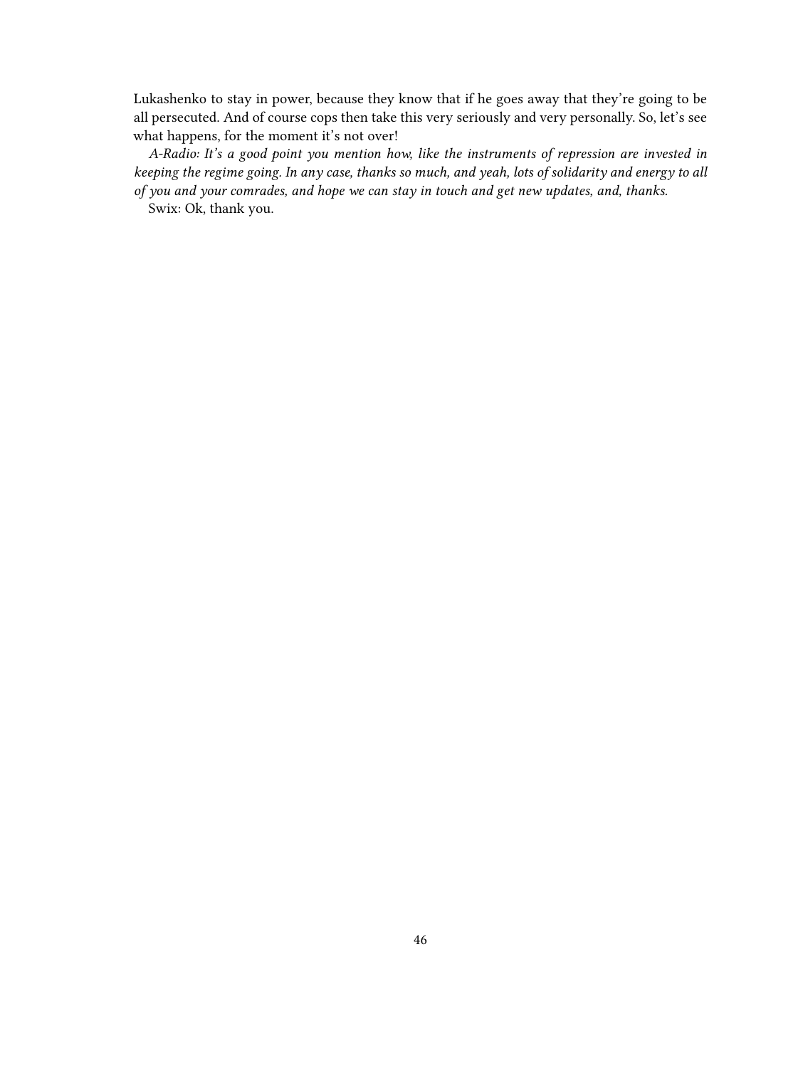Lukashenko to stay in power, because they know that if he goes away that they're going to be all persecuted. And of course cops then take this very seriously and very personally. So, let's see what happens, for the moment it's not over!

*A-Radio: It's a good point you mention how, like the instruments of repression are invested in keeping the regime going. In any case, thanks so much, and yeah, lots of solidarity and energy to all of you and your comrades, and hope we can stay in touch and get new updates, and, thanks.*

Swix: Ok, thank you.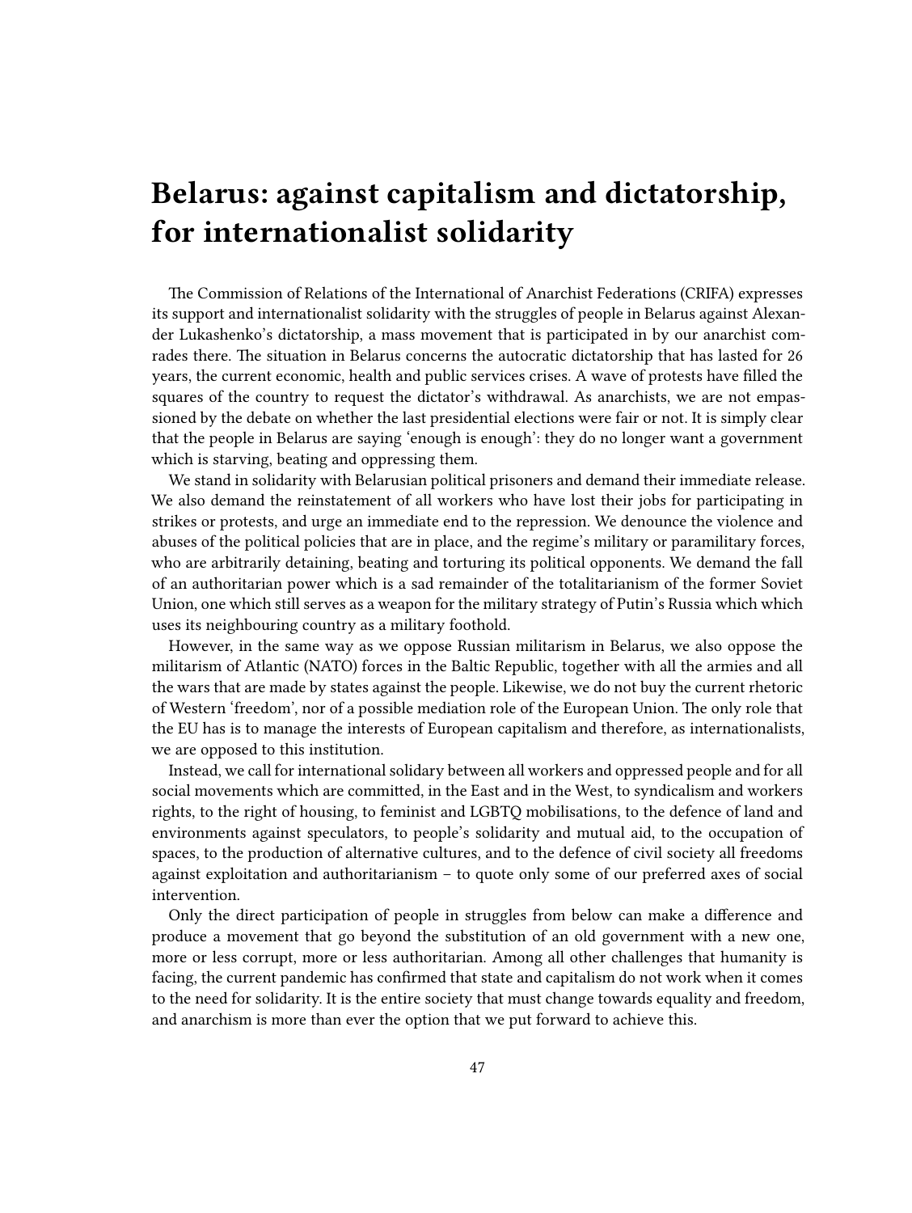# Belarus: against capitalism and dictatorship, for internationalist solidarity

The Commission of Relations of the International of Anarchist Federations (CRIFA) expresses its support and internationalist solidarity with the struggles of people in Belarus against Alexander Lukashenko's dictatorship, a mass movement that is participated in by our anarchist comrades there. The situation in Belarus concerns the autocratic dictatorship that has lasted for 26 years, the current economic, health and public services crises. A wave of protests have filled the squares of the country to request the dictator's withdrawal. As anarchists, we are not empassioned by the debate on whether the last presidential elections were fair or not. It is simply clear that the people in Belarus are saying 'enough is enough': they do no longer want a government which is starving, beating and oppressing them.

We stand in solidarity with Belarusian political prisoners and demand their immediate release. We also demand the reinstatement of all workers who have lost their jobs for participating in strikes or protests, and urge an immediate end to the repression. We denounce the violence and abuses of the political policies that are in place, and the regime's military or paramilitary forces, who are arbitrarily detaining, beating and torturing its political opponents. We demand the fall of an authoritarian power which is a sad remainder of the totalitarianism of the former Soviet Union, one which still serves as a weapon for the military strategy of Putin's Russia which which uses its neighbouring country as a military foothold.

However, in the same way as we oppose Russian militarism in Belarus, we also oppose the militarism of Atlantic (NATO) forces in the Baltic Republic, together with all the armies and all the wars that are made by states against the people. Likewise, we do not buy the current rhetoric of Western 'freedom', nor of a possible mediation role of the European Union. The only role that the EU has is to manage the interests of European capitalism and therefore, as internationalists, we are opposed to this institution.

Instead, we call for international solidary between all workers and oppressed people and for all social movements which are committed, in the East and in the West, to syndicalism and workers rights, to the right of housing, to feminist and LGBTQ mobilisations, to the defence of land and environments against speculators, to people's solidarity and mutual aid, to the occupation of spaces, to the production of alternative cultures, and to the defence of civil society all freedoms against exploitation and authoritarianism – to quote only some of our preferred axes of social intervention.

Only the direct participation of people in struggles from below can make a difference and produce a movement that go beyond the substitution of an old government with a new one, more or less corrupt, more or less authoritarian. Among all other challenges that humanity is facing, the current pandemic has confirmed that state and capitalism do not work when it comes to the need for solidarity. It is the entire society that must change towards equality and freedom, and anarchism is more than ever the option that we put forward to achieve this.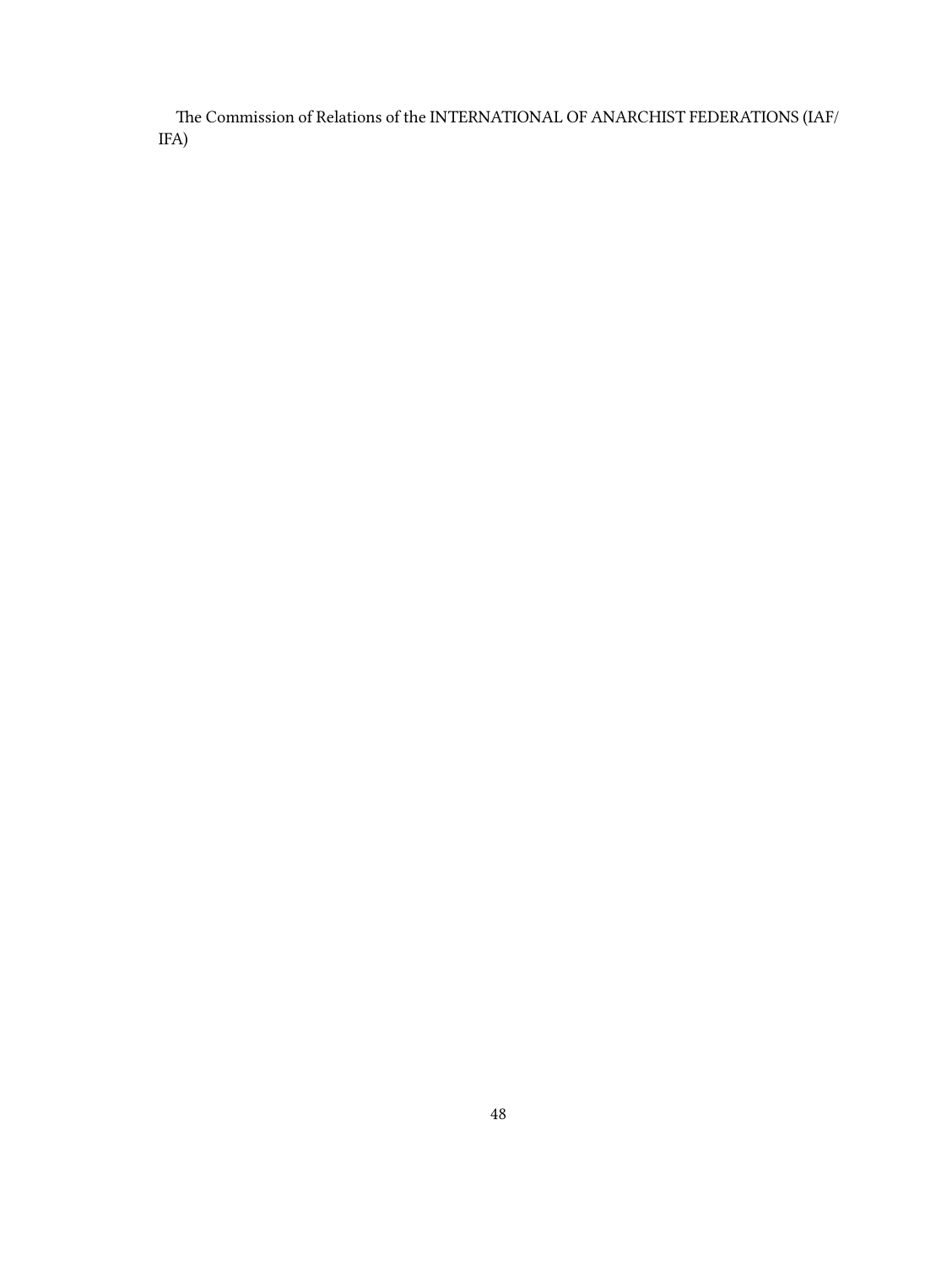The Commission of Relations of the INTERNATIONAL OF ANARCHIST FEDERATIONS (IAF/IFA)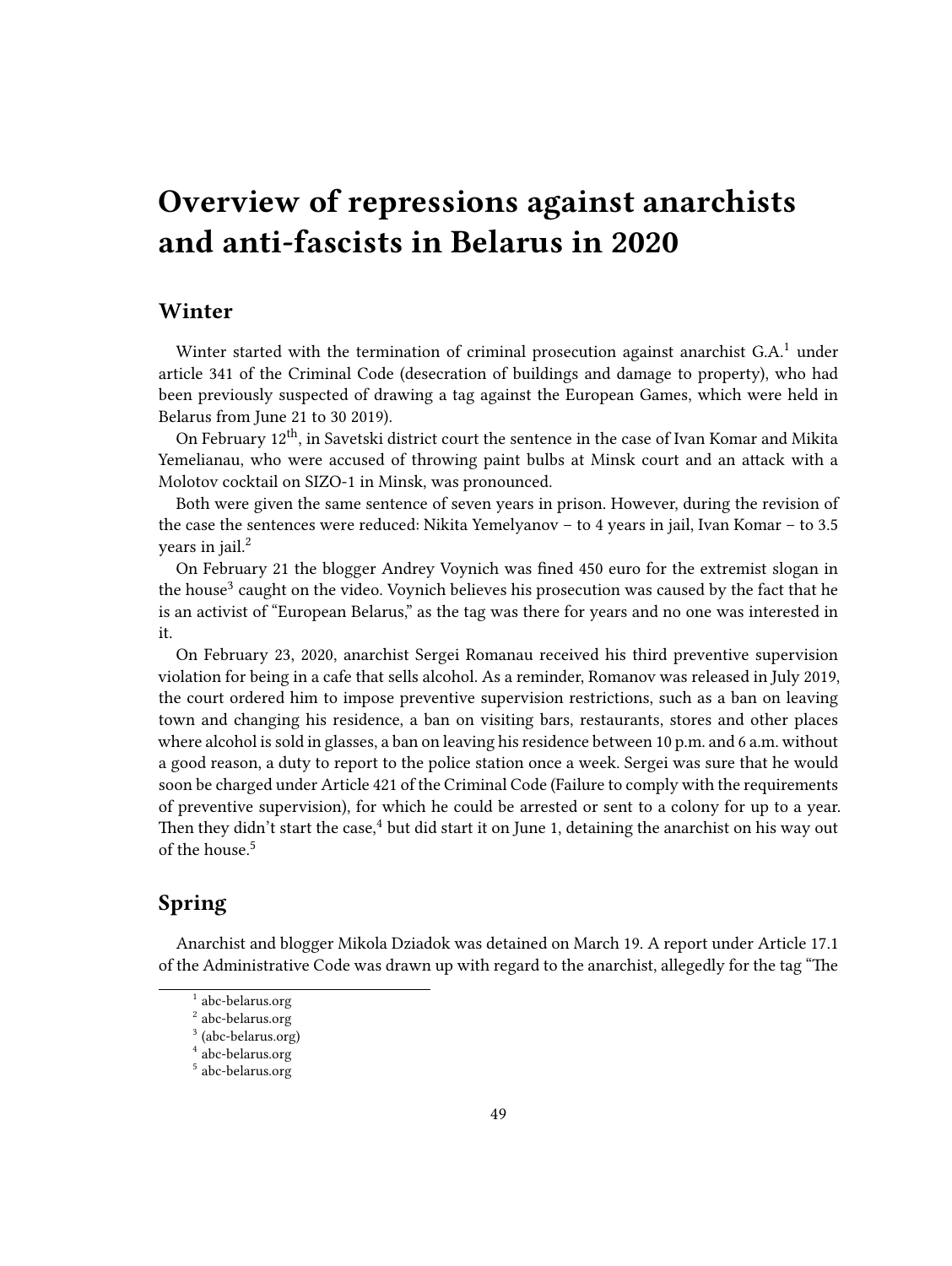# Overview of repressions against anarchists and anti-fascists in Belarus in 2020

## Winter

Winter started with the termination of criminal prosecution against anarchist G.A.[1] under article 341 of the Criminal Code (desecration of buildings and damage to property), who had been previously suspected of drawing a tag against the European Games, which were held in Belarus from June 21 to 30 2019).

On February 12th, in Savetski district court the sentence in the case of Ivan Komar and Mikita Yemelianau, who were accused of throwing paint bulbs at Minsk court and an attack with a Molotov cocktail on SIZO-1 in Minsk, was pronounced.

Both were given the same sentence of seven years in prison. However, during the revision of the case the sentences were reduced: Nikita Yemelyanov – to 4 years in jail, Ivan Komar – to 3.5 years in jail.[2]

On February 21 the blogger Andrey Voynich was fined 450 euro for the extremist slogan in the house[3] caught on the video. Voynich believes his prosecution was caused by the fact that he is an activist of "European Belarus," as the tag was there for years and no one was interested in it.

On February 23, 2020, anarchist Sergei Romanau received his third preventive supervision violation for being in a cafe that sells alcohol. As a reminder, Romanov was released in July 2019, the court ordered him to impose preventive supervision restrictions, such as a ban on leaving town and changing his residence, a ban on visiting bars, restaurants, stores and other places where alcohol is sold in glasses, a ban on leaving his residence between 10 p.m. and 6 a.m. without a good reason, a duty to report to the police station once a week. Sergei was sure that he would soon be charged under Article 421 of the Criminal Code (Failure to comply with the requirements of preventive supervision), for which he could be arrested or sent to a colony for up to a year. Then they didn't start the case,[4] but did start it on June 1, detaining the anarchist on his way out of the house.[5]

## Spring

Anarchist and blogger Mikola Dziadok was detained on March 19. A report under Article 17.1 of the Administrative Code was drawn up with regard to the anarchist, allegedly for the tag "The

---

[1] abc-belarus.org

[2] abc-belarus.org

[3] (abc-belarus.org)

[4] abc-belarus.org

[5] abc-belarus.org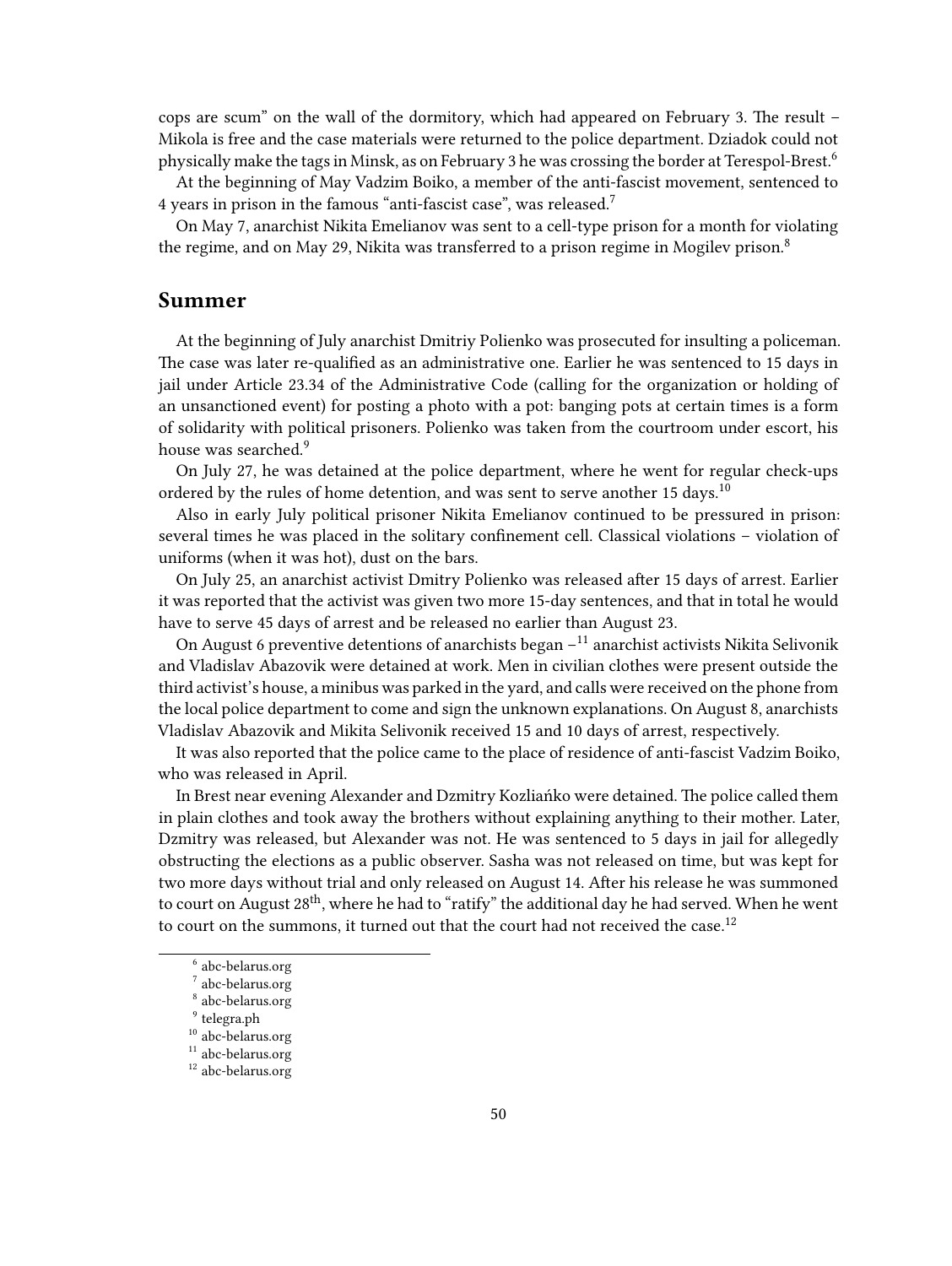cops are scum" on the wall of the dormitory, which had appeared on February 3. The result – Mikola is free and the case materials were returned to the police department. Dziadok could not physically make the tags in Minsk, as on February 3 he was crossing the border at Terespol-Brest.[6]

At the beginning of May Vadzim Boiko, a member of the anti-fascist movement, sentenced to 4 years in prison in the famous "anti-fascist case", was released.[7]

On May 7, anarchist Nikita Emelianov was sent to a cell-type prison for a month for violating the regime, and on May 29, Nikita was transferred to a prison regime in Mogilev prison.[8]

## Summer

At the beginning of July anarchist Dmitriy Polienko was prosecuted for insulting a policeman. The case was later re-qualified as an administrative one. Earlier he was sentenced to 15 days in jail under Article 23.34 of the Administrative Code (calling for the organization or holding of an unsanctioned event) for posting a photo with a pot: banging pots at certain times is a form of solidarity with political prisoners. Polienko was taken from the courtroom under escort, his house was searched.[9]

On July 27, he was detained at the police department, where he went for regular check-ups ordered by the rules of home detention, and was sent to serve another 15 days.[10]

Also in early July political prisoner Nikita Emelianov continued to be pressured in prison: several times he was placed in the solitary confinement cell. Classical violations – violation of uniforms (when it was hot), dust on the bars.

On July 25, an anarchist activist Dmitry Polienko was released after 15 days of arrest. Earlier it was reported that the activist was given two more 15-day sentences, and that in total he would have to serve 45 days of arrest and be released no earlier than August 23.

On August 6 preventive detentions of anarchists began –[11] anarchist activists Nikita Selivonik and Vladislav Abazovik were detained at work. Men in civilian clothes were present outside the third activist's house, a minibus was parked in the yard, and calls were received on the phone from the local police department to come and sign the unknown explanations. On August 8, anarchists Vladislav Abazovik and Mikita Selivonik received 15 and 10 days of arrest, respectively.

It was also reported that the police came to the place of residence of anti-fascist Vadzim Boiko, who was released in April.

In Brest near evening Alexander and Dzmitry Kozliańko were detained. The police called them in plain clothes and took away the brothers without explaining anything to their mother. Later, Dzmitry was released, but Alexander was not. He was sentenced to 5 days in jail for allegedly obstructing the elections as a public observer. Sasha was not released on time, but was kept for two more days without trial and only released on August 14. After his release he was summoned to court on August 28th, where he had to "ratify" the additional day he had served. When he went to court on the summons, it turned out that the court had not received the case.[12]

---

[6] abc-belarus.org
[7] abc-belarus.org
[8] abc-belarus.org
[9] telegra.ph
[10] abc-belarus.org
[11] abc-belarus.org
[12] abc-belarus.org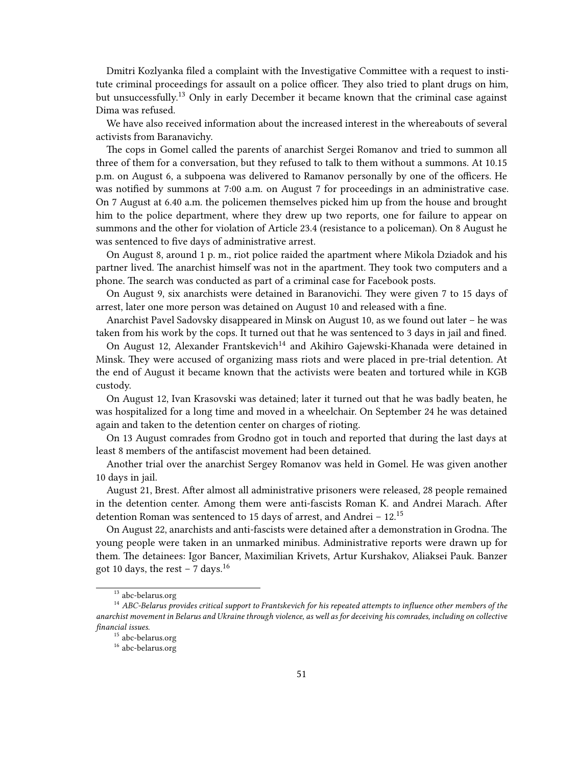Dmitri Kozlyanka filed a complaint with the Investigative Committee with a request to institute criminal proceedings for assault on a police officer. They also tried to plant drugs on him, but unsuccessfully.[13] Only in early December it became known that the criminal case against Dima was refused.

We have also received information about the increased interest in the whereabouts of several activists from Baranavichy.

The cops in Gomel called the parents of anarchist Sergei Romanov and tried to summon all three of them for a conversation, but they refused to talk to them without a summons. At 10.15 p.m. on August 6, a subpoena was delivered to Ramanov personally by one of the officers. He was notified by summons at 7:00 a.m. on August 7 for proceedings in an administrative case. On 7 August at 6.40 a.m. the policemen themselves picked him up from the house and brought him to the police department, where they drew up two reports, one for failure to appear on summons and the other for violation of Article 23.4 (resistance to a policeman). On 8 August he was sentenced to five days of administrative arrest.

On August 8, around 1 p. m., riot police raided the apartment where Mikola Dziadok and his partner lived. The anarchist himself was not in the apartment. They took two computers and a phone. The search was conducted as part of a criminal case for Facebook posts.

On August 9, six anarchists were detained in Baranovichi. They were given 7 to 15 days of arrest, later one more person was detained on August 10 and released with a fine.

Anarchist Pavel Sadovsky disappeared in Minsk on August 10, as we found out later – he was taken from his work by the cops. It turned out that he was sentenced to 3 days in jail and fined.

On August 12, Alexander Frantskevich[14] and Akihiro Gajewski-Khanada were detained in Minsk. They were accused of organizing mass riots and were placed in pre-trial detention. At the end of August it became known that the activists were beaten and tortured while in KGB custody.

On August 12, Ivan Krasovski was detained; later it turned out that he was badly beaten, he was hospitalized for a long time and moved in a wheelchair. On September 24 he was detained again and taken to the detention center on charges of rioting.

On 13 August comrades from Grodno got in touch and reported that during the last days at least 8 members of the antifascist movement had been detained.

Another trial over the anarchist Sergey Romanov was held in Gomel. He was given another 10 days in jail.

August 21, Brest. After almost all administrative prisoners were released, 28 people remained in the detention center. Among them were anti-fascists Roman K. and Andrei Marach. After detention Roman was sentenced to 15 days of arrest, and Andrei – 12.[15]

On August 22, anarchists and anti-fascists were detained after a demonstration in Grodna. The young people were taken in an unmarked minibus. Administrative reports were drawn up for them. The detainees: Igor Bancer, Maximilian Krivets, Artur Kurshakov, Aliaksei Pauk. Banzer got 10 days, the rest – 7 days.[16]

---

[13] abc-belarus.org

[14] *ABC-Belarus provides critical support to Frantskevich for his repeated attempts to influence other members of the anarchist movement in Belarus and Ukraine through violence, as well as for deceiving his comrades, including on collective financial issues.*

[15] abc-belarus.org

[16] abc-belarus.org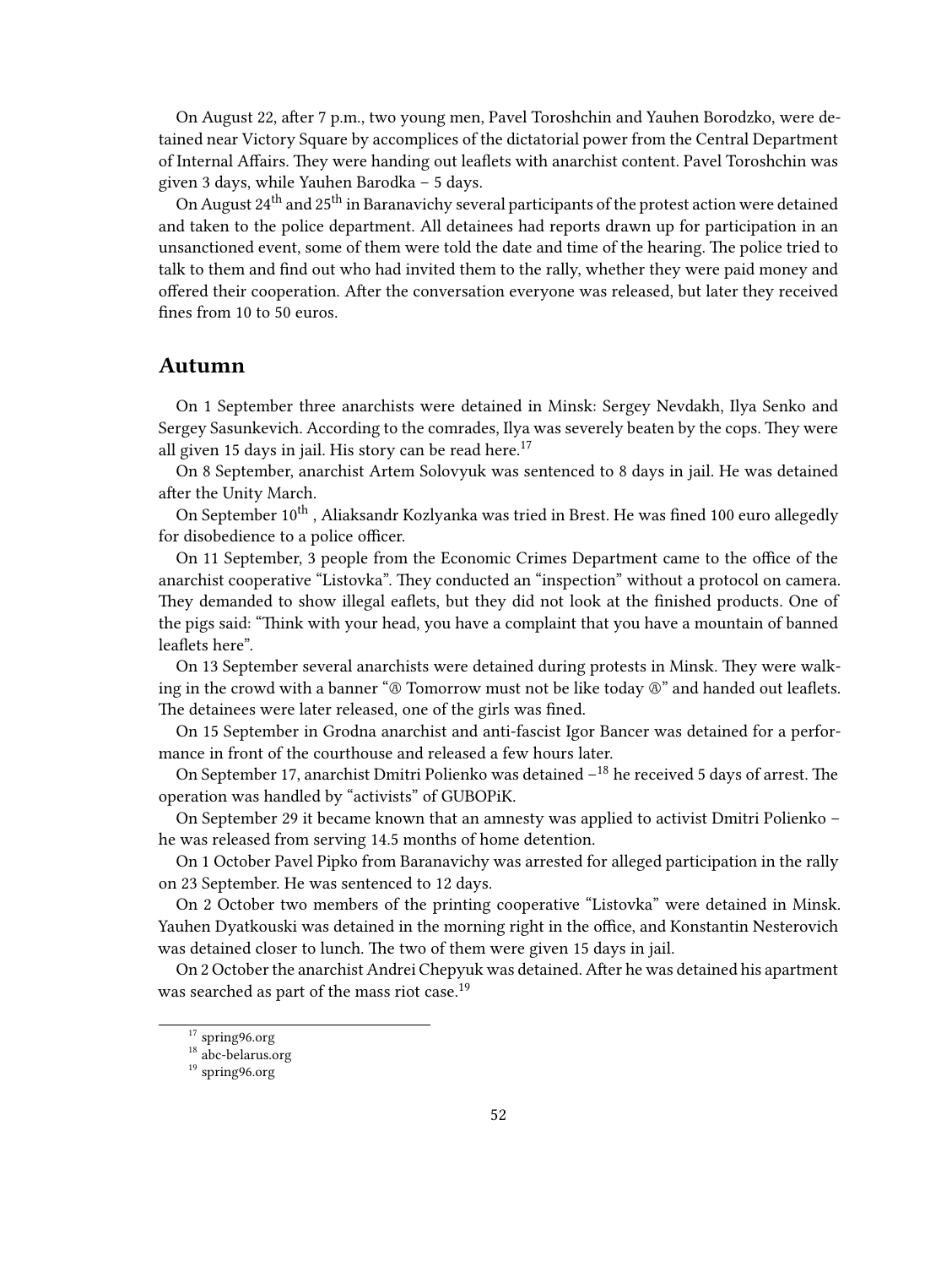On August 22, after 7 p.m., two young men, Pavel Toroshchin and Yauhen Borodzko, were detained near Victory Square by accomplices of the dictatorial power from the Central Department of Internal Affairs. They were handing out leaflets with anarchist content. Pavel Toroshchin was given 3 days, while Yauhen Barodka – 5 days.

On August 24th and 25th in Baranavichy several participants of the protest action were detained and taken to the police department. All detainees had reports drawn up for participation in an unsanctioned event, some of them were told the date and time of the hearing. The police tried to talk to them and find out who had invited them to the rally, whether they were paid money and offered their cooperation. After the conversation everyone was released, but later they received fines from 10 to 50 euros.

## Autumn

On 1 September three anarchists were detained in Minsk: Sergey Nevdakh, Ilya Senko and Sergey Sasunkevich. According to the comrades, Ilya was severely beaten by the cops. They were all given 15 days in jail. His story can be read here.[17]

On 8 September, anarchist Artem Solovyuk was sentenced to 8 days in jail. He was detained after the Unity March.

On September 10th , Aliaksandr Kozlyanka was tried in Brest. He was fined 100 euro allegedly for disobedience to a police officer.

On 11 September, 3 people from the Economic Crimes Department came to the office of the anarchist cooperative "Listovka". They conducted an "inspection" without a protocol on camera. They demanded to show illegal eaflets, but they did not look at the finished products. One of the pigs said: "Think with your head, you have a complaint that you have a mountain of banned leaflets here".

On 13 September several anarchists were detained during protests in Minsk. They were walking in the crowd with a banner "Ⓐ Tomorrow must not be like today Ⓐ" and handed out leaflets. The detainees were later released, one of the girls was fined.

On 15 September in Grodna anarchist and anti-fascist Igor Bancer was detained for a performance in front of the courthouse and released a few hours later.

On September 17, anarchist Dmitri Polienko was detained –[18] he received 5 days of arrest. The operation was handled by "activists" of GUBOPiK.

On September 29 it became known that an amnesty was applied to activist Dmitri Polienko – he was released from serving 14.5 months of home detention.

On 1 October Pavel Pipko from Baranavichy was arrested for alleged participation in the rally on 23 September. He was sentenced to 12 days.

On 2 October two members of the printing cooperative "Listovka" were detained in Minsk. Yauhen Dyatkouski was detained in the morning right in the office, and Konstantin Nesterovich was detained closer to lunch. The two of them were given 15 days in jail.

On 2 October the anarchist Andrei Chepyuk was detained. After he was detained his apartment was searched as part of the mass riot case.[19]

[17] spring96.org

[18] abc-belarus.org

[19] spring96.org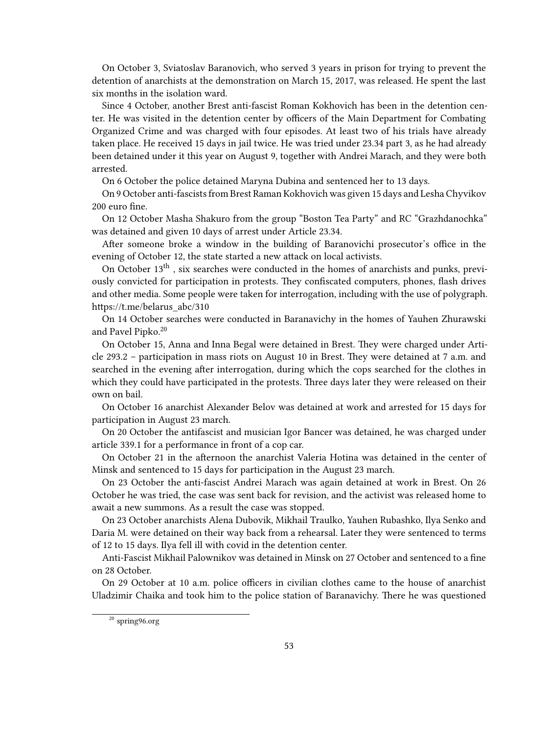On October 3, Sviatoslav Baranovich, who served 3 years in prison for trying to prevent the detention of anarchists at the demonstration on March 15, 2017, was released. He spent the last six months in the isolation ward.

Since 4 October, another Brest anti-fascist Roman Kokhovich has been in the detention center. He was visited in the detention center by officers of the Main Department for Combating Organized Crime and was charged with four episodes. At least two of his trials have already taken place. He received 15 days in jail twice. He was tried under 23.34 part 3, as he had already been detained under it this year on August 9, together with Andrei Marach, and they were both arrested.

On 6 October the police detained Maryna Dubina and sentenced her to 13 days.

On 9 October anti-fascists from Brest Raman Kokhovich was given 15 days and Lesha Chyvikov 200 euro fine.

On 12 October Masha Shakuro from the group "Boston Tea Party" and RC "Grazhdanochka" was detained and given 10 days of arrest under Article 23.34.

After someone broke a window in the building of Baranovichi prosecutor's office in the evening of October 12, the state started a new attack on local activists.

On October 13th, six searches were conducted in the homes of anarchists and punks, previously convicted for participation in protests. They confiscated computers, phones, flash drives and other media. Some people were taken for interrogation, including with the use of polygraph. https://t.me/belarus_abc/310

On 14 October searches were conducted in Baranavichy in the homes of Yauhen Zhurawski and Pavel Pipko.[20]

On October 15, Anna and Inna Begal were detained in Brest. They were charged under Article 293.2 – participation in mass riots on August 10 in Brest. They were detained at 7 a.m. and searched in the evening after interrogation, during which the cops searched for the clothes in which they could have participated in the protests. Three days later they were released on their own on bail.

On October 16 anarchist Alexander Belov was detained at work and arrested for 15 days for participation in August 23 march.

On 20 October the antifascist and musician Igor Bancer was detained, he was charged under article 339.1 for a performance in front of a cop car.

On October 21 in the afternoon the anarchist Valeria Hotina was detained in the center of Minsk and sentenced to 15 days for participation in the August 23 march.

On 23 October the anti-fascist Andrei Marach was again detained at work in Brest. On 26 October he was tried, the case was sent back for revision, and the activist was released home to await a new summons. As a result the case was stopped.

On 23 October anarchists Alena Dubovik, Mikhail Traulko, Yauhen Rubashko, Ilya Senko and Daria M. were detained on their way back from a rehearsal. Later they were sentenced to terms of 12 to 15 days. Ilya fell ill with covid in the detention center.

Anti-Fascist Mikhail Palownikov was detained in Minsk on 27 October and sentenced to a fine on 28 October.

On 29 October at 10 a.m. police officers in civilian clothes came to the house of anarchist Uladzimir Chaika and took him to the police station of Baranavichy. There he was questioned

[20] spring96.org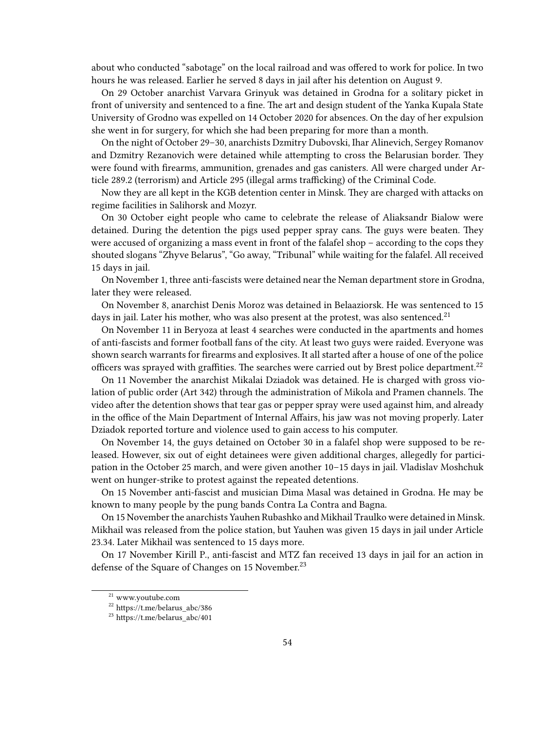about who conducted "sabotage" on the local railroad and was offered to work for police. In two hours he was released. Earlier he served 8 days in jail after his detention on August 9.

On 29 October anarchist Varvara Grinyuk was detained in Grodna for a solitary picket in front of university and sentenced to a fine. The art and design student of the Yanka Kupala State University of Grodno was expelled on 14 October 2020 for absences. On the day of her expulsion she went in for surgery, for which she had been preparing for more than a month.

On the night of October 29–30, anarchists Dzmitry Dubovski, Ihar Alinevich, Sergey Romanov and Dzmitry Rezanovich were detained while attempting to cross the Belarusian border. They were found with firearms, ammunition, grenades and gas canisters. All were charged under Article 289.2 (terrorism) and Article 295 (illegal arms trafficking) of the Criminal Code.

Now they are all kept in the KGB detention center in Minsk. They are charged with attacks on regime facilities in Salihorsk and Mozyr.

On 30 October eight people who came to celebrate the release of Aliaksandr Bialow were detained. During the detention the pigs used pepper spray cans. The guys were beaten. They were accused of organizing a mass event in front of the falafel shop – according to the cops they shouted slogans "Zhyve Belarus", "Go away, "Tribunal" while waiting for the falafel. All received 15 days in jail.

On November 1, three anti-fascists were detained near the Neman department store in Grodna, later they were released.

On November 8, anarchist Denis Moroz was detained in Belaaziorsk. He was sentenced to 15 days in jail. Later his mother, who was also present at the protest, was also sentenced.[21]

On November 11 in Beryoza at least 4 searches were conducted in the apartments and homes of anti-fascists and former football fans of the city. At least two guys were raided. Everyone was shown search warrants for firearms and explosives. It all started after a house of one of the police officers was sprayed with graffities. The searches were carried out by Brest police department.[22]

On 11 November the anarchist Mikalai Dziadok was detained. He is charged with gross violation of public order (Art 342) through the administration of Mikola and Pramen channels. The video after the detention shows that tear gas or pepper spray were used against him, and already in the office of the Main Department of Internal Affairs, his jaw was not moving properly. Later Dziadok reported torture and violence used to gain access to his computer.

On November 14, the guys detained on October 30 in a falafel shop were supposed to be released. However, six out of eight detainees were given additional charges, allegedly for participation in the October 25 march, and were given another 10–15 days in jail. Vladislav Moshchuk went on hunger-strike to protest against the repeated detentions.

On 15 November anti-fascist and musician Dima Masal was detained in Grodna. He may be known to many people by the pung bands Contra La Contra and Bagna.

On 15 November the anarchists Yauhen Rubashko and Mikhail Traulko were detained in Minsk. Mikhail was released from the police station, but Yauhen was given 15 days in jail under Article 23.34. Later Mikhail was sentenced to 15 days more.

On 17 November Kirill P., anti-fascist and MTZ fan received 13 days in jail for an action in defense of the Square of Changes on 15 November.[23]

[21] www.youtube.com

[22] https://t.me/belarus_abc/386

[23] https://t.me/belarus_abc/401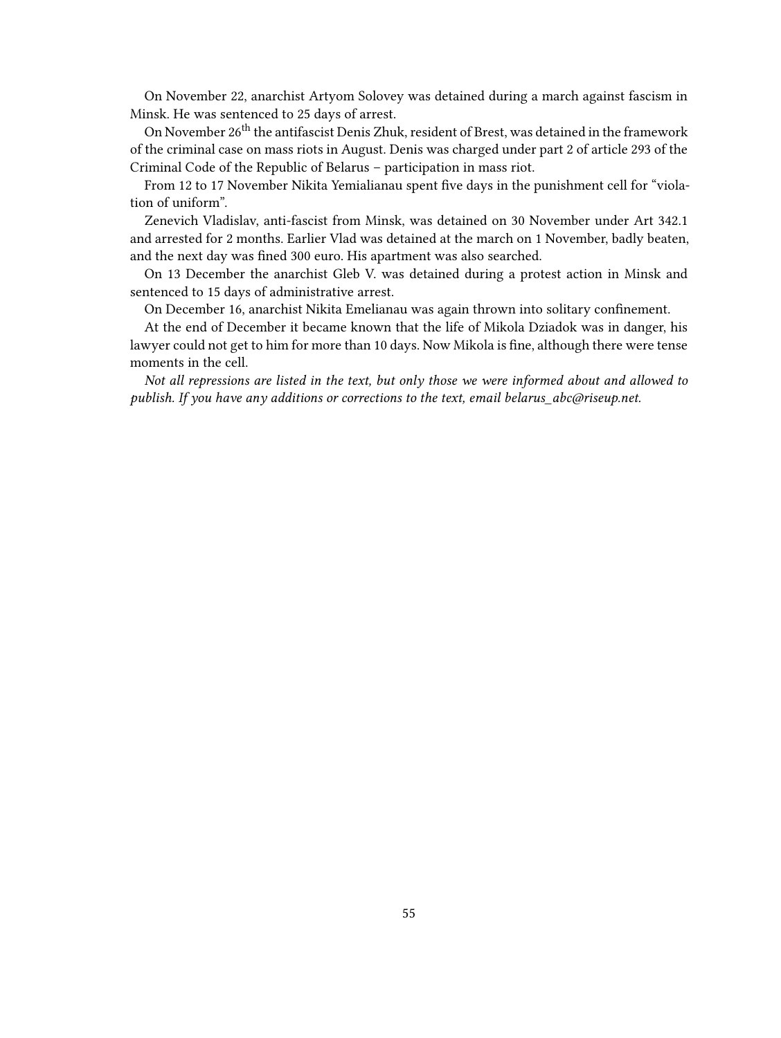On November 22, anarchist Artyom Solovey was detained during a march against fascism in Minsk. He was sentenced to 25 days of arrest.

On November 26th the antifascist Denis Zhuk, resident of Brest, was detained in the framework of the criminal case on mass riots in August. Denis was charged under part 2 of article 293 of the Criminal Code of the Republic of Belarus – participation in mass riot.

From 12 to 17 November Nikita Yemialianau spent five days in the punishment cell for "violation of uniform".

Zenevich Vladislav, anti-fascist from Minsk, was detained on 30 November under Art 342.1 and arrested for 2 months. Earlier Vlad was detained at the march on 1 November, badly beaten, and the next day was fined 300 euro. His apartment was also searched.

On 13 December the anarchist Gleb V. was detained during a protest action in Minsk and sentenced to 15 days of administrative arrest.

On December 16, anarchist Nikita Emelianau was again thrown into solitary confinement.

At the end of December it became known that the life of Mikola Dziadok was in danger, his lawyer could not get to him for more than 10 days. Now Mikola is fine, although there were tense moments in the cell.

*Not all repressions are listed in the text, but only those we were informed about and allowed to publish. If you have any additions or corrections to the text, email belarus_abc@riseup.net.*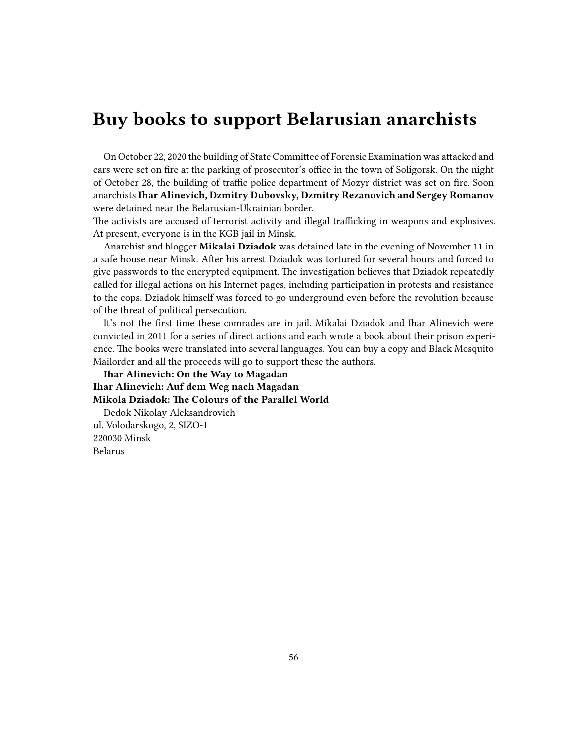# Buy books to support Belarusian anarchists

On October 22, 2020 the building of State Committee of Forensic Examination was attacked and cars were set on fire at the parking of prosecutor's office in the town of Soligorsk. On the night of October 28, the building of traffic police department of Mozyr district was set on fire. Soon anarchists **Ihar Alinevich, Dzmitry Dubovsky, Dzmitry Rezanovich and Sergey Romanov** were detained near the Belarusian-Ukrainian border.
The activists are accused of terrorist activity and illegal trafficking in weapons and explosives. At present, everyone is in the KGB jail in Minsk.

Anarchist and blogger **Mikalai Dziadok** was detained late in the evening of November 11 in a safe house near Minsk. After his arrest Dziadok was tortured for several hours and forced to give passwords to the encrypted equipment. The investigation believes that Dziadok repeatedly called for illegal actions on his Internet pages, including participation in protests and resistance to the cops. Dziadok himself was forced to go underground even before the revolution because of the threat of political persecution.

It's not the first time these comrades are in jail. Mikalai Dziadok and Ihar Alinevich were convicted in 2011 for a series of direct actions and each wrote a book about their prison experience. The books were translated into several languages. You can buy a copy and Black Mosquito Mailorder and all the proceeds will go to support these the authors.

**Ihar Alinevich: On the Way to Magadan**
**Ihar Alinevich: Auf dem Weg nach Magadan**
**Mikola Dziadok: The Colours of the Parallel World**

Dedok Nikolay Aleksandrovich
ul. Volodarskogo, 2, SIZO-1
220030 Minsk
Belarus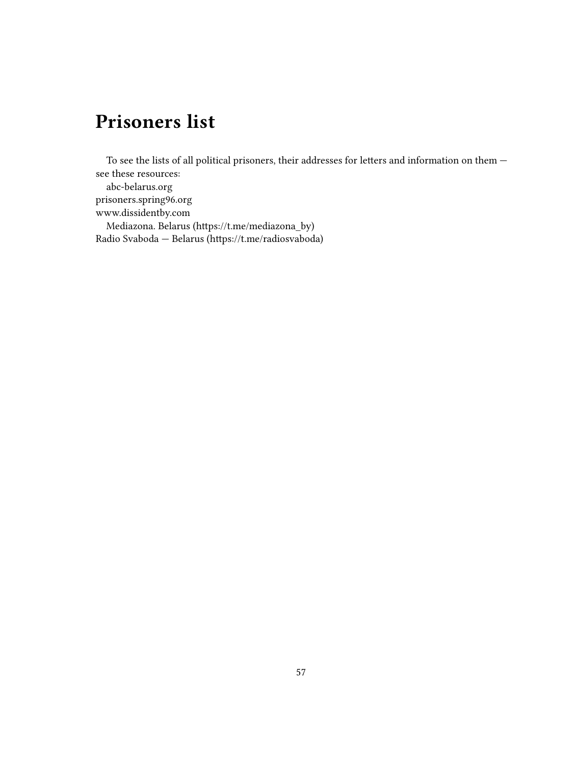# Prisoners list

To see the lists of all political prisoners, their addresses for letters and information on them — see these resources:

abc-belarus.org
prisoners.spring96.org
www.dissidentby.com

Mediazona. Belarus (https://t.me/mediazona_by)
Radio Svaboda — Belarus (https://t.me/radiosvaboda)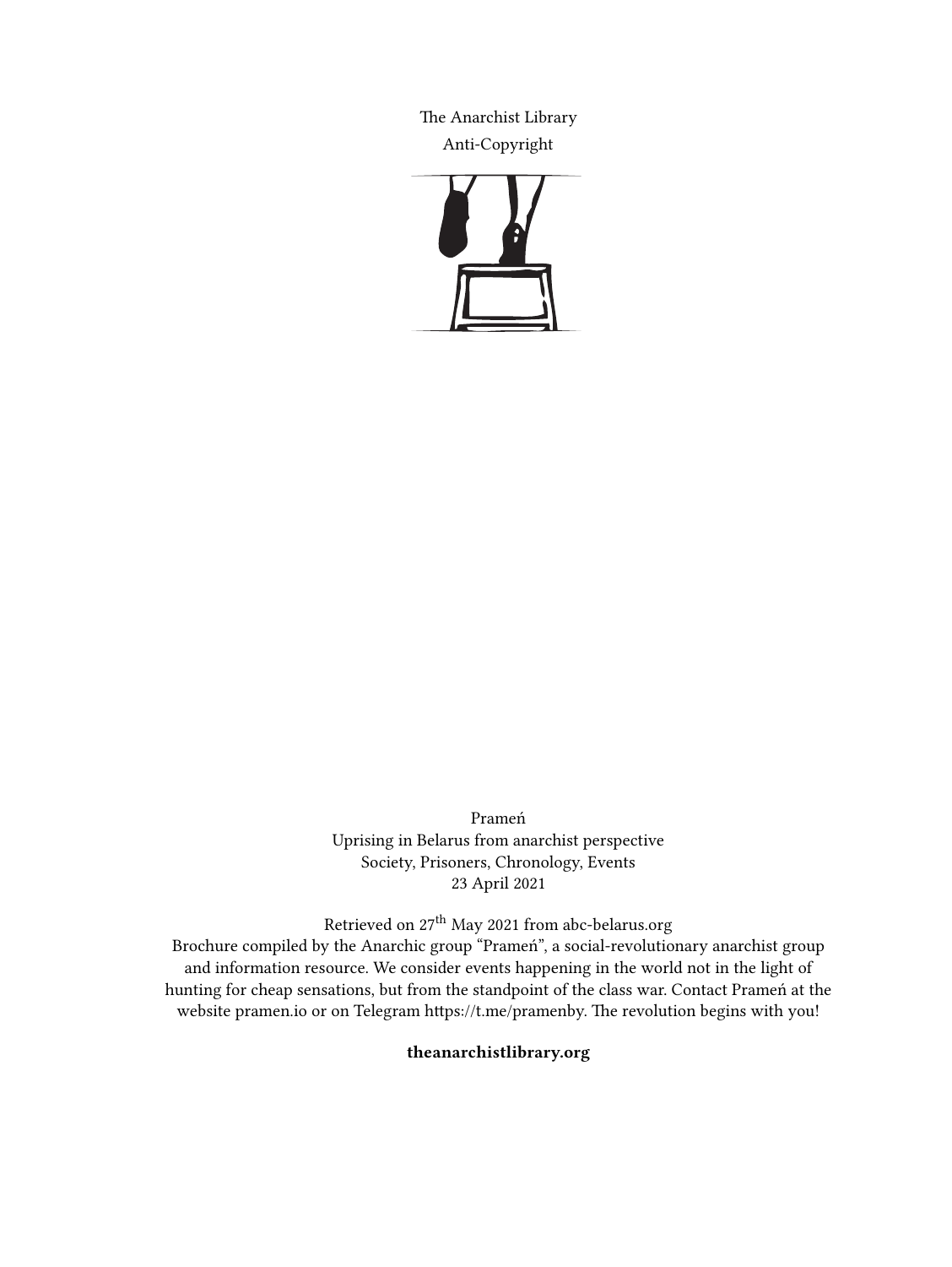The Anarchist Library
Anti-Copyright

Prameń
Uprising in Belarus from anarchist perspective
Society, Prisoners, Chronology, Events
23 April 2021

Retrieved on 27th May 2021 from abc-belarus.org
Brochure compiled by the Anarchic group "Prameń", a social-revolutionary anarchist group and information resource. We consider events happening in the world not in the light of hunting for cheap sensations, but from the standpoint of the class war. Contact Prameń at the website pramen.io or on Telegram https://t.me/pramenby. The revolution begins with you!

**theanarchistlibrary.org**